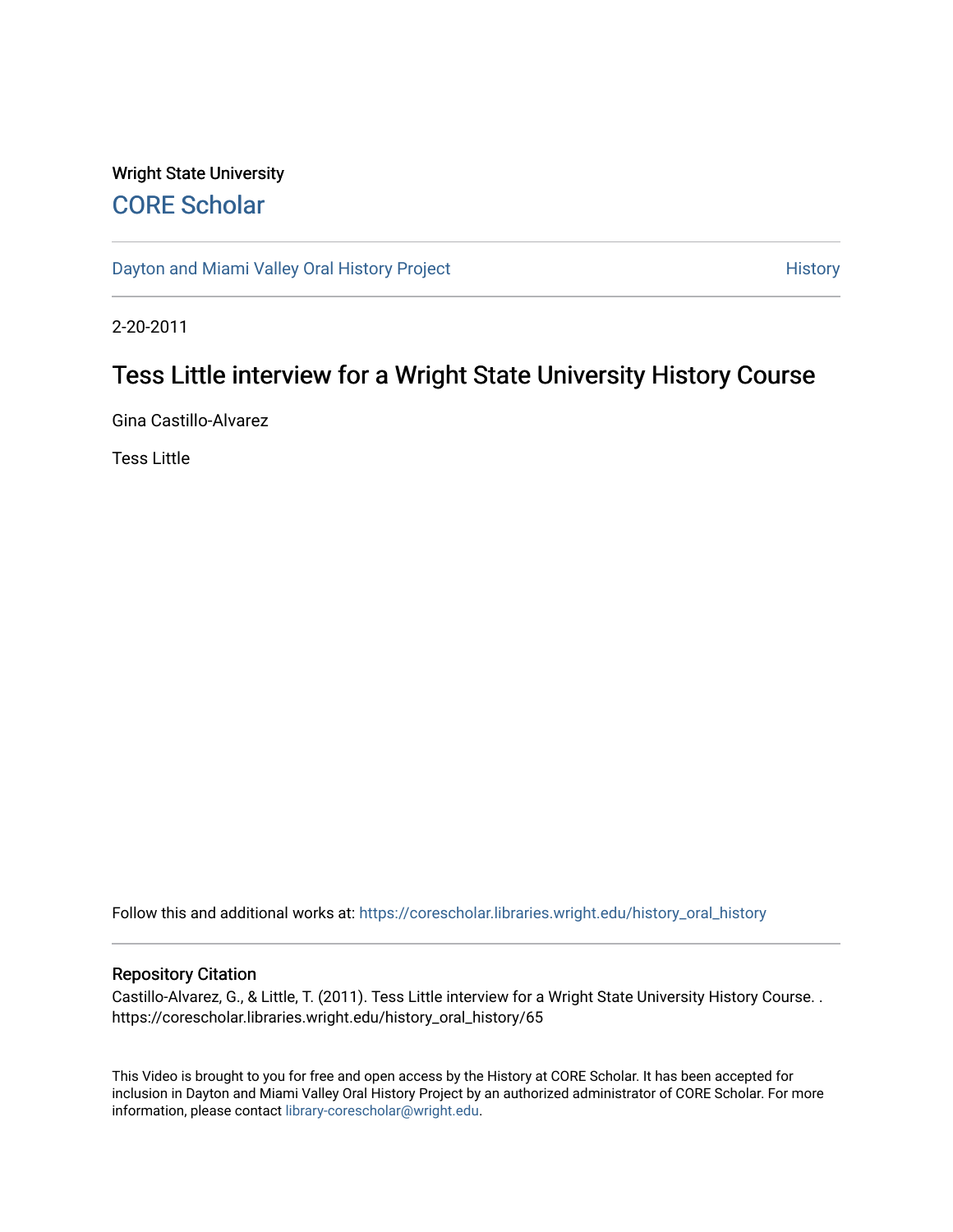Wright State University

## CORE Scholar

Dayton and Miami Valley Oral History Project

History

2-20-2011

# Tess Little interview for a Wright State University History Course

Gina Castillo-Alvarez

Tess Little

Follow this and additional works at: https://corescholar.libraries.wright.edu/history_oral_history

### Repository Citation

Castillo-Alvarez, G., & Little, T. (2011). Tess Little interview for a Wright State University History Course. . https://corescholar.libraries.wright.edu/history_oral_history/65

This Video is brought to you for free and open access by the History at CORE Scholar. It has been accepted for inclusion in Dayton and Miami Valley Oral History Project by an authorized administrator of CORE Scholar. For more information, please contact library-corescholar@wright.edu.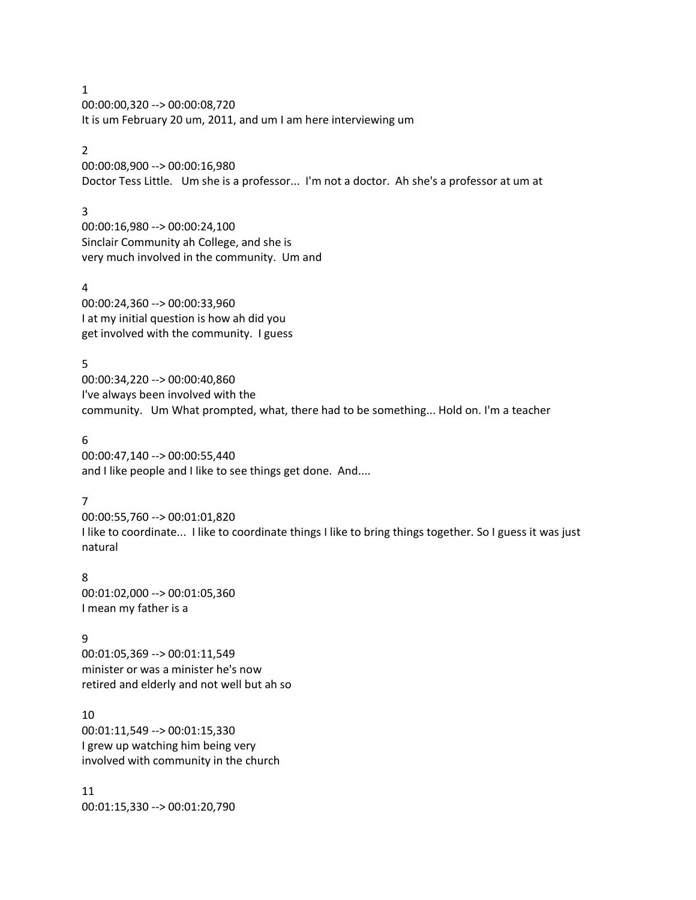1
00:00:00,320 --> 00:00:08,720
It is um February 20 um, 2011, and um I am here interviewing um

2
00:00:08,900 --> 00:00:16,980
Doctor Tess Little.   Um she is a professor...  I'm not a doctor.  Ah she's a professor at um at

3
00:00:16,980 --> 00:00:24,100
Sinclair Community ah College, and she is
very much involved in the community.  Um and

4
00:00:24,360 --> 00:00:33,960
I at my initial question is how ah did you
get involved with the community.  I guess

5
00:00:34,220 --> 00:00:40,860
I've always been involved with the
community.   Um What prompted, what, there had to be something... Hold on. I'm a teacher

6
00:00:47,140 --> 00:00:55,440
and I like people and I like to see things get done.  And....

7
00:00:55,760 --> 00:01:01,820
I like to coordinate...  I like to coordinate things I like to bring things together. So I guess it was just natural

8
00:01:02,000 --> 00:01:05,360
I mean my father is a

9
00:01:05,369 --> 00:01:11,549
minister or was a minister he's now
retired and elderly and not well but ah so

10
00:01:11,549 --> 00:01:15,330
I grew up watching him being very
involved with community in the church

11
00:01:15,330 --> 00:01:20,790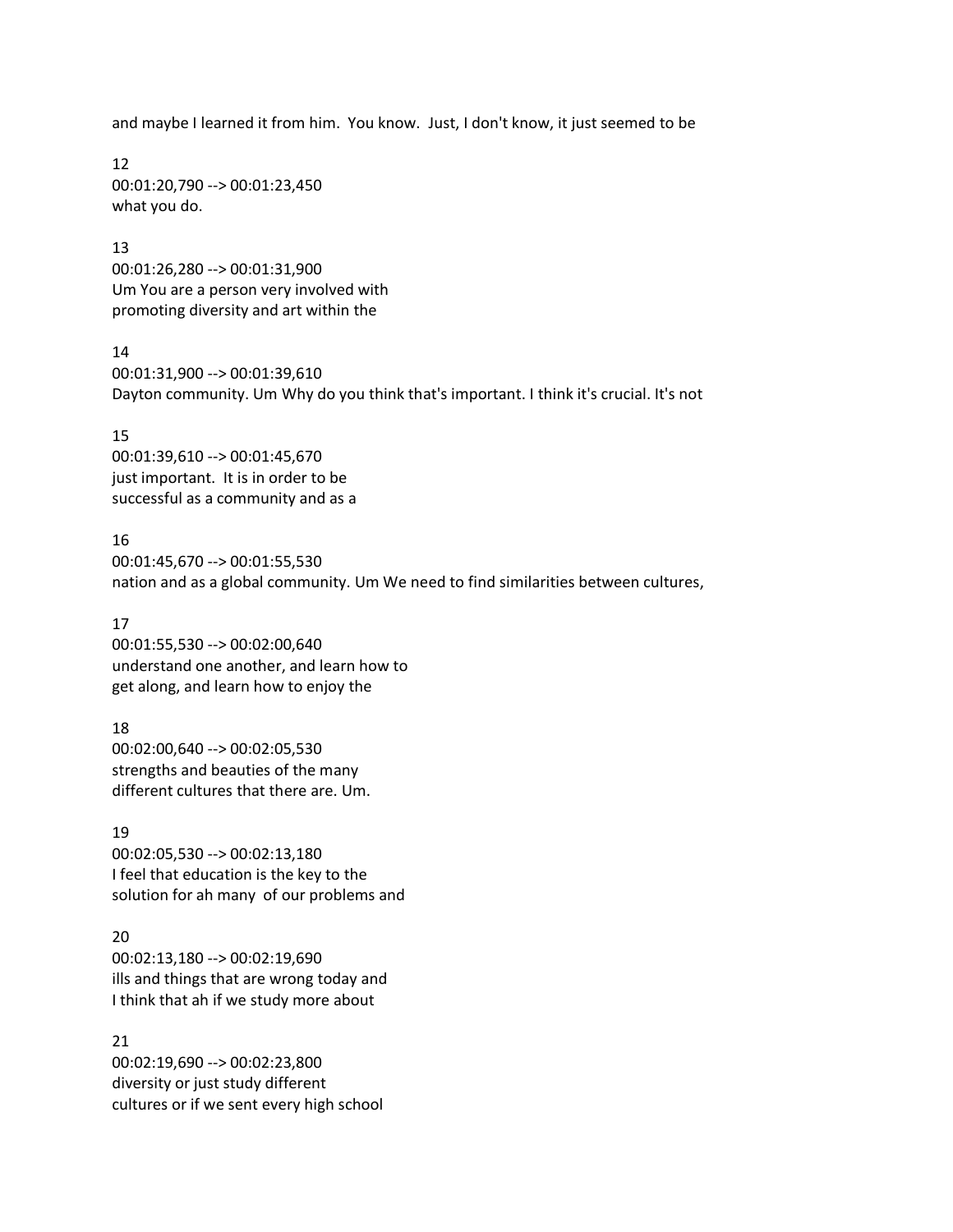and maybe I learned it from him.  You know.  Just, I don't know, it just seemed to be

12
00:01:20,790 --> 00:01:23,450
what you do.

13
00:01:26,280 --> 00:01:31,900
Um You are a person very involved with
promoting diversity and art within the

14
00:01:31,900 --> 00:01:39,610
Dayton community. Um Why do you think that's important. I think it's crucial. It's not

15
00:01:39,610 --> 00:01:45,670
just important.  It is in order to be
successful as a community and as a

16
00:01:45,670 --> 00:01:55,530
nation and as a global community. Um We need to find similarities between cultures,

17
00:01:55,530 --> 00:02:00,640
understand one another, and learn how to
get along, and learn how to enjoy the

18
00:02:00,640 --> 00:02:05,530
strengths and beauties of the many
different cultures that there are. Um.

19
00:02:05,530 --> 00:02:13,180
I feel that education is the key to the
solution for ah many  of our problems and

20
00:02:13,180 --> 00:02:19,690
ills and things that are wrong today and
I think that ah if we study more about

21
00:02:19,690 --> 00:02:23,800
diversity or just study different
cultures or if we sent every high school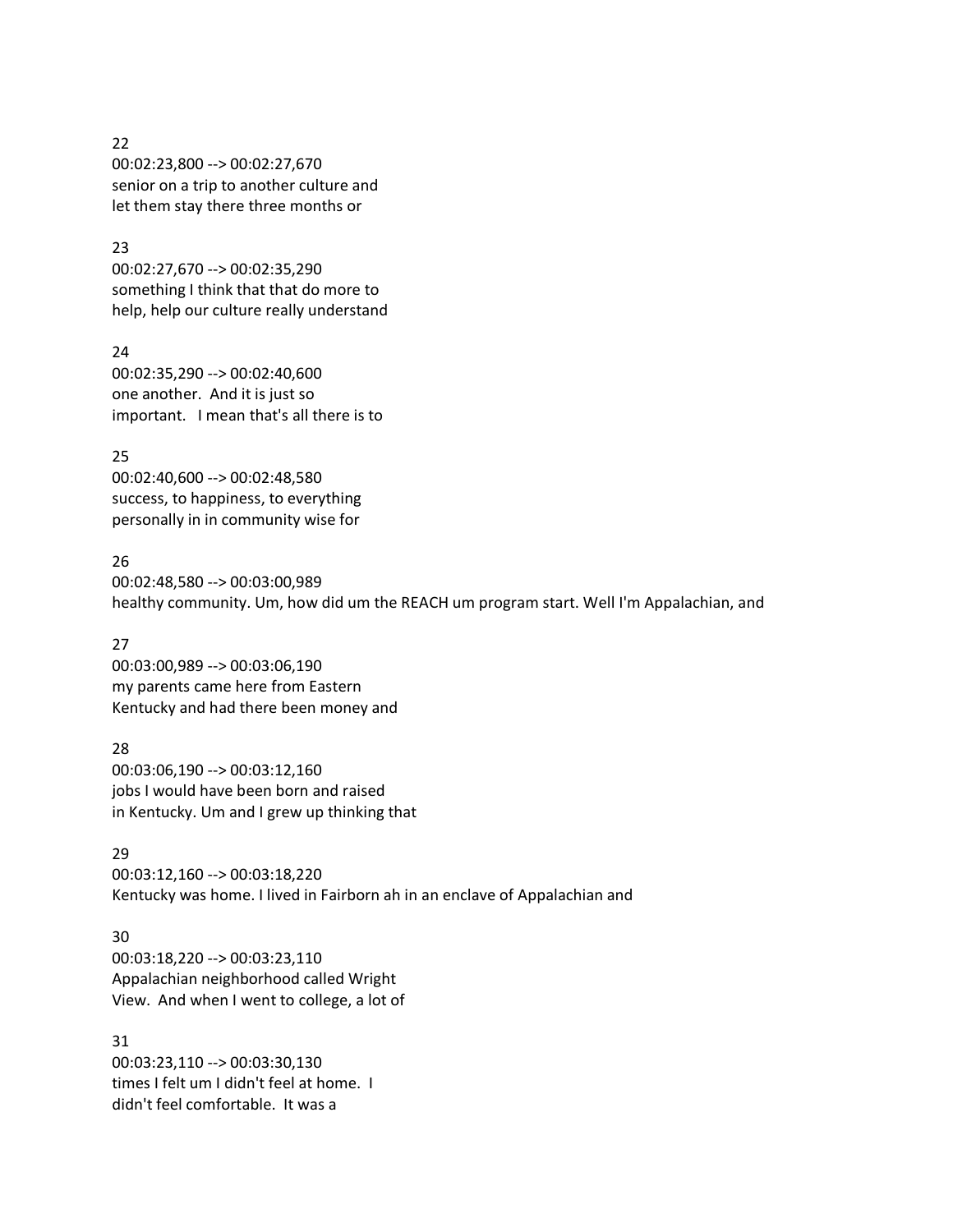22
00:02:23,800 --> 00:02:27,670
senior on a trip to another culture and
let them stay there three months or

23
00:02:27,670 --> 00:02:35,290
something I think that that do more to
help, help our culture really understand

24
00:02:35,290 --> 00:02:40,600
one another. And it is just so
important. I mean that's all there is to

25
00:02:40,600 --> 00:02:48,580
success, to happiness, to everything
personally in in community wise for

26
00:02:48,580 --> 00:03:00,989
healthy community. Um, how did um the REACH um program start. Well I'm Appalachian, and

27
00:03:00,989 --> 00:03:06,190
my parents came here from Eastern
Kentucky and had there been money and

28
00:03:06,190 --> 00:03:12,160
jobs I would have been born and raised
in Kentucky. Um and I grew up thinking that

29
00:03:12,160 --> 00:03:18,220
Kentucky was home. I lived in Fairborn ah in an enclave of Appalachian and

30
00:03:18,220 --> 00:03:23,110
Appalachian neighborhood called Wright
View. And when I went to college, a lot of

31
00:03:23,110 --> 00:03:30,130
times I felt um I didn't feel at home. I
didn't feel comfortable. It was a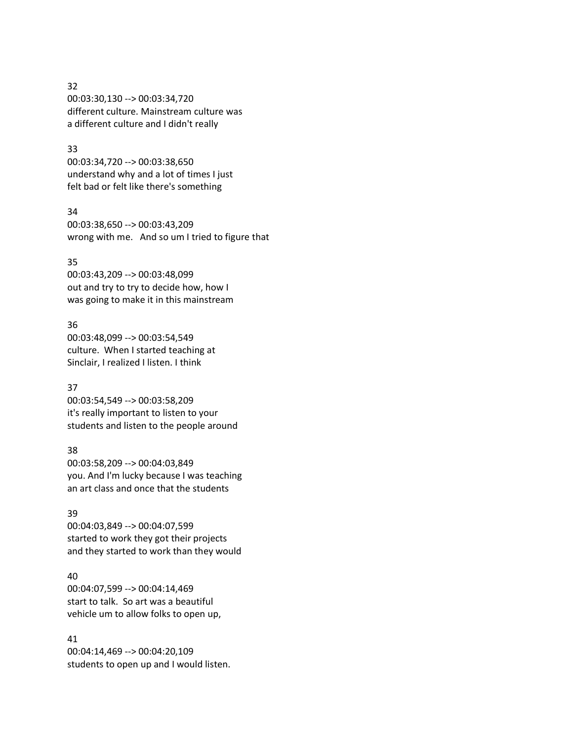32
00:03:30,130 --> 00:03:34,720
different culture. Mainstream culture was
a different culture and I didn't really

33
00:03:34,720 --> 00:03:38,650
understand why and a lot of times I just
felt bad or felt like there's something

34
00:03:38,650 --> 00:03:43,209
wrong with me.  And so um I tried to figure that

35
00:03:43,209 --> 00:03:48,099
out and try to try to decide how, how I
was going to make it in this mainstream

36
00:03:48,099 --> 00:03:54,549
culture.  When I started teaching at
Sinclair, I realized I listen. I think

37
00:03:54,549 --> 00:03:58,209
it's really important to listen to your
students and listen to the people around

38
00:03:58,209 --> 00:04:03,849
you. And I'm lucky because I was teaching
an art class and once that the students

39
00:04:03,849 --> 00:04:07,599
started to work they got their projects
and they started to work than they would

40
00:04:07,599 --> 00:04:14,469
start to talk.  So art was a beautiful
vehicle um to allow folks to open up,

41
00:04:14,469 --> 00:04:20,109
students to open up and I would listen.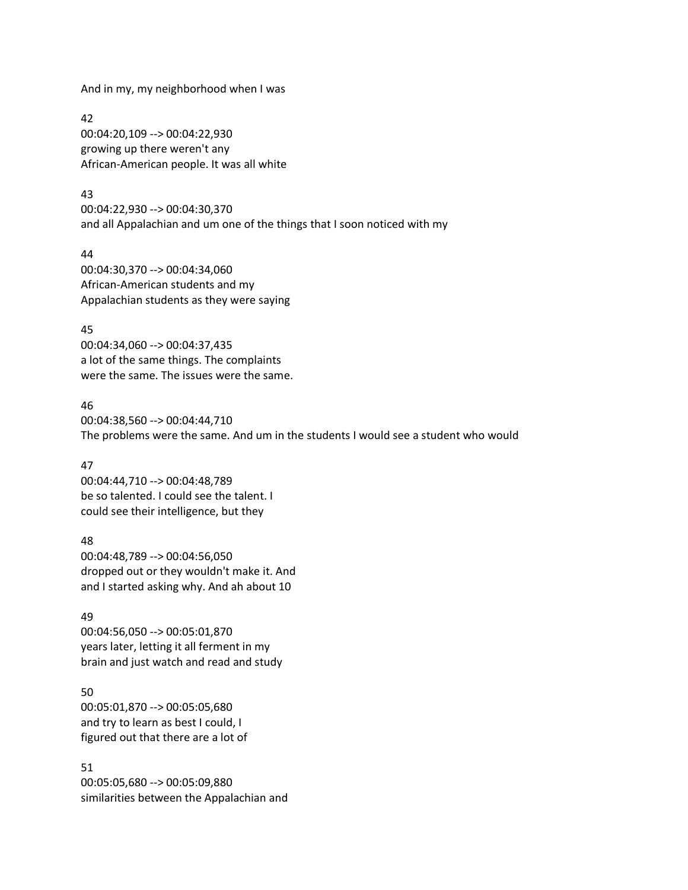And in my, my neighborhood when I was

42
00:04:20,109 --> 00:04:22,930
growing up there weren't any
African-American people. It was all white

43
00:04:22,930 --> 00:04:30,370
and all Appalachian and um one of the things that I soon noticed with my

44
00:04:30,370 --> 00:04:34,060
African-American students and my
Appalachian students as they were saying

45
00:04:34,060 --> 00:04:37,435
a lot of the same things. The complaints
were the same. The issues were the same.

46
00:04:38,560 --> 00:04:44,710
The problems were the same. And um in the students I would see a student who would

47
00:04:44,710 --> 00:04:48,789
be so talented. I could see the talent. I
could see their intelligence, but they

48
00:04:48,789 --> 00:04:56,050
dropped out or they wouldn't make it. And
and I started asking why. And ah about 10

49
00:04:56,050 --> 00:05:01,870
years later, letting it all ferment in my
brain and just watch and read and study

50
00:05:01,870 --> 00:05:05,680
and try to learn as best I could, I
figured out that there are a lot of

51
00:05:05,680 --> 00:05:09,880
similarities between the Appalachian and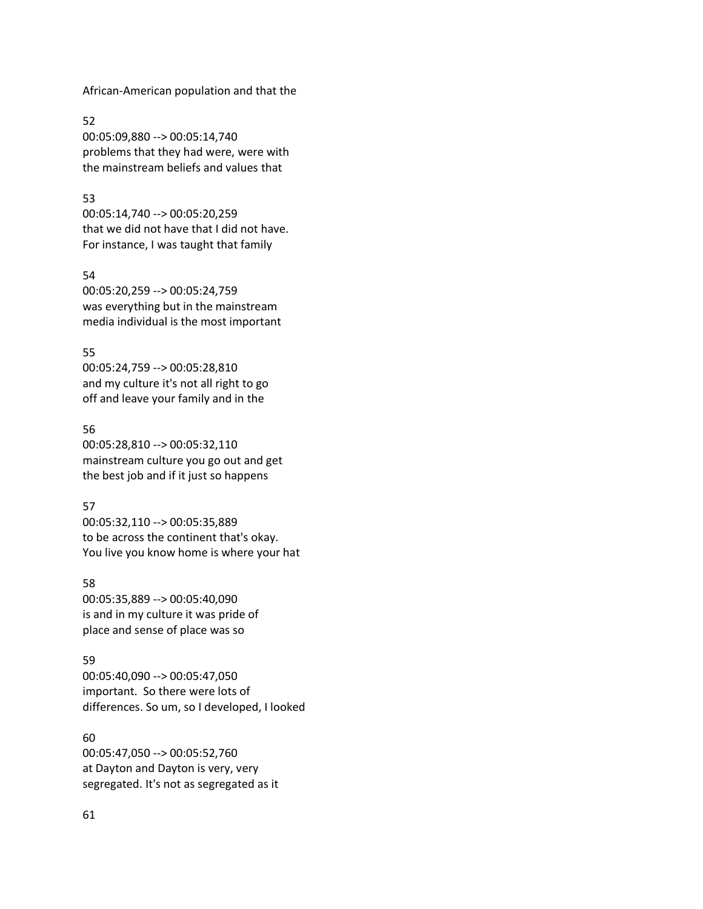African-American population and that the

52
00:05:09,880 --> 00:05:14,740
problems that they had were, were with
the mainstream beliefs and values that

53
00:05:14,740 --> 00:05:20,259
that we did not have that I did not have.
For instance, I was taught that family

54
00:05:20,259 --> 00:05:24,759
was everything but in the mainstream
media individual is the most important

55
00:05:24,759 --> 00:05:28,810
and my culture it's not all right to go
off and leave your family and in the

56
00:05:28,810 --> 00:05:32,110
mainstream culture you go out and get
the best job and if it just so happens

57
00:05:32,110 --> 00:05:35,889
to be across the continent that's okay.
You live you know home is where your hat

58
00:05:35,889 --> 00:05:40,090
is and in my culture it was pride of
place and sense of place was so

59
00:05:40,090 --> 00:05:47,050
important. So there were lots of
differences. So um, so I developed, I looked

60
00:05:47,050 --> 00:05:52,760
at Dayton and Dayton is very, very
segregated. It's not as segregated as it

61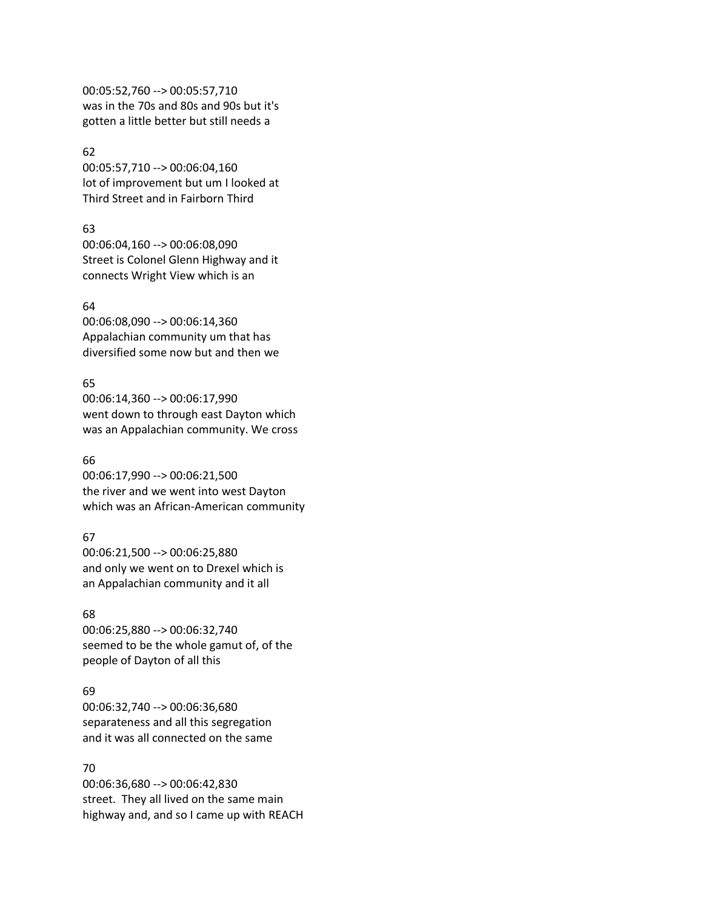00:05:52,760 --> 00:05:57,710
was in the 70s and 80s and 90s but it's gotten a little better but still needs a

62
00:05:57,710 --> 00:06:04,160
lot of improvement but um I looked at Third Street and in Fairborn Third

63
00:06:04,160 --> 00:06:08,090
Street is Colonel Glenn Highway and it connects Wright View which is an

64
00:06:08,090 --> 00:06:14,360
Appalachian community um that has diversified some now but and then we

65
00:06:14,360 --> 00:06:17,990
went down to through east Dayton which was an Appalachian community. We cross

66
00:06:17,990 --> 00:06:21,500
the river and we went into west Dayton which was an African-American community

67
00:06:21,500 --> 00:06:25,880
and only we went on to Drexel which is an Appalachian community and it all

68
00:06:25,880 --> 00:06:32,740
seemed to be the whole gamut of, of the people of Dayton of all this

69
00:06:32,740 --> 00:06:36,680
separateness and all this segregation and it was all connected on the same

70
00:06:36,680 --> 00:06:42,830
street. They all lived on the same main highway and, and so I came up with REACH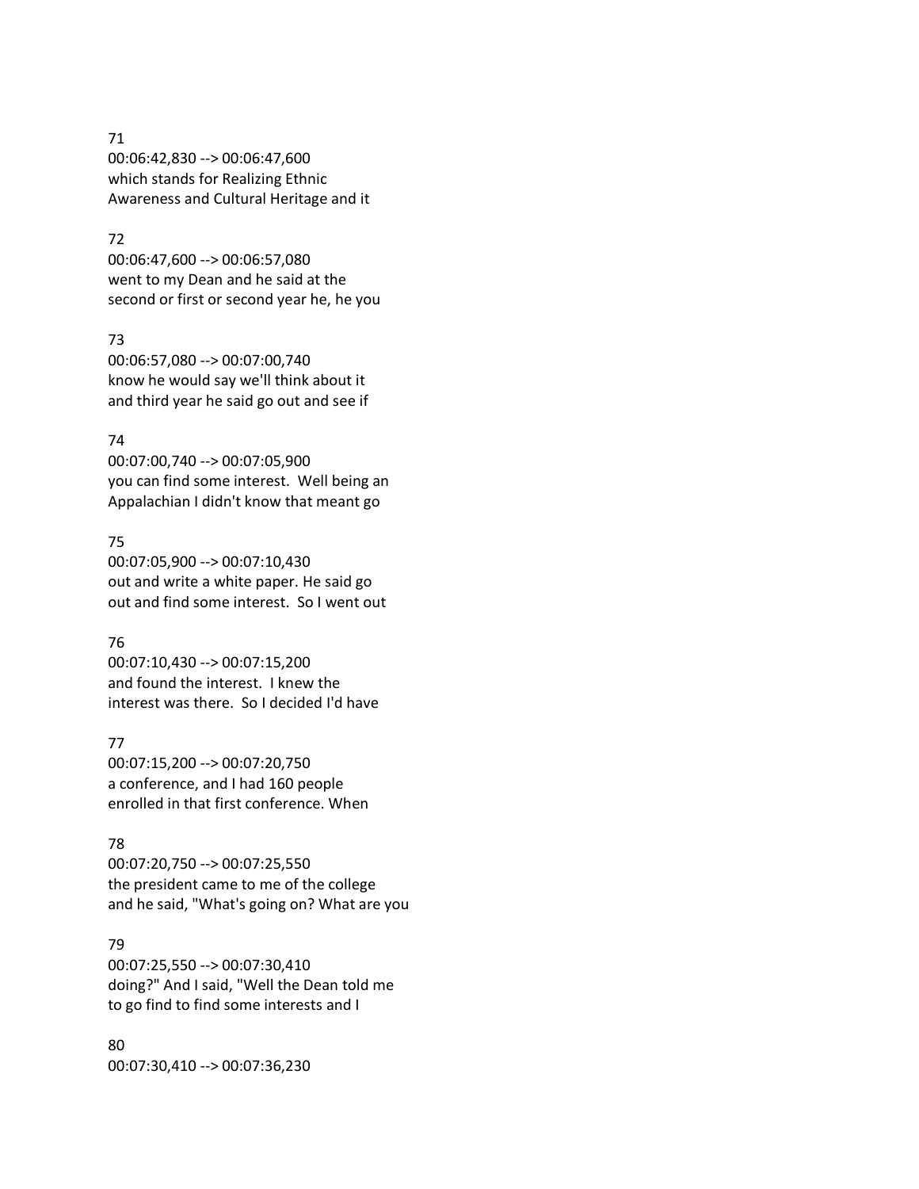71
00:06:42,830 --> 00:06:47,600
which stands for Realizing Ethnic
Awareness and Cultural Heritage and it

72
00:06:47,600 --> 00:06:57,080
went to my Dean and he said at the
second or first or second year he, he you

73
00:06:57,080 --> 00:07:00,740
know he would say we'll think about it
and third year he said go out and see if

74
00:07:00,740 --> 00:07:05,900
you can find some interest.  Well being an
Appalachian I didn't know that meant go

75
00:07:05,900 --> 00:07:10,430
out and write a white paper. He said go
out and find some interest.  So I went out

76
00:07:10,430 --> 00:07:15,200
and found the interest.  I knew the
interest was there.  So I decided I'd have

77
00:07:15,200 --> 00:07:20,750
a conference, and I had 160 people
enrolled in that first conference. When

78
00:07:20,750 --> 00:07:25,550
the president came to me of the college
and he said, "What's going on? What are you

79
00:07:25,550 --> 00:07:30,410
doing?" And I said, "Well the Dean told me
to go find to find some interests and I

80
00:07:30,410 --> 00:07:36,230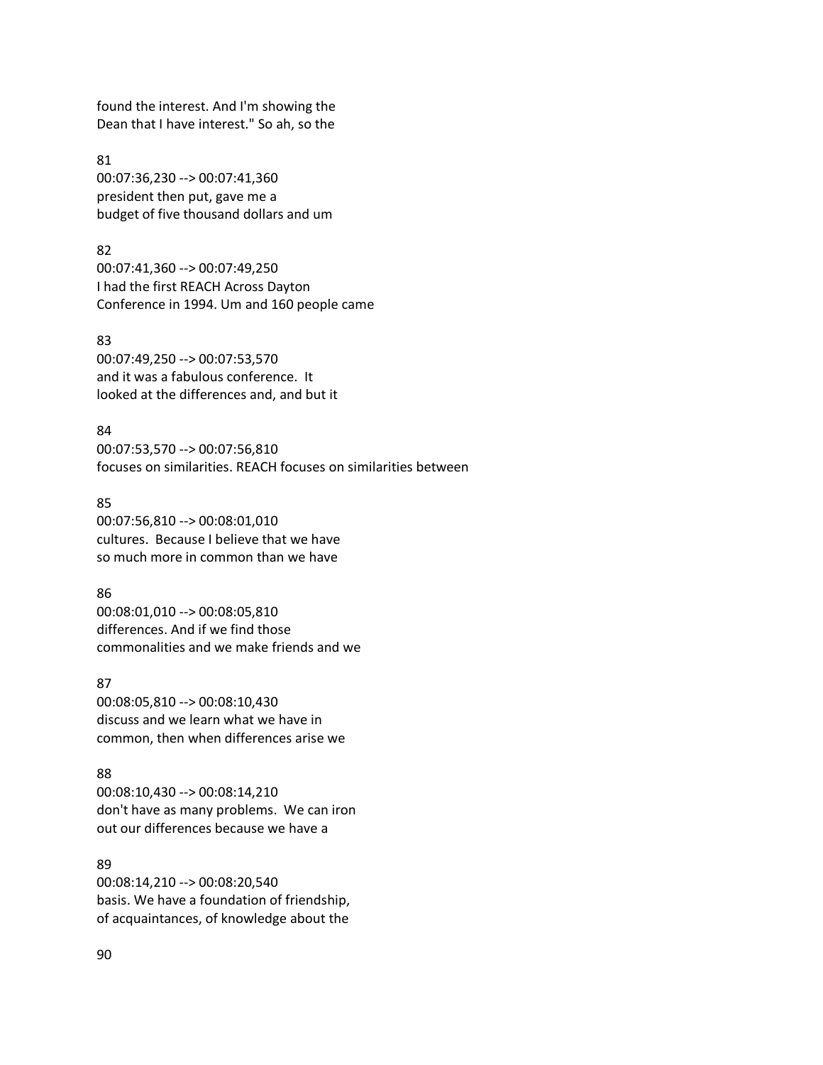found the interest. And I'm showing the
Dean that I have interest." So ah, so the

81
00:07:36,230 --> 00:07:41,360
president then put, gave me a
budget of five thousand dollars and um

82
00:07:41,360 --> 00:07:49,250
I had the first REACH Across Dayton
Conference in 1994. Um and 160 people came

83
00:07:49,250 --> 00:07:53,570
and it was a fabulous conference. It
looked at the differences and, and but it

84
00:07:53,570 --> 00:07:56,810
focuses on similarities. REACH focuses on similarities between

85
00:07:56,810 --> 00:08:01,010
cultures. Because I believe that we have
so much more in common than we have

86
00:08:01,010 --> 00:08:05,810
differences. And if we find those
commonalities and we make friends and we

87
00:08:05,810 --> 00:08:10,430
discuss and we learn what we have in
common, then when differences arise we

88
00:08:10,430 --> 00:08:14,210
don't have as many problems. We can iron
out our differences because we have a

89
00:08:14,210 --> 00:08:20,540
basis. We have a foundation of friendship,
of acquaintances, of knowledge about the

90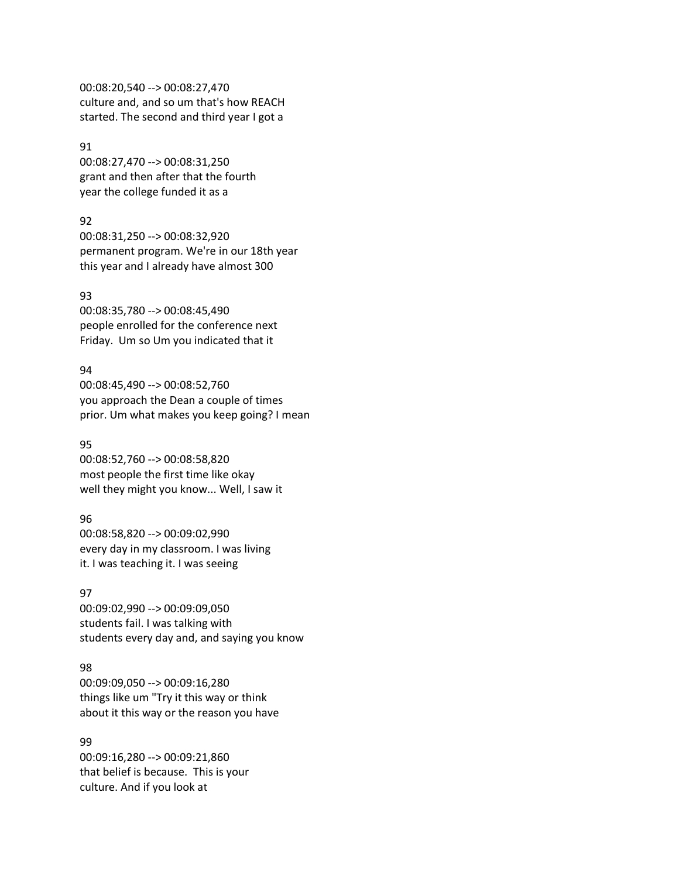00:08:20,540 --> 00:08:27,470
culture and, and so um that's how REACH started. The second and third year I got a

91
00:08:27,470 --> 00:08:31,250
grant and then after that the fourth year the college funded it as a

92
00:08:31,250 --> 00:08:32,920
permanent program. We're in our 18th year this year and I already have almost 300

93
00:08:35,780 --> 00:08:45,490
people enrolled for the conference next Friday.  Um so Um you indicated that it

94
00:08:45,490 --> 00:08:52,760
you approach the Dean a couple of times prior. Um what makes you keep going? I mean

95
00:08:52,760 --> 00:08:58,820
most people the first time like okay well they might you know... Well, I saw it

96
00:08:58,820 --> 00:09:02,990
every day in my classroom. I was living it. I was teaching it. I was seeing

97
00:09:02,990 --> 00:09:09,050
students fail. I was talking with students every day and, and saying you know

98
00:09:09,050 --> 00:09:16,280
things like um "Try it this way or think about it this way or the reason you have

99
00:09:16,280 --> 00:09:21,860
that belief is because.  This is your culture. And if you look at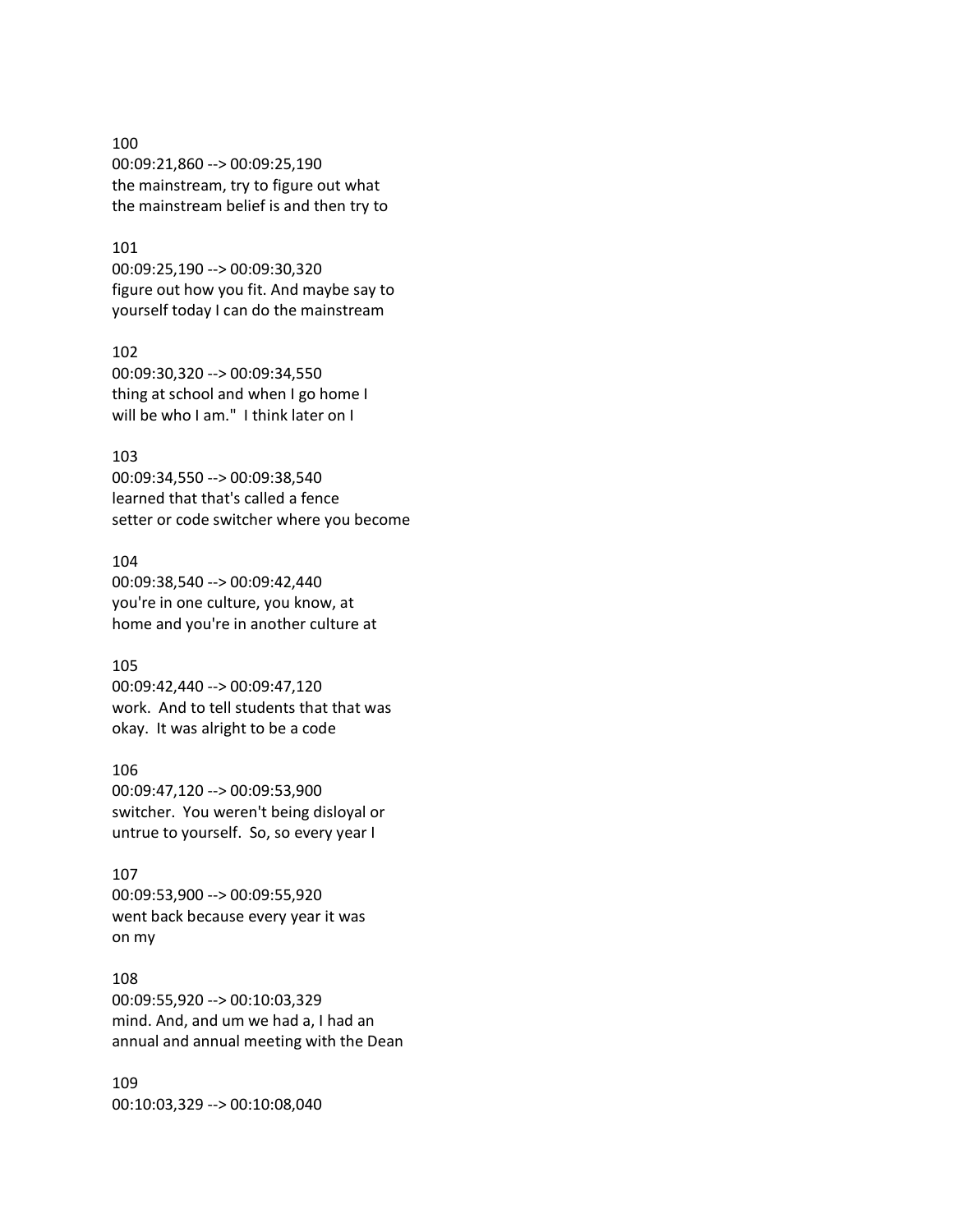100
00:09:21,860 --> 00:09:25,190
the mainstream, try to figure out what
the mainstream belief is and then try to

101
00:09:25,190 --> 00:09:30,320
figure out how you fit. And maybe say to
yourself today I can do the mainstream

102
00:09:30,320 --> 00:09:34,550
thing at school and when I go home I
will be who I am." I think later on I

103
00:09:34,550 --> 00:09:38,540
learned that that's called a fence
setter or code switcher where you become

104
00:09:38,540 --> 00:09:42,440
you're in one culture, you know, at
home and you're in another culture at

105
00:09:42,440 --> 00:09:47,120
work. And to tell students that that was
okay. It was alright to be a code

106
00:09:47,120 --> 00:09:53,900
switcher. You weren't being disloyal or
untrue to yourself. So, so every year I

107
00:09:53,900 --> 00:09:55,920
went back because every year it was
on my

108
00:09:55,920 --> 00:10:03,329
mind. And, and um we had a, I had an
annual and annual meeting with the Dean

109
00:10:03,329 --> 00:10:08,040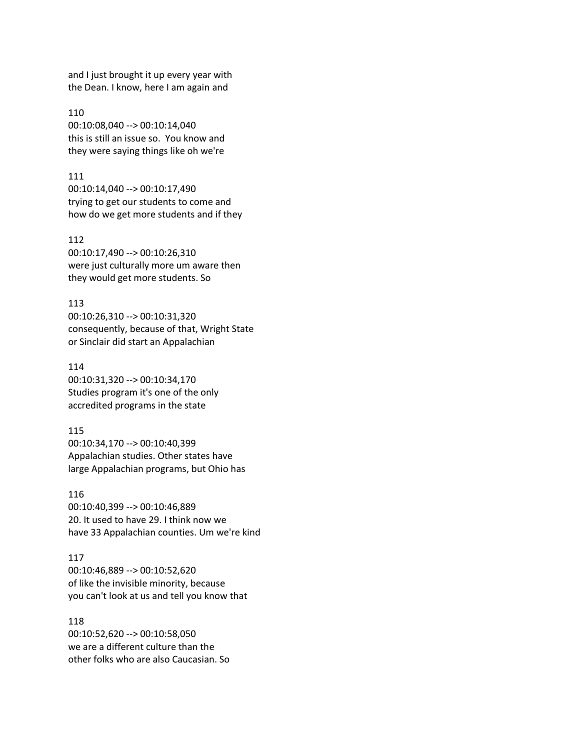and I just brought it up every year with
the Dean. I know, here I am again and

110
00:10:08,040 --> 00:10:14,040
this is still an issue so.  You know and
they were saying things like oh we're

111
00:10:14,040 --> 00:10:17,490
trying to get our students to come and
how do we get more students and if they

112
00:10:17,490 --> 00:10:26,310
were just culturally more um aware then
they would get more students. So

113
00:10:26,310 --> 00:10:31,320
consequently, because of that, Wright State
or Sinclair did start an Appalachian

114
00:10:31,320 --> 00:10:34,170
Studies program it's one of the only
accredited programs in the state

115
00:10:34,170 --> 00:10:40,399
Appalachian studies. Other states have
large Appalachian programs, but Ohio has

116
00:10:40,399 --> 00:10:46,889
20. It used to have 29. I think now we
have 33 Appalachian counties. Um we're kind

117
00:10:46,889 --> 00:10:52,620
of like the invisible minority, because
you can't look at us and tell you know that

118
00:10:52,620 --> 00:10:58,050
we are a different culture than the
other folks who are also Caucasian. So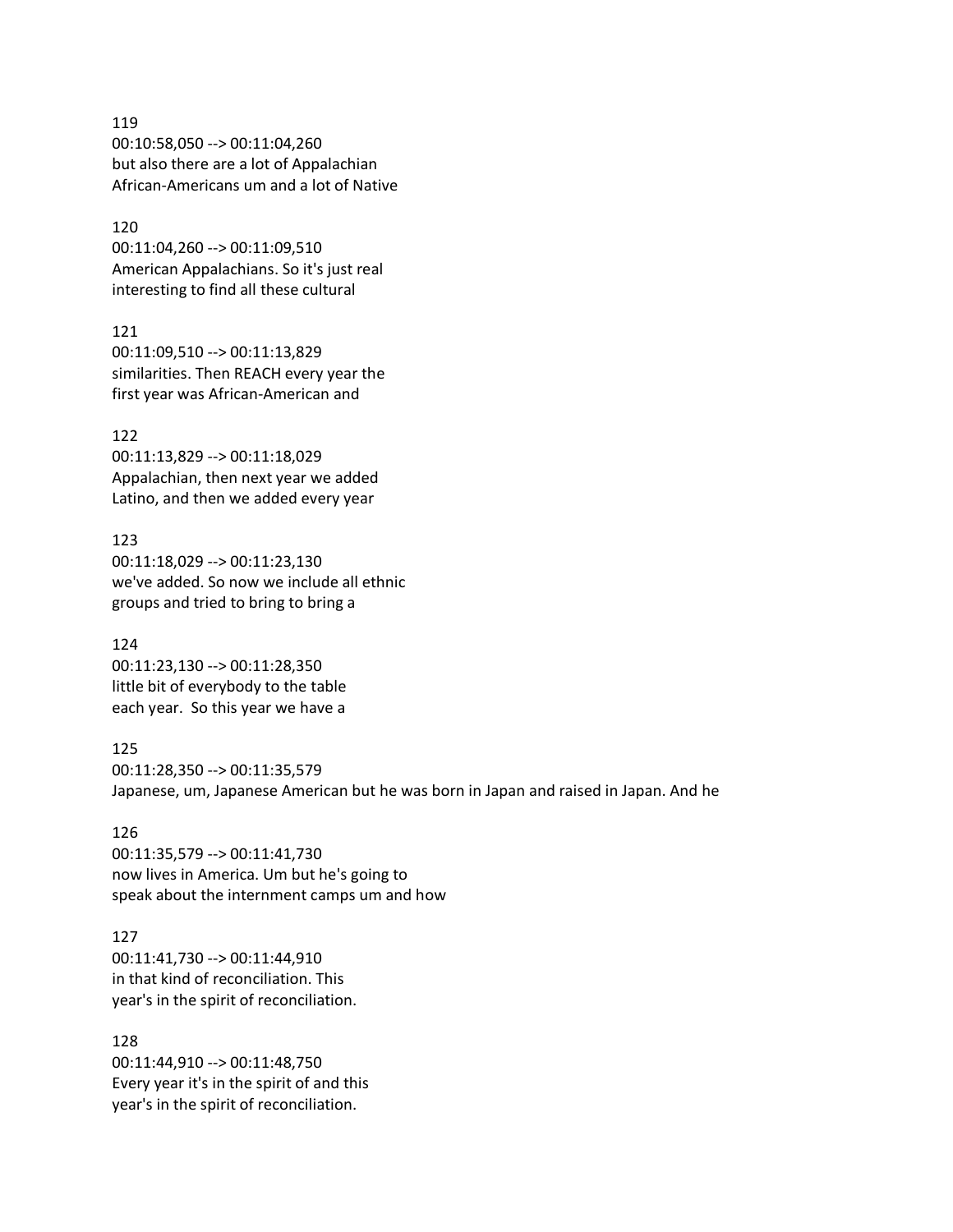119
00:10:58,050 --> 00:11:04,260
but also there are a lot of Appalachian
African-Americans um and a lot of Native

120
00:11:04,260 --> 00:11:09,510
American Appalachians. So it's just real
interesting to find all these cultural

121
00:11:09,510 --> 00:11:13,829
similarities. Then REACH every year the
first year was African-American and

122
00:11:13,829 --> 00:11:18,029
Appalachian, then next year we added
Latino, and then we added every year

123
00:11:18,029 --> 00:11:23,130
we've added. So now we include all ethnic
groups and tried to bring to bring a

124
00:11:23,130 --> 00:11:28,350
little bit of everybody to the table
each year.  So this year we have a

125
00:11:28,350 --> 00:11:35,579
Japanese, um, Japanese American but he was born in Japan and raised in Japan. And he

126
00:11:35,579 --> 00:11:41,730
now lives in America. Um but he's going to
speak about the internment camps um and how

127
00:11:41,730 --> 00:11:44,910
in that kind of reconciliation. This
year's in the spirit of reconciliation.

128
00:11:44,910 --> 00:11:48,750
Every year it's in the spirit of and this
year's in the spirit of reconciliation.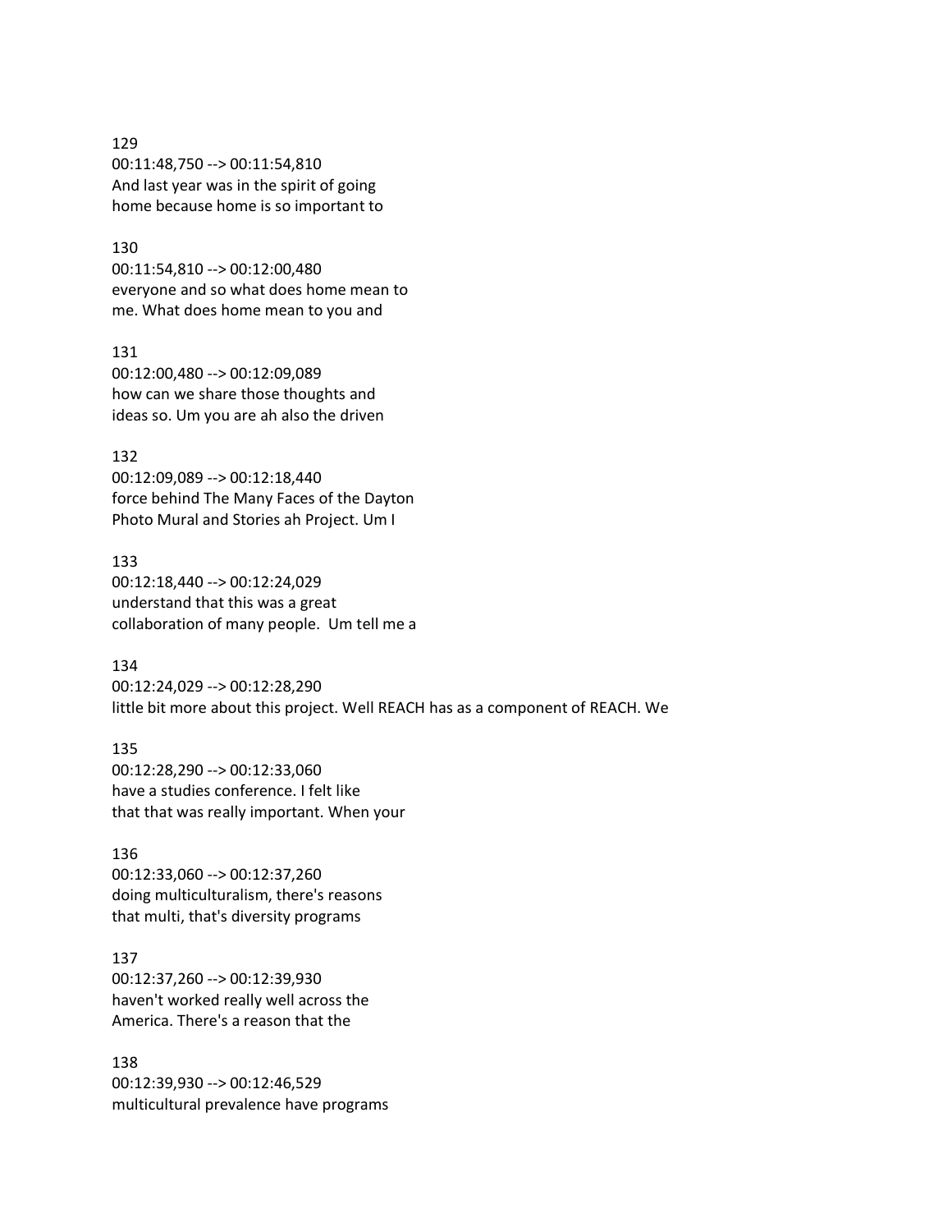129
00:11:48,750 --> 00:11:54,810
And last year was in the spirit of going
home because home is so important to

130
00:11:54,810 --> 00:12:00,480
everyone and so what does home mean to
me. What does home mean to you and

131
00:12:00,480 --> 00:12:09,089
how can we share those thoughts and
ideas so. Um you are ah also the driven

132
00:12:09,089 --> 00:12:18,440
force behind The Many Faces of the Dayton
Photo Mural and Stories ah Project. Um I

133
00:12:18,440 --> 00:12:24,029
understand that this was a great
collaboration of many people. Um tell me a

134
00:12:24,029 --> 00:12:28,290
little bit more about this project. Well REACH has as a component of REACH. We

135
00:12:28,290 --> 00:12:33,060
have a studies conference. I felt like
that that was really important. When your

136
00:12:33,060 --> 00:12:37,260
doing multiculturalism, there's reasons
that multi, that's diversity programs

137
00:12:37,260 --> 00:12:39,930
haven't worked really well across the
America. There's a reason that the

138
00:12:39,930 --> 00:12:46,529
multicultural prevalence have programs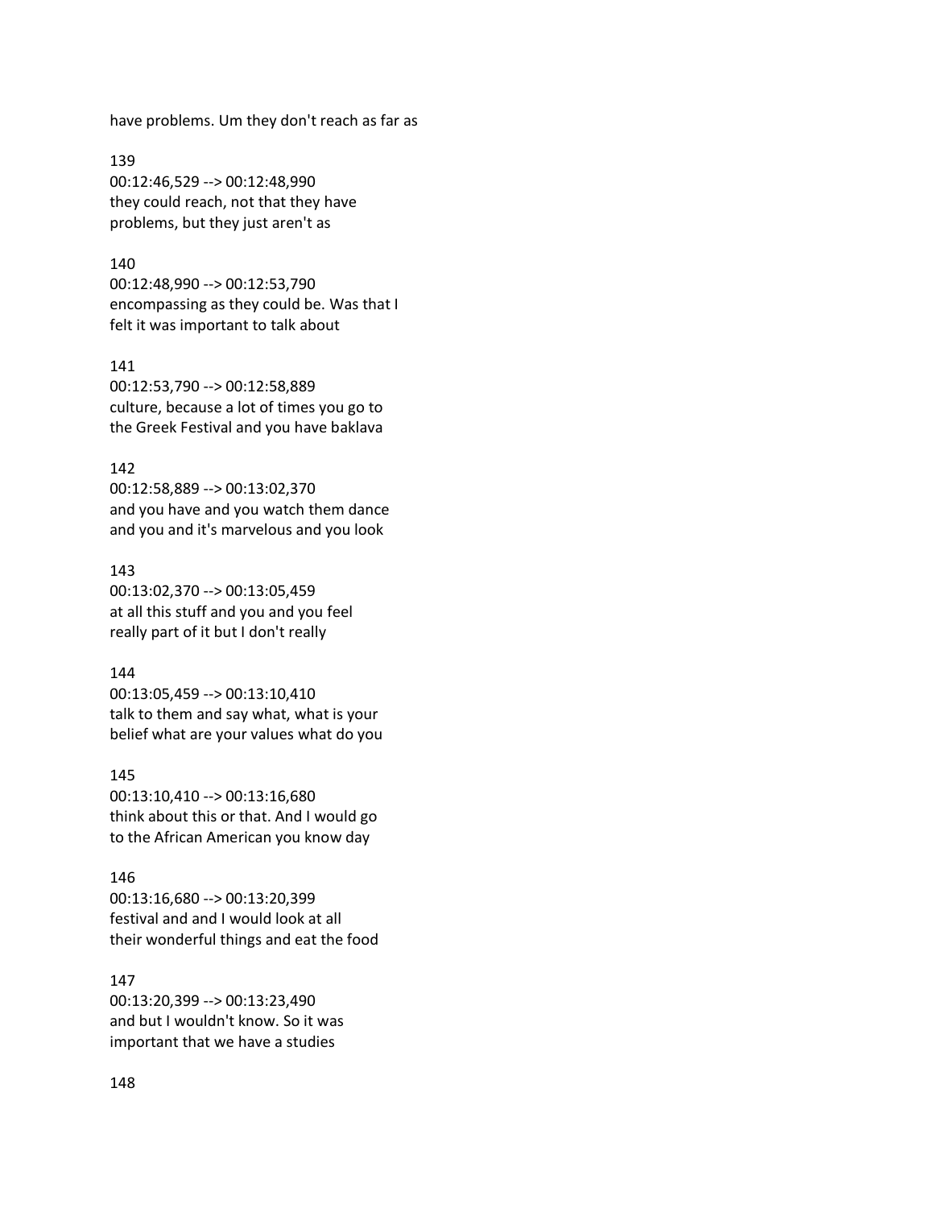have problems. Um they don't reach as far as

139
00:12:46,529 --> 00:12:48,990
they could reach, not that they have problems, but they just aren't as

140
00:12:48,990 --> 00:12:53,790
encompassing as they could be. Was that I felt it was important to talk about

141
00:12:53,790 --> 00:12:58,889
culture, because a lot of times you go to the Greek Festival and you have baklava

142
00:12:58,889 --> 00:13:02,370
and you have and you watch them dance and you and it's marvelous and you look

143
00:13:02,370 --> 00:13:05,459
at all this stuff and you and you feel really part of it but I don't really

144
00:13:05,459 --> 00:13:10,410
talk to them and say what, what is your belief what are your values what do you

145
00:13:10,410 --> 00:13:16,680
think about this or that. And I would go to the African American you know day

146
00:13:16,680 --> 00:13:20,399
festival and and I would look at all their wonderful things and eat the food

147
00:13:20,399 --> 00:13:23,490
and but I wouldn't know. So it was important that we have a studies

148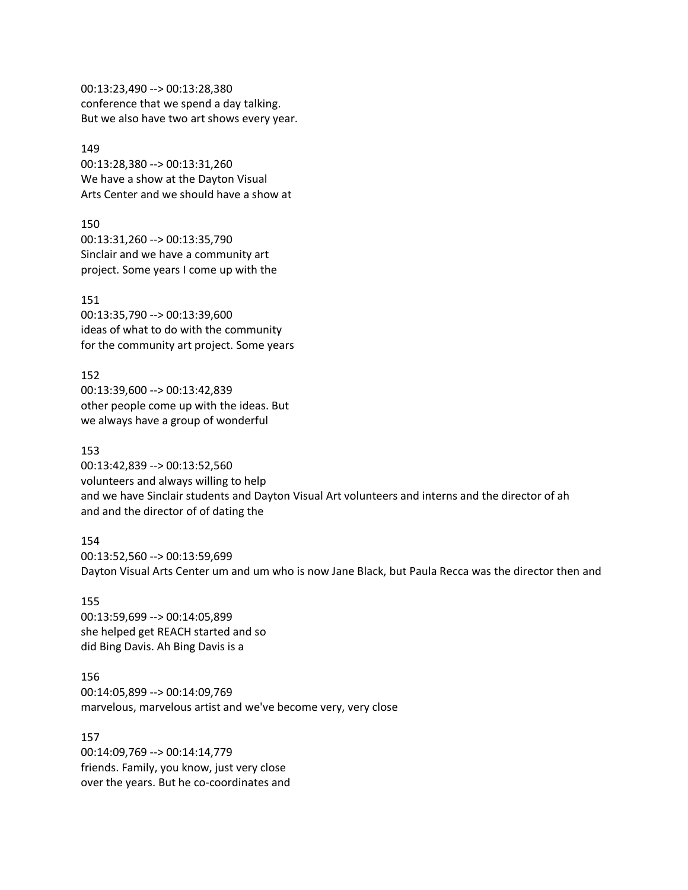00:13:23,490 --> 00:13:28,380
conference that we spend a day talking.
But we also have two art shows every year.

149
00:13:28,380 --> 00:13:31,260
We have a show at the Dayton Visual
Arts Center and we should have a show at

150
00:13:31,260 --> 00:13:35,790
Sinclair and we have a community art
project. Some years I come up with the

151
00:13:35,790 --> 00:13:39,600
ideas of what to do with the community
for the community art project. Some years

152
00:13:39,600 --> 00:13:42,839
other people come up with the ideas. But
we always have a group of wonderful

153
00:13:42,839 --> 00:13:52,560
volunteers and always willing to help
and we have Sinclair students and Dayton Visual Art volunteers and interns and the director of ah
and and the director of of dating the

154
00:13:52,560 --> 00:13:59,699
Dayton Visual Arts Center um and um who is now Jane Black, but Paula Recca was the director then and

155
00:13:59,699 --> 00:14:05,899
she helped get REACH started and so
did Bing Davis. Ah Bing Davis is a

156
00:14:05,899 --> 00:14:09,769
marvelous, marvelous artist and we've become very, very close

157
00:14:09,769 --> 00:14:14,779
friends. Family, you know, just very close
over the years. But he co-coordinates and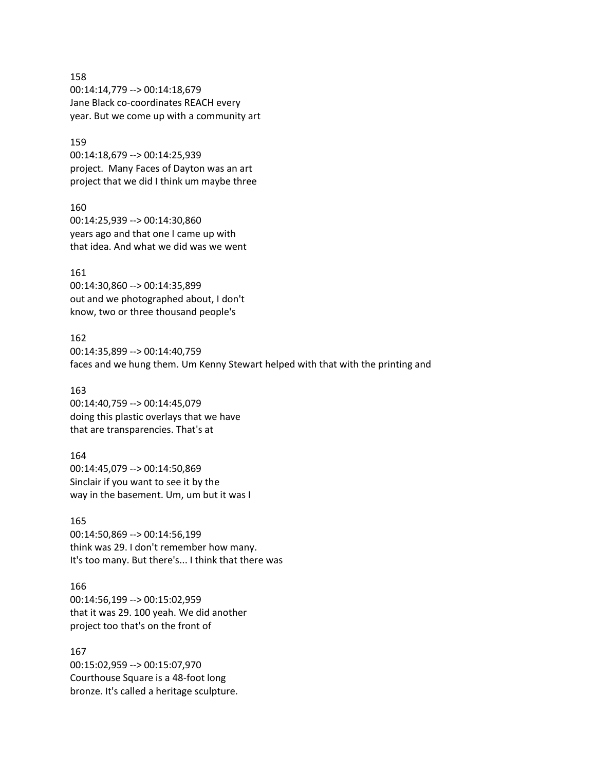158
00:14:14,779 --> 00:14:18,679
Jane Black co-coordinates REACH every
year. But we come up with a community art

159
00:14:18,679 --> 00:14:25,939
project. Many Faces of Dayton was an art
project that we did I think um maybe three

160
00:14:25,939 --> 00:14:30,860
years ago and that one I came up with
that idea. And what we did was we went

161
00:14:30,860 --> 00:14:35,899
out and we photographed about, I don't
know, two or three thousand people's

162
00:14:35,899 --> 00:14:40,759
faces and we hung them. Um Kenny Stewart helped with that with the printing and

163
00:14:40,759 --> 00:14:45,079
doing this plastic overlays that we have
that are transparencies. That's at

164
00:14:45,079 --> 00:14:50,869
Sinclair if you want to see it by the
way in the basement. Um, um but it was I

165
00:14:50,869 --> 00:14:56,199
think was 29. I don't remember how many.
It's too many. But there's... I think that there was

166
00:14:56,199 --> 00:15:02,959
that it was 29. 100 yeah. We did another
project too that's on the front of

167
00:15:02,959 --> 00:15:07,970
Courthouse Square is a 48-foot long
bronze. It's called a heritage sculpture.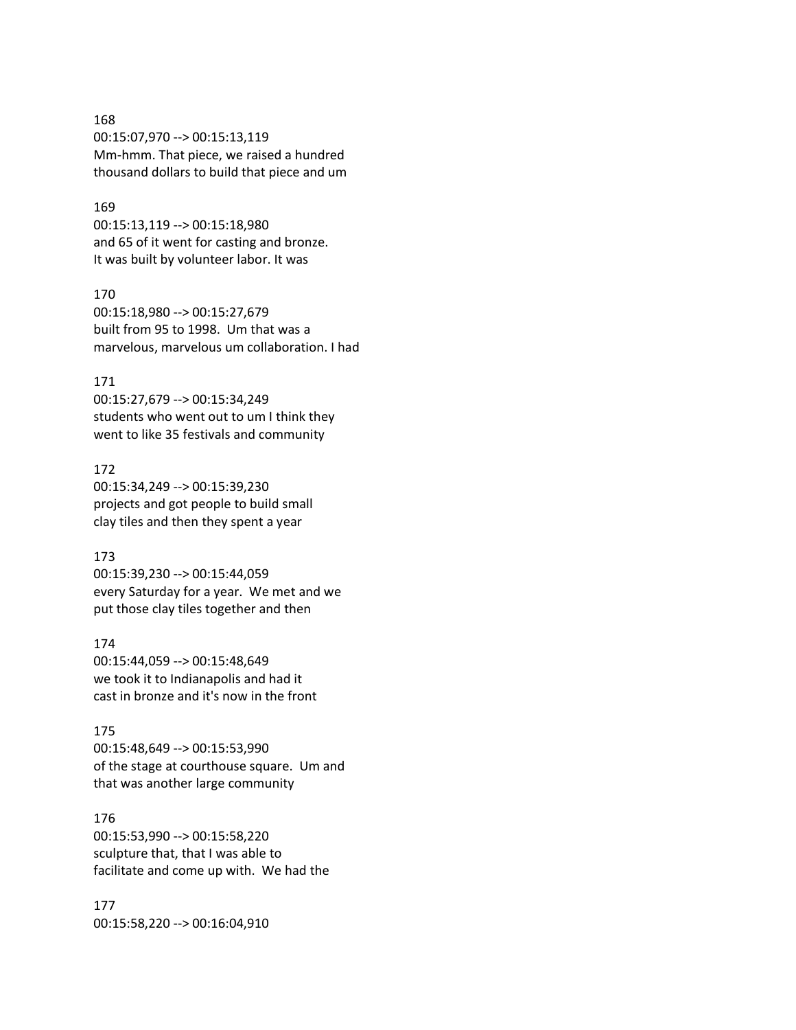168
00:15:07,970 --> 00:15:13,119
Mm-hmm. That piece, we raised a hundred
thousand dollars to build that piece and um

169
00:15:13,119 --> 00:15:18,980
and 65 of it went for casting and bronze.
It was built by volunteer labor. It was

170
00:15:18,980 --> 00:15:27,679
built from 95 to 1998. Um that was a
marvelous, marvelous um collaboration. I had

171
00:15:27,679 --> 00:15:34,249
students who went out to um I think they
went to like 35 festivals and community

172
00:15:34,249 --> 00:15:39,230
projects and got people to build small
clay tiles and then they spent a year

173
00:15:39,230 --> 00:15:44,059
every Saturday for a year. We met and we
put those clay tiles together and then

174
00:15:44,059 --> 00:15:48,649
we took it to Indianapolis and had it
cast in bronze and it's now in the front

175
00:15:48,649 --> 00:15:53,990
of the stage at courthouse square. Um and
that was another large community

176
00:15:53,990 --> 00:15:58,220
sculpture that, that I was able to
facilitate and come up with. We had the

177
00:15:58,220 --> 00:16:04,910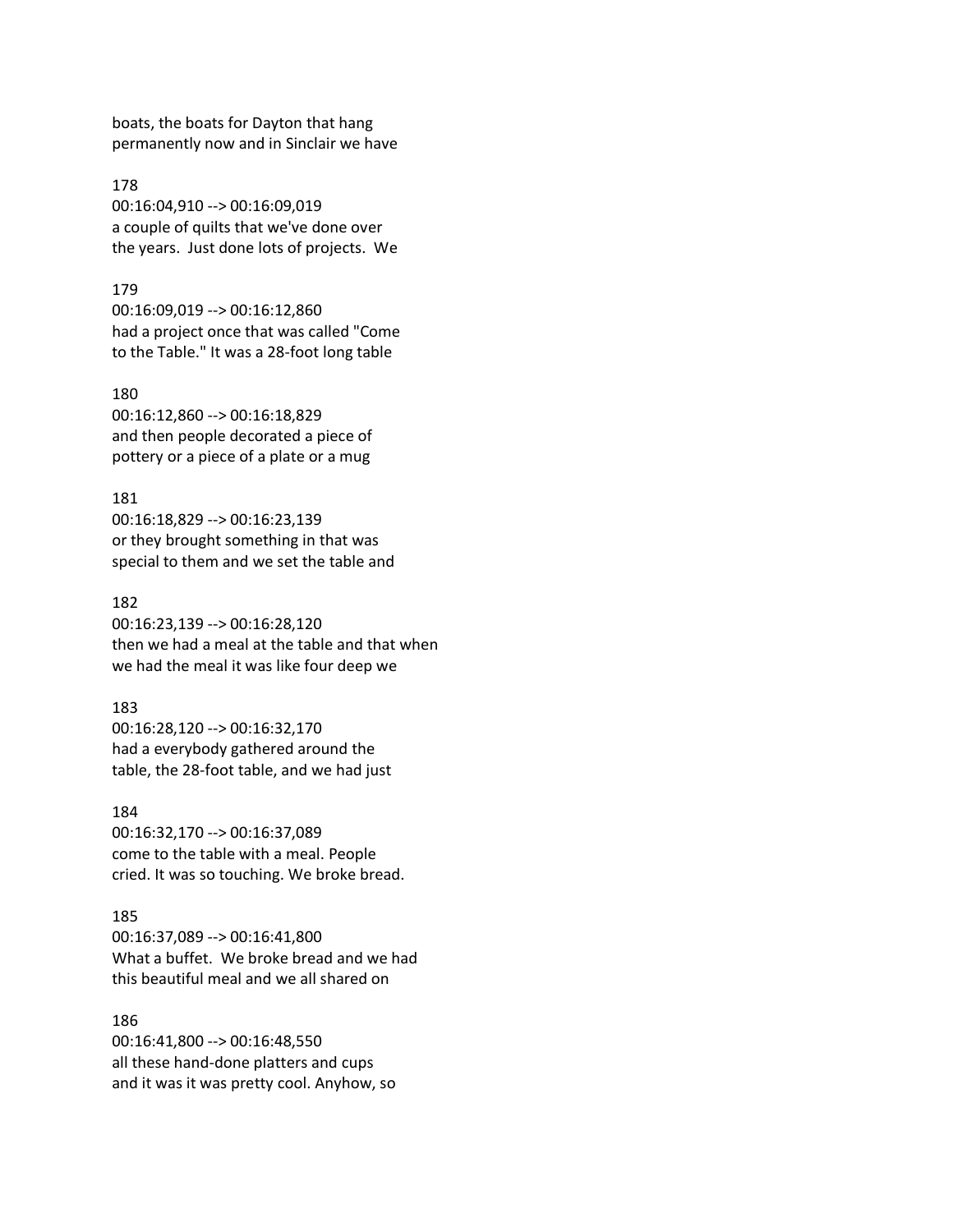boats, the boats for Dayton that hang
permanently now and in Sinclair we have

178
00:16:04,910 --> 00:16:09,019
a couple of quilts that we've done over
the years.  Just done lots of projects.  We

179
00:16:09,019 --> 00:16:12,860
had a project once that was called "Come
to the Table." It was a 28-foot long table

180
00:16:12,860 --> 00:16:18,829
and then people decorated a piece of
pottery or a piece of a plate or a mug

181
00:16:18,829 --> 00:16:23,139
or they brought something in that was
special to them and we set the table and

182
00:16:23,139 --> 00:16:28,120
then we had a meal at the table and that when
we had the meal it was like four deep we

183
00:16:28,120 --> 00:16:32,170
had a everybody gathered around the
table, the 28-foot table, and we had just

184
00:16:32,170 --> 00:16:37,089
come to the table with a meal. People
cried. It was so touching. We broke bread.

185
00:16:37,089 --> 00:16:41,800
What a buffet.  We broke bread and we had
this beautiful meal and we all shared on

186
00:16:41,800 --> 00:16:48,550
all these hand-done platters and cups
and it was it was pretty cool. Anyhow, so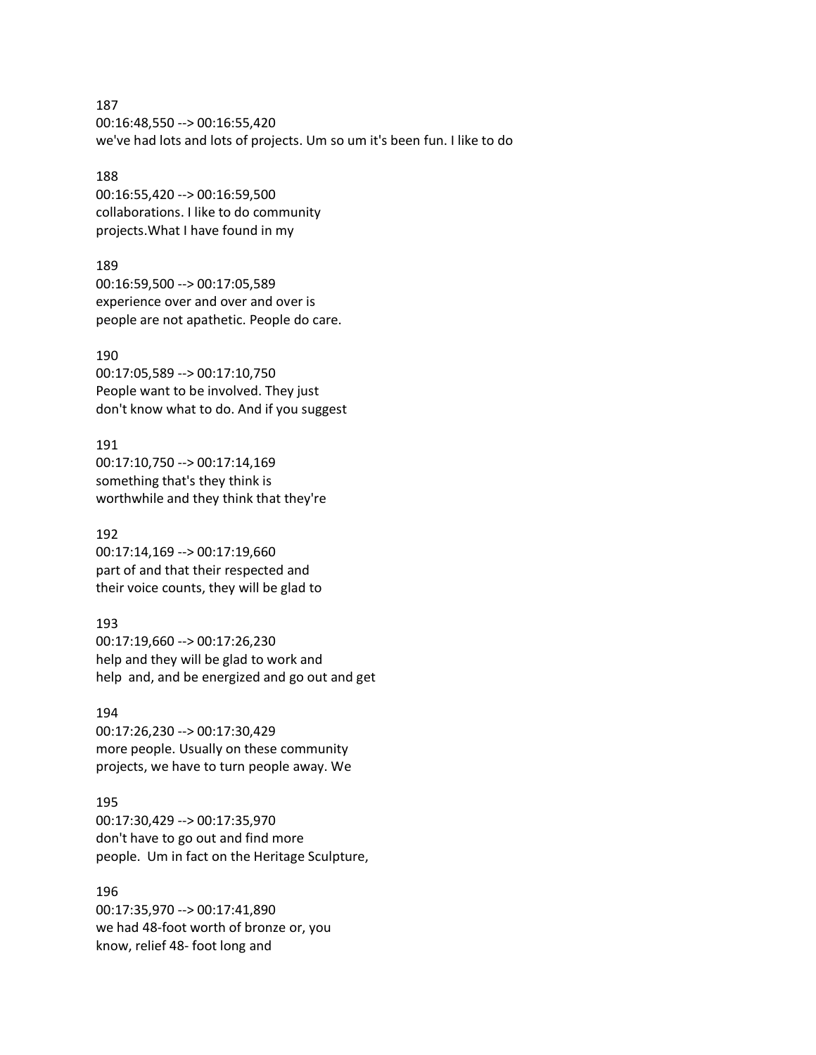187
00:16:48,550 --> 00:16:55,420
we've had lots and lots of projects. Um so um it's been fun. I like to do

188
00:16:55,420 --> 00:16:59,500
collaborations. I like to do community
projects.What I have found in my

189
00:16:59,500 --> 00:17:05,589
experience over and over and over is
people are not apathetic. People do care.

190
00:17:05,589 --> 00:17:10,750
People want to be involved. They just
don't know what to do. And if you suggest

191
00:17:10,750 --> 00:17:14,169
something that's they think is
worthwhile and they think that they're

192
00:17:14,169 --> 00:17:19,660
part of and that their respected and
their voice counts, they will be glad to

193
00:17:19,660 --> 00:17:26,230
help and they will be glad to work and
help and, and be energized and go out and get

194
00:17:26,230 --> 00:17:30,429
more people. Usually on these community
projects, we have to turn people away. We

195
00:17:30,429 --> 00:17:35,970
don't have to go out and find more
people. Um in fact on the Heritage Sculpture,

196
00:17:35,970 --> 00:17:41,890
we had 48-foot worth of bronze or, you
know, relief 48- foot long and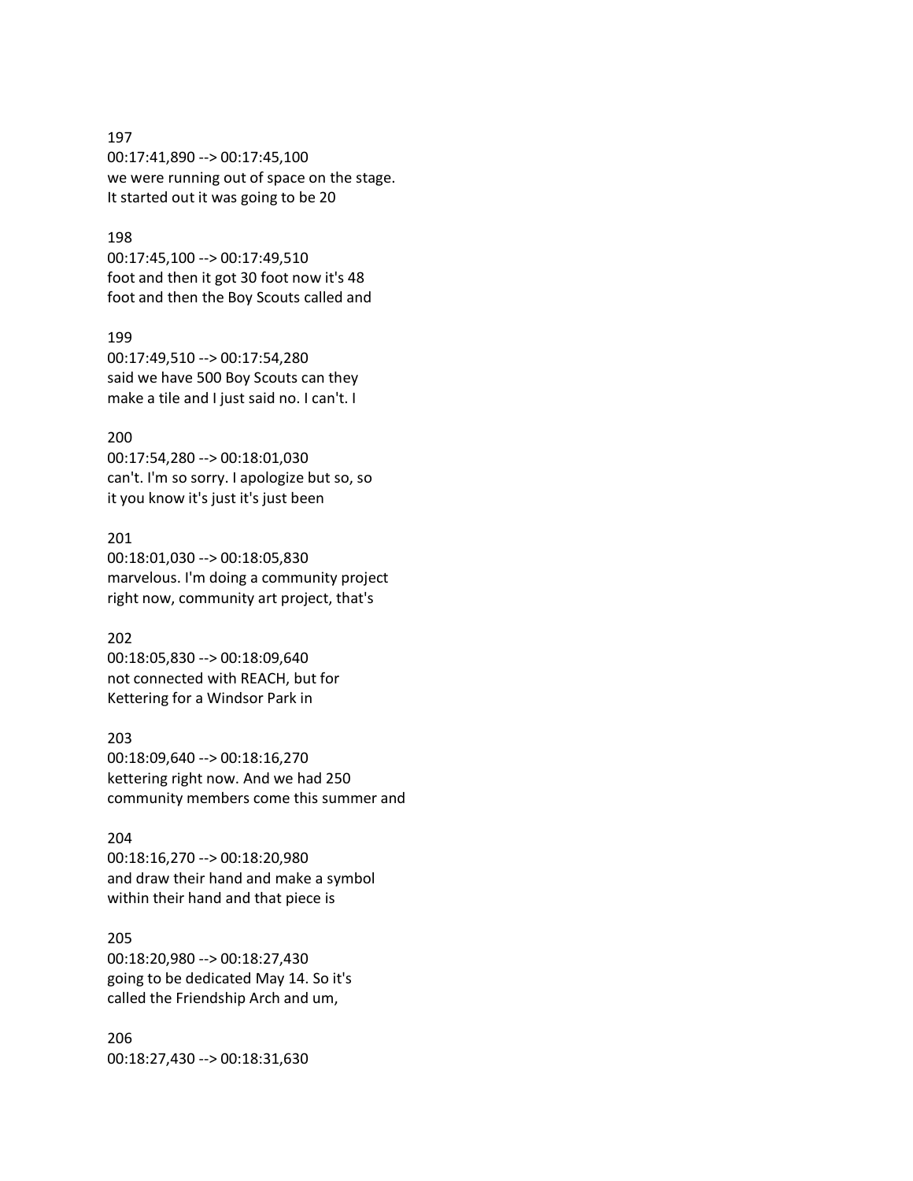197
00:17:41,890 --> 00:17:45,100
we were running out of space on the stage.
It started out it was going to be 20

198
00:17:45,100 --> 00:17:49,510
foot and then it got 30 foot now it's 48
foot and then the Boy Scouts called and

199
00:17:49,510 --> 00:17:54,280
said we have 500 Boy Scouts can they
make a tile and I just said no. I can't. I

200
00:17:54,280 --> 00:18:01,030
can't. I'm so sorry. I apologize but so, so
it you know it's just it's just been

201
00:18:01,030 --> 00:18:05,830
marvelous. I'm doing a community project
right now, community art project, that's

202
00:18:05,830 --> 00:18:09,640
not connected with REACH, but for
Kettering for a Windsor Park in

203
00:18:09,640 --> 00:18:16,270
kettering right now. And we had 250
community members come this summer and

204
00:18:16,270 --> 00:18:20,980
and draw their hand and make a symbol
within their hand and that piece is

205
00:18:20,980 --> 00:18:27,430
going to be dedicated May 14. So it's
called the Friendship Arch and um,

206
00:18:27,430 --> 00:18:31,630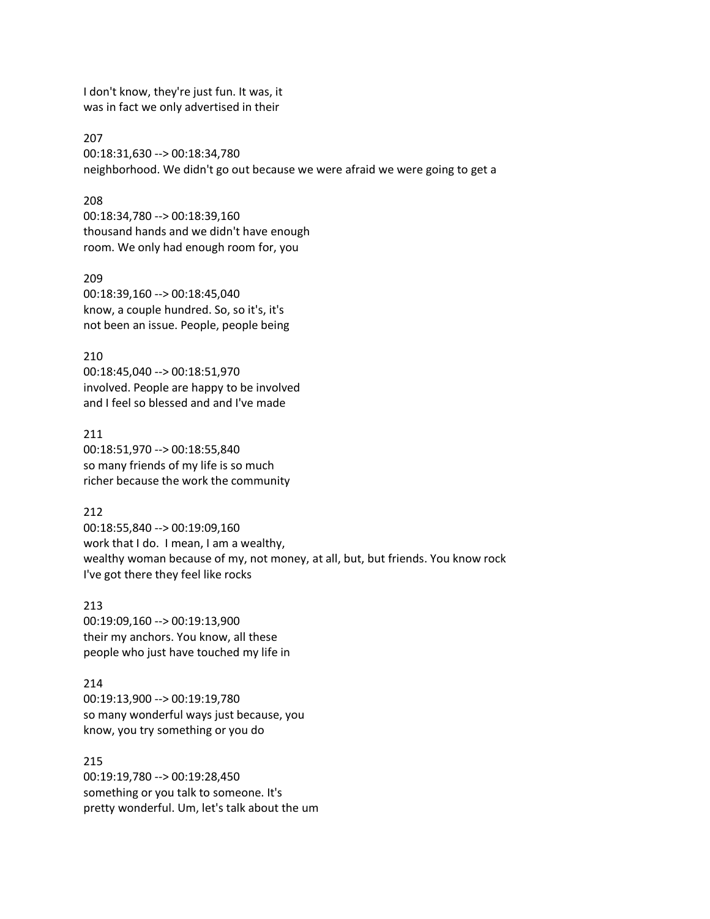I don't know, they're just fun. It was, it
was in fact we only advertised in their

207
00:18:31,630 --> 00:18:34,780
neighborhood. We didn't go out because we were afraid we were going to get a

208
00:18:34,780 --> 00:18:39,160
thousand hands and we didn't have enough
room. We only had enough room for, you

209
00:18:39,160 --> 00:18:45,040
know, a couple hundred. So, so it's, it's
not been an issue. People, people being

210
00:18:45,040 --> 00:18:51,970
involved. People are happy to be involved
and I feel so blessed and and I've made

211
00:18:51,970 --> 00:18:55,840
so many friends of my life is so much
richer because the work the community

212
00:18:55,840 --> 00:19:09,160
work that I do. I mean, I am a wealthy,
wealthy woman because of my, not money, at all, but, but friends. You know rock
I've got there they feel like rocks

213
00:19:09,160 --> 00:19:13,900
their my anchors. You know, all these
people who just have touched my life in

214
00:19:13,900 --> 00:19:19,780
so many wonderful ways just because, you
know, you try something or you do

215
00:19:19,780 --> 00:19:28,450
something or you talk to someone. It's
pretty wonderful. Um, let's talk about the um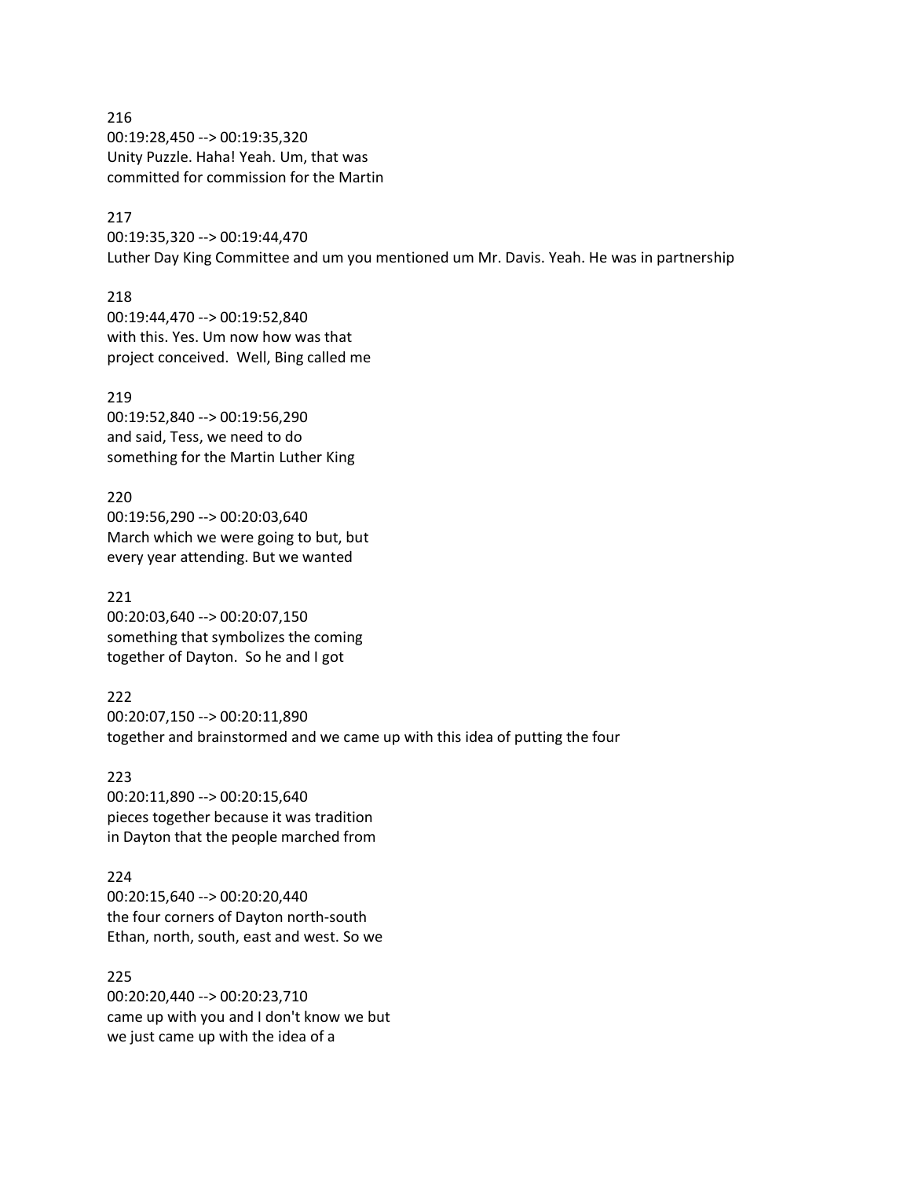216
00:19:28,450 --> 00:19:35,320
Unity Puzzle. Haha! Yeah. Um, that was
committed for commission for the Martin

217
00:19:35,320 --> 00:19:44,470
Luther Day King Committee and um you mentioned um Mr. Davis. Yeah. He was in partnership

218
00:19:44,470 --> 00:19:52,840
with this. Yes. Um now how was that
project conceived. Well, Bing called me

219
00:19:52,840 --> 00:19:56,290
and said, Tess, we need to do
something for the Martin Luther King

220
00:19:56,290 --> 00:20:03,640
March which we were going to but, but
every year attending. But we wanted

221
00:20:03,640 --> 00:20:07,150
something that symbolizes the coming
together of Dayton. So he and I got

222
00:20:07,150 --> 00:20:11,890
together and brainstormed and we came up with this idea of putting the four

223
00:20:11,890 --> 00:20:15,640
pieces together because it was tradition
in Dayton that the people marched from

224
00:20:15,640 --> 00:20:20,440
the four corners of Dayton north-south
Ethan, north, south, east and west. So we

225
00:20:20,440 --> 00:20:23,710
came up with you and I don't know we but
we just came up with the idea of a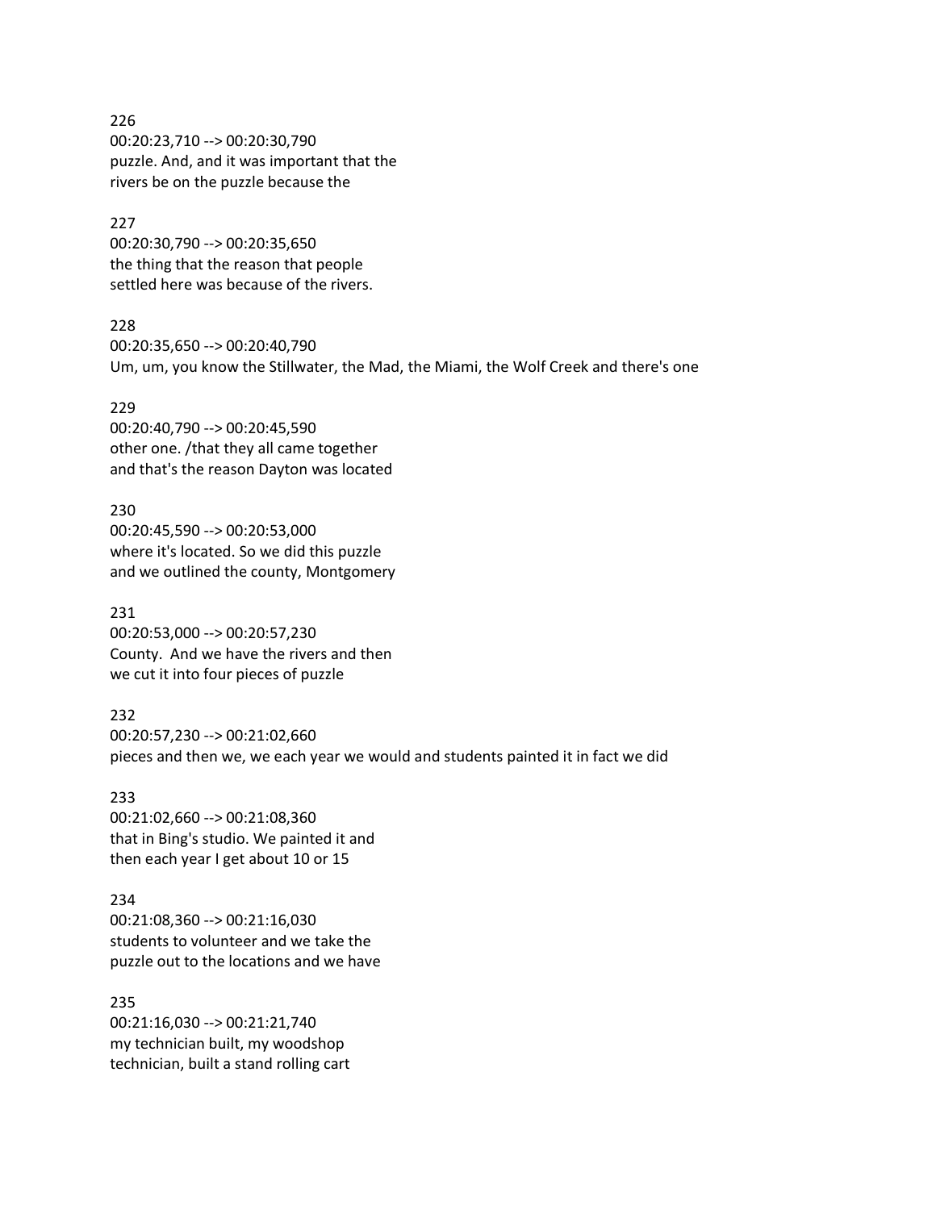226
00:20:23,710 --> 00:20:30,790
puzzle. And, and it was important that the
rivers be on the puzzle because the

227
00:20:30,790 --> 00:20:35,650
the thing that the reason that people
settled here was because of the rivers.

228
00:20:35,650 --> 00:20:40,790
Um, um, you know the Stillwater, the Mad, the Miami, the Wolf Creek and there's one

229
00:20:40,790 --> 00:20:45,590
other one. /that they all came together
and that's the reason Dayton was located

230
00:20:45,590 --> 00:20:53,000
where it's located. So we did this puzzle
and we outlined the county, Montgomery

231
00:20:53,000 --> 00:20:57,230
County. And we have the rivers and then
we cut it into four pieces of puzzle

232
00:20:57,230 --> 00:21:02,660
pieces and then we, we each year we would and students painted it in fact we did

233
00:21:02,660 --> 00:21:08,360
that in Bing's studio. We painted it and
then each year I get about 10 or 15

234
00:21:08,360 --> 00:21:16,030
students to volunteer and we take the
puzzle out to the locations and we have

235
00:21:16,030 --> 00:21:21,740
my technician built, my woodshop
technician, built a stand rolling cart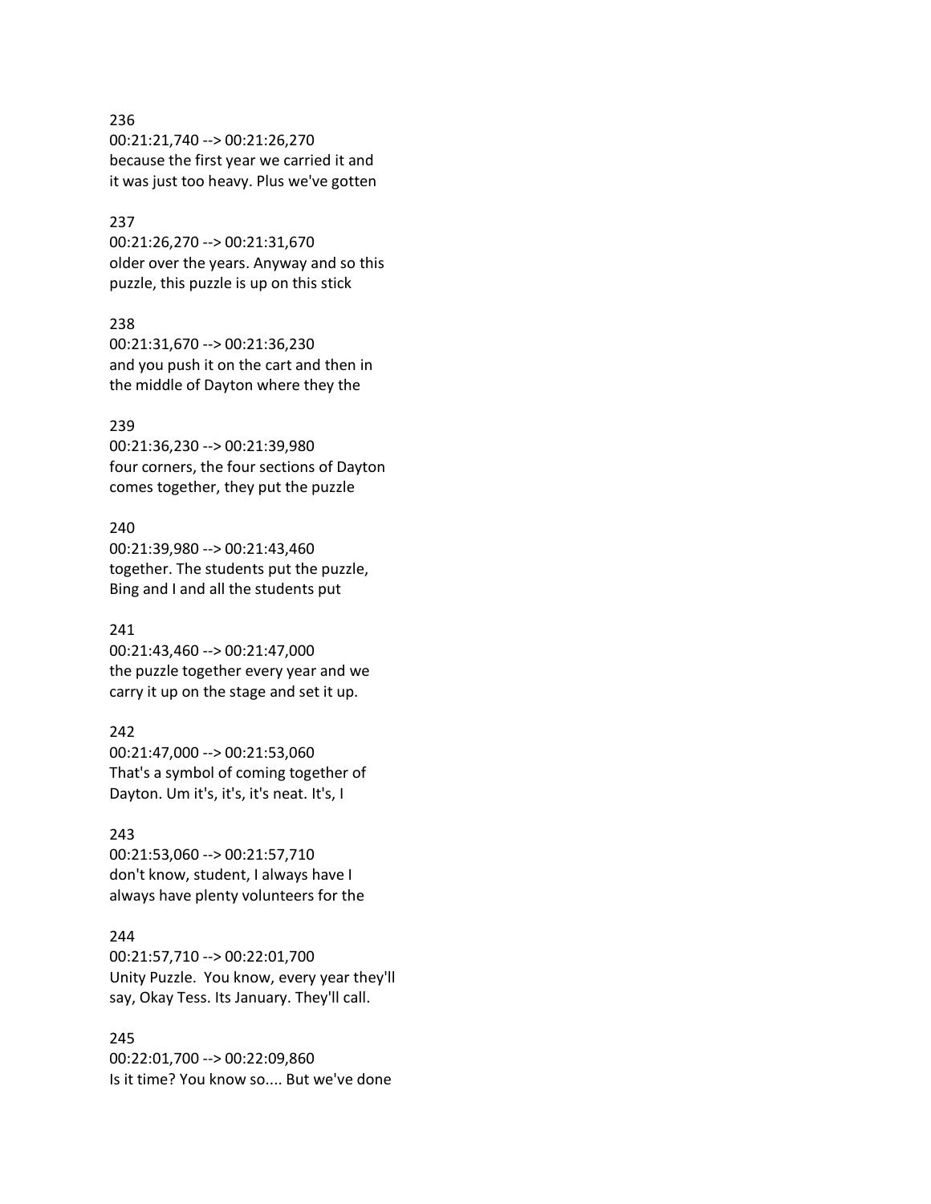236
00:21:21,740 --> 00:21:26,270
because the first year we carried it and
it was just too heavy. Plus we've gotten

237
00:21:26,270 --> 00:21:31,670
older over the years. Anyway and so this
puzzle, this puzzle is up on this stick

238
00:21:31,670 --> 00:21:36,230
and you push it on the cart and then in
the middle of Dayton where they the

239
00:21:36,230 --> 00:21:39,980
four corners, the four sections of Dayton
comes together, they put the puzzle

240
00:21:39,980 --> 00:21:43,460
together. The students put the puzzle,
Bing and I and all the students put

241
00:21:43,460 --> 00:21:47,000
the puzzle together every year and we
carry it up on the stage and set it up.

242
00:21:47,000 --> 00:21:53,060
That's a symbol of coming together of
Dayton. Um it's, it's, it's neat. It's, I

243
00:21:53,060 --> 00:21:57,710
don't know, student, I always have I
always have plenty volunteers for the

244
00:21:57,710 --> 00:22:01,700
Unity Puzzle. You know, every year they'll
say, Okay Tess. Its January. They'll call.

245
00:22:01,700 --> 00:22:09,860
Is it time? You know so.... But we've done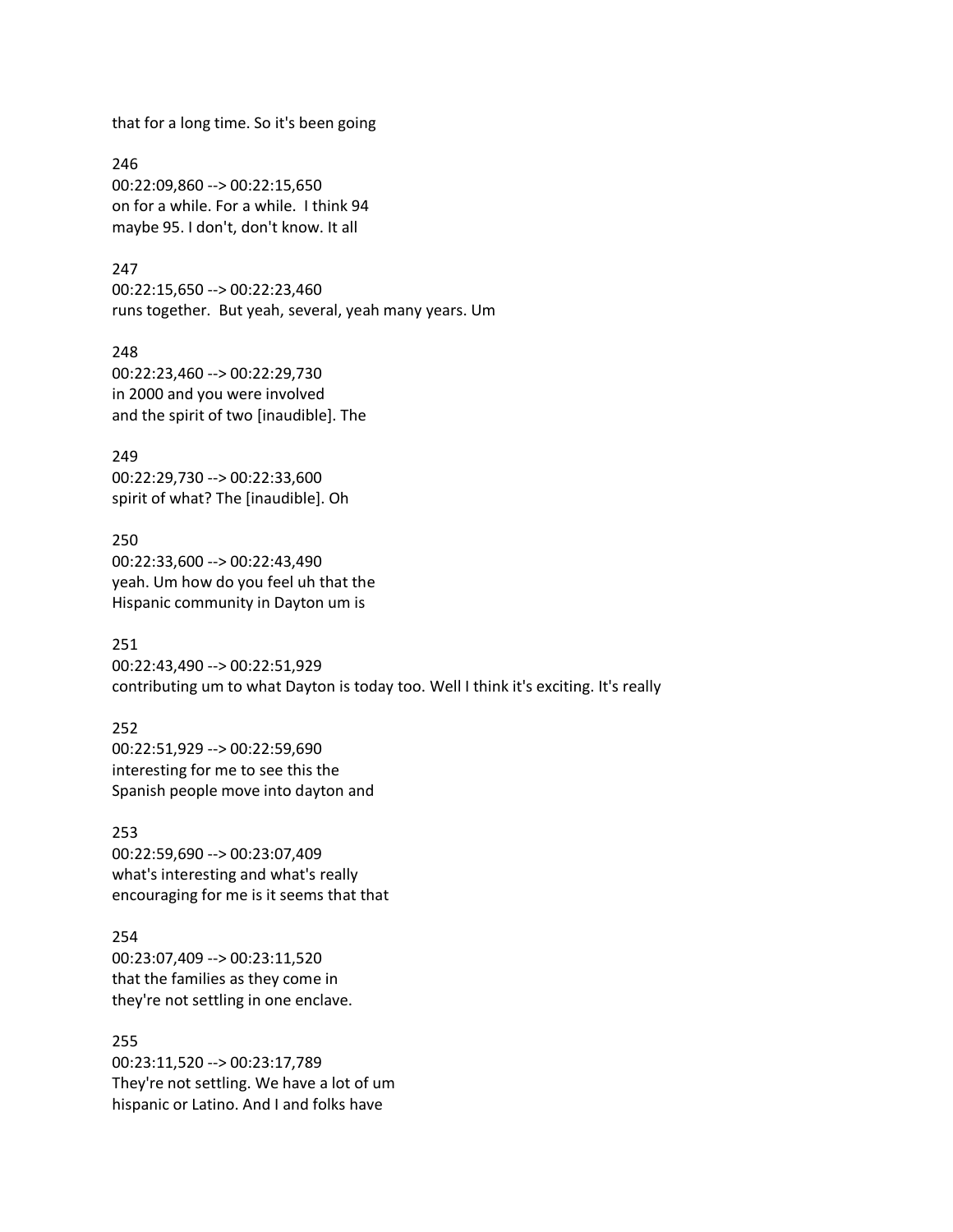that for a long time. So it's been going

246
00:22:09,860 --> 00:22:15,650
on for a while. For a while.  I think 94
maybe 95. I don't, don't know. It all

247
00:22:15,650 --> 00:22:23,460
runs together.  But yeah, several, yeah many years. Um

248
00:22:23,460 --> 00:22:29,730
in 2000 and you were involved
and the spirit of two [inaudible]. The

249
00:22:29,730 --> 00:22:33,600
spirit of what? The [inaudible]. Oh

250
00:22:33,600 --> 00:22:43,490
yeah. Um how do you feel uh that the
Hispanic community in Dayton um is

251
00:22:43,490 --> 00:22:51,929
contributing um to what Dayton is today too. Well I think it's exciting. It's really

252
00:22:51,929 --> 00:22:59,690
interesting for me to see this the
Spanish people move into dayton and

253
00:22:59,690 --> 00:23:07,409
what's interesting and what's really
encouraging for me is it seems that that

254
00:23:07,409 --> 00:23:11,520
that the families as they come in
they're not settling in one enclave.

255
00:23:11,520 --> 00:23:17,789
They're not settling. We have a lot of um
hispanic or Latino. And I and folks have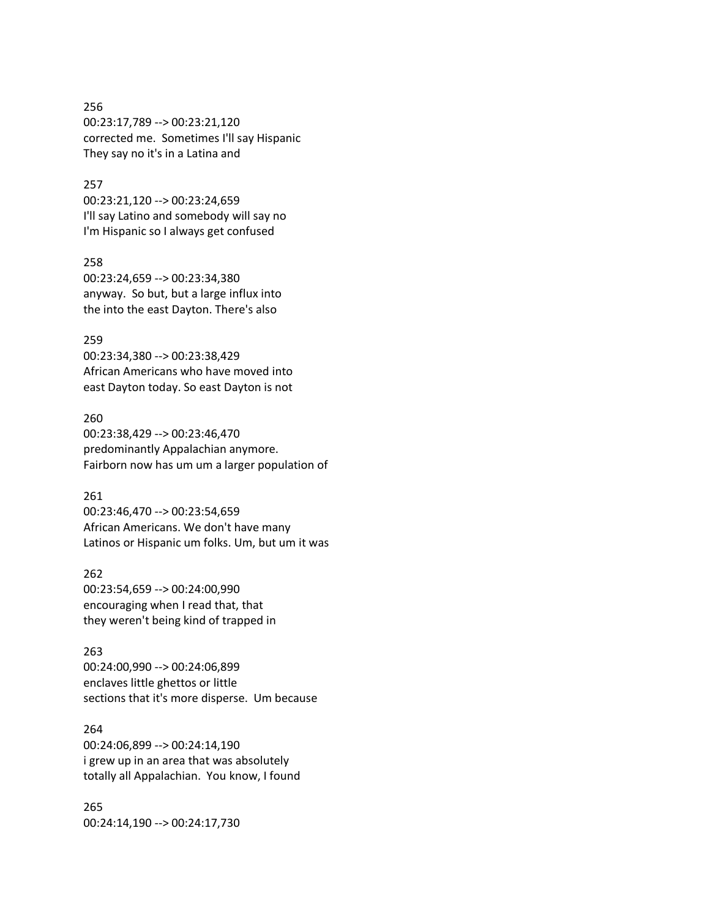256
00:23:17,789 --> 00:23:21,120
corrected me.  Sometimes I'll say Hispanic
They say no it's in a Latina and

257
00:23:21,120 --> 00:23:24,659
I'll say Latino and somebody will say no
I'm Hispanic so I always get confused

258
00:23:24,659 --> 00:23:34,380
anyway.  So but, but a large influx into
the into the east Dayton. There's also

259
00:23:34,380 --> 00:23:38,429
African Americans who have moved into
east Dayton today. So east Dayton is not

260
00:23:38,429 --> 00:23:46,470
predominantly Appalachian anymore.
Fairborn now has um um a larger population of

261
00:23:46,470 --> 00:23:54,659
African Americans. We don't have many
Latinos or Hispanic um folks. Um, but um it was

262
00:23:54,659 --> 00:24:00,990
encouraging when I read that, that
they weren't being kind of trapped in

263
00:24:00,990 --> 00:24:06,899
enclaves little ghettos or little
sections that it's more disperse.  Um because

264
00:24:06,899 --> 00:24:14,190
i grew up in an area that was absolutely
totally all Appalachian.  You know, I found

265
00:24:14,190 --> 00:24:17,730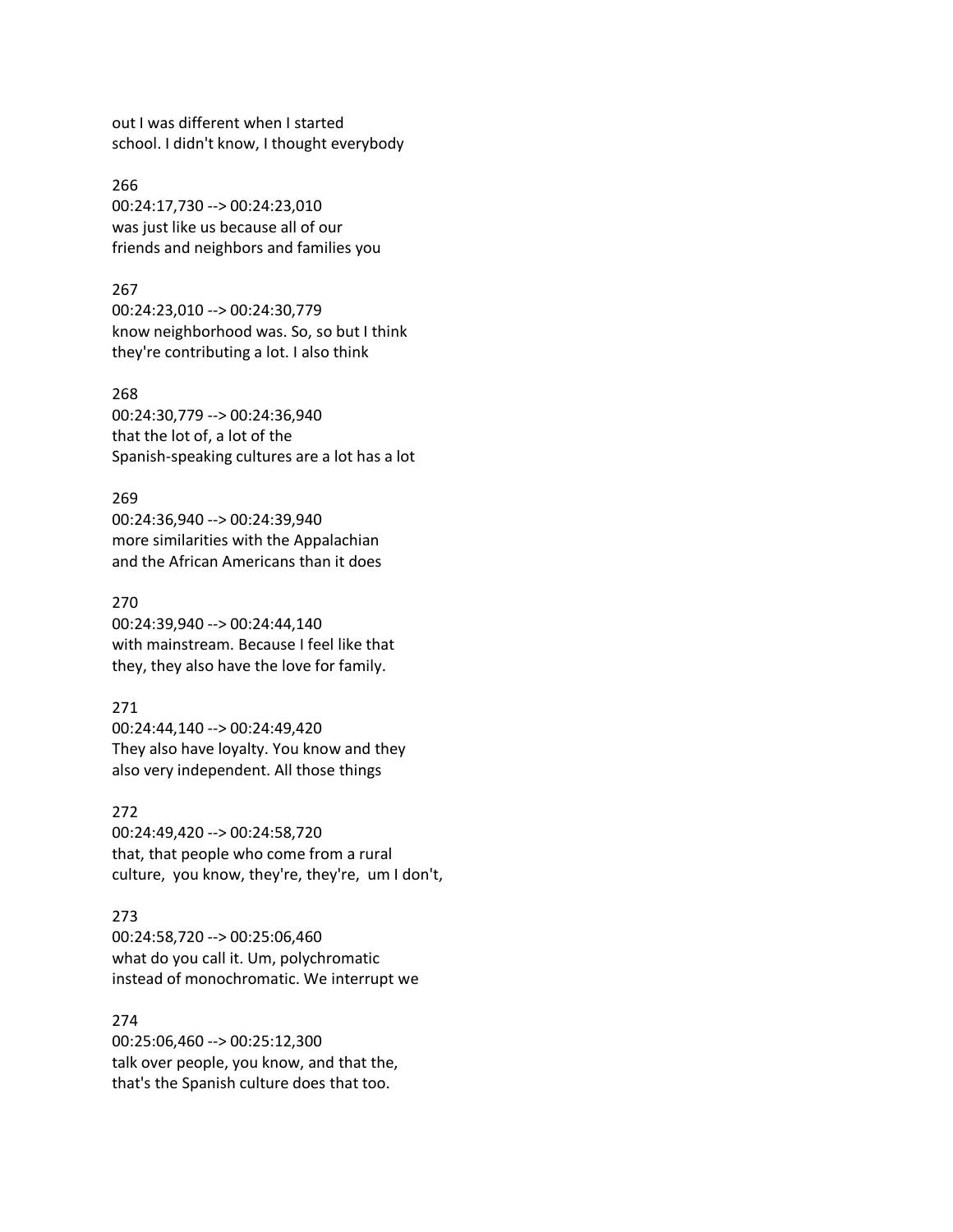out I was different when I started
school. I didn't know, I thought everybody

266
00:24:17,730 --> 00:24:23,010
was just like us because all of our
friends and neighbors and families you

267
00:24:23,010 --> 00:24:30,779
know neighborhood was. So, so but I think
they're contributing a lot. I also think

268
00:24:30,779 --> 00:24:36,940
that the lot of, a lot of the
Spanish-speaking cultures are a lot has a lot

269
00:24:36,940 --> 00:24:39,940
more similarities with the Appalachian
and the African Americans than it does

270
00:24:39,940 --> 00:24:44,140
with mainstream. Because I feel like that
they, they also have the love for family.

271
00:24:44,140 --> 00:24:49,420
They also have loyalty. You know and they
also very independent. All those things

272
00:24:49,420 --> 00:24:58,720
that, that people who come from a rural
culture, you know, they're, they're, um I don't,

273
00:24:58,720 --> 00:25:06,460
what do you call it. Um, polychromatic
instead of monochromatic. We interrupt we

274
00:25:06,460 --> 00:25:12,300
talk over people, you know, and that the,
that's the Spanish culture does that too.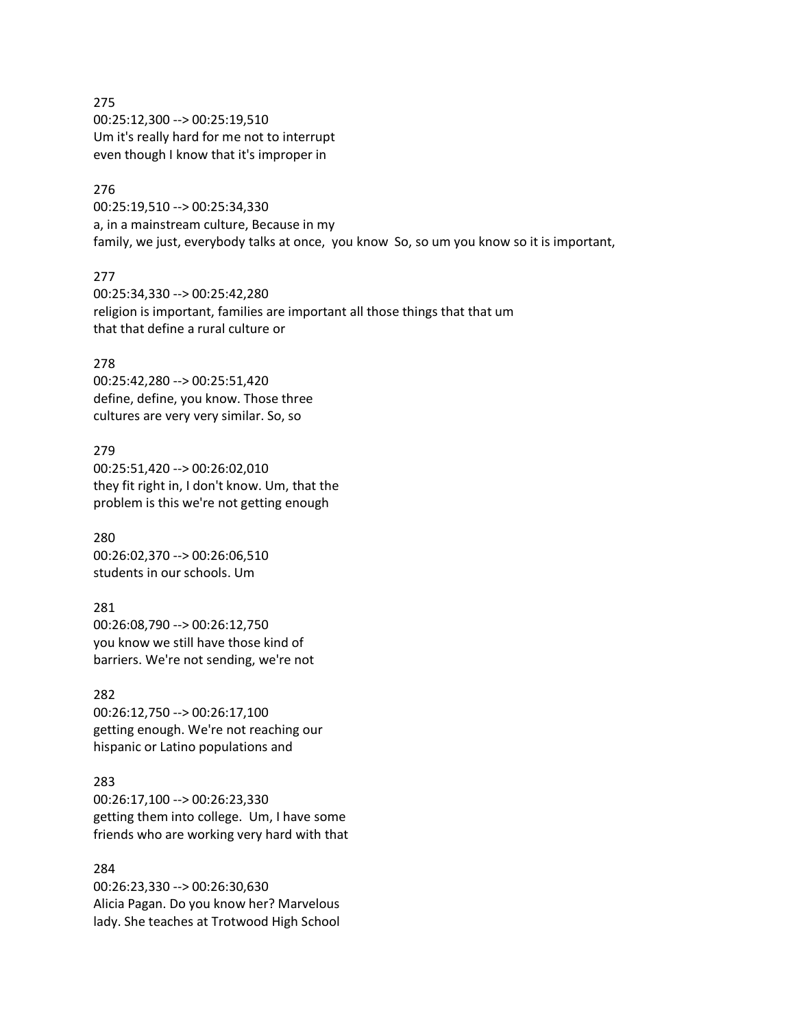275
00:25:12,300 --> 00:25:19,510
Um it's really hard for me not to interrupt
even though I know that it's improper in

276
00:25:19,510 --> 00:25:34,330
a, in a mainstream culture, Because in my
family, we just, everybody talks at once, you know So, so um you know so it is important,

277
00:25:34,330 --> 00:25:42,280
religion is important, families are important all those things that that um
that that define a rural culture or

278
00:25:42,280 --> 00:25:51,420
define, define, you know. Those three
cultures are very very similar. So, so

279
00:25:51,420 --> 00:26:02,010
they fit right in, I don't know. Um, that the
problem is this we're not getting enough

280
00:26:02,370 --> 00:26:06,510
students in our schools. Um

281
00:26:08,790 --> 00:26:12,750
you know we still have those kind of
barriers. We're not sending, we're not

282
00:26:12,750 --> 00:26:17,100
getting enough. We're not reaching our
hispanic or Latino populations and

283
00:26:17,100 --> 00:26:23,330
getting them into college. Um, I have some
friends who are working very hard with that

284
00:26:23,330 --> 00:26:30,630
Alicia Pagan. Do you know her? Marvelous
lady. She teaches at Trotwood High School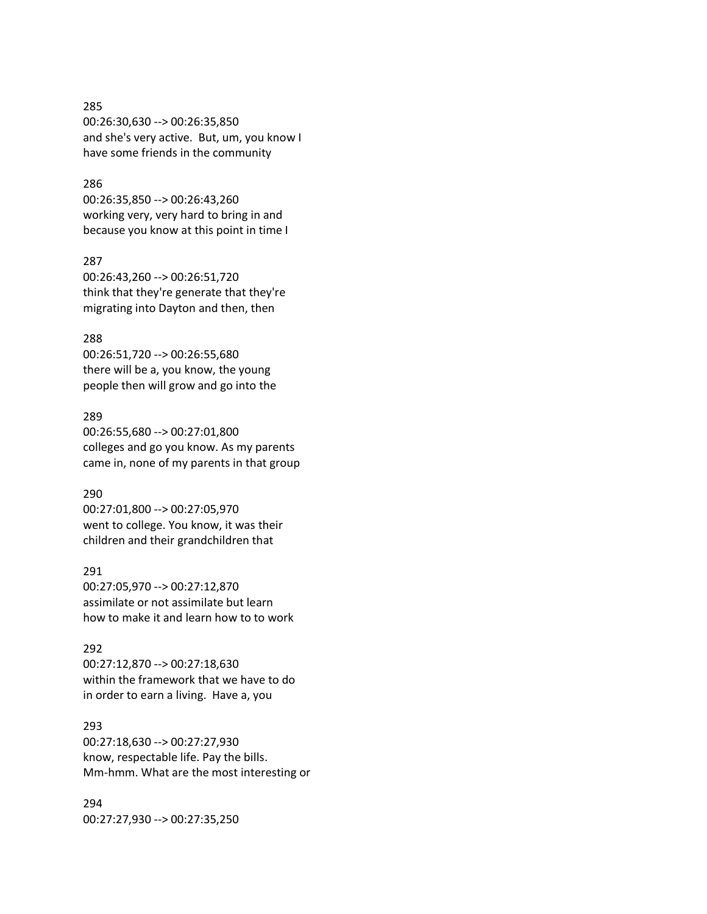285
00:26:30,630 --> 00:26:35,850
and she's very active.  But, um, you know I have some friends in the community

286
00:26:35,850 --> 00:26:43,260
working very, very hard to bring in and because you know at this point in time I

287
00:26:43,260 --> 00:26:51,720
think that they're generate that they're migrating into Dayton and then, then

288
00:26:51,720 --> 00:26:55,680
there will be a, you know, the young people then will grow and go into the

289
00:26:55,680 --> 00:27:01,800
colleges and go you know. As my parents came in, none of my parents in that group

290
00:27:01,800 --> 00:27:05,970
went to college. You know, it was their children and their grandchildren that

291
00:27:05,970 --> 00:27:12,870
assimilate or not assimilate but learn how to make it and learn how to to work

292
00:27:12,870 --> 00:27:18,630
within the framework that we have to do in order to earn a living.  Have a, you

293
00:27:18,630 --> 00:27:27,930
know, respectable life. Pay the bills. Mm-hmm. What are the most interesting or

294
00:27:27,930 --> 00:27:35,250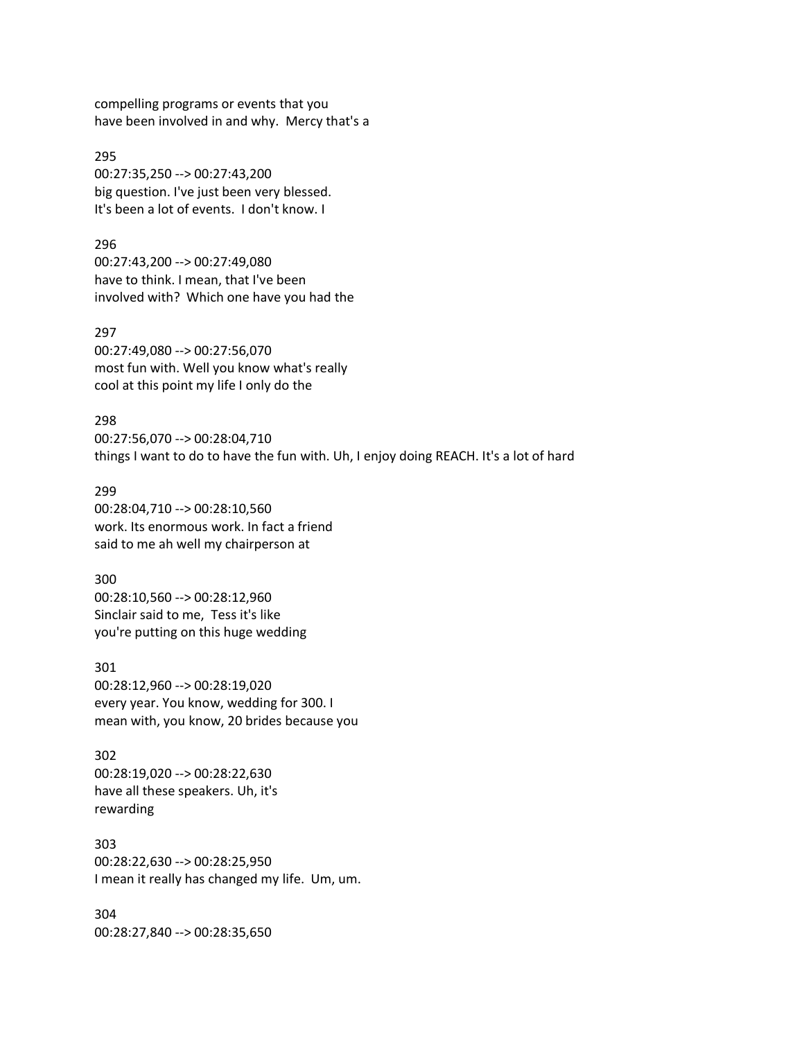compelling programs or events that you
have been involved in and why.  Mercy that's a

295
00:27:35,250 --> 00:27:43,200
big question. I've just been very blessed.
It's been a lot of events.  I don't know. I

296
00:27:43,200 --> 00:27:49,080
have to think. I mean, that I've been
involved with?  Which one have you had the

297
00:27:49,080 --> 00:27:56,070
most fun with. Well you know what's really
cool at this point my life I only do the

298
00:27:56,070 --> 00:28:04,710
things I want to do to have the fun with. Uh, I enjoy doing REACH. It's a lot of hard

299
00:28:04,710 --> 00:28:10,560
work. Its enormous work. In fact a friend
said to me ah well my chairperson at

300
00:28:10,560 --> 00:28:12,960
Sinclair said to me,  Tess it's like
you're putting on this huge wedding

301
00:28:12,960 --> 00:28:19,020
every year. You know, wedding for 300. I
mean with, you know, 20 brides because you

302
00:28:19,020 --> 00:28:22,630
have all these speakers. Uh, it's
rewarding

303
00:28:22,630 --> 00:28:25,950
I mean it really has changed my life.  Um, um.

304
00:28:27,840 --> 00:28:35,650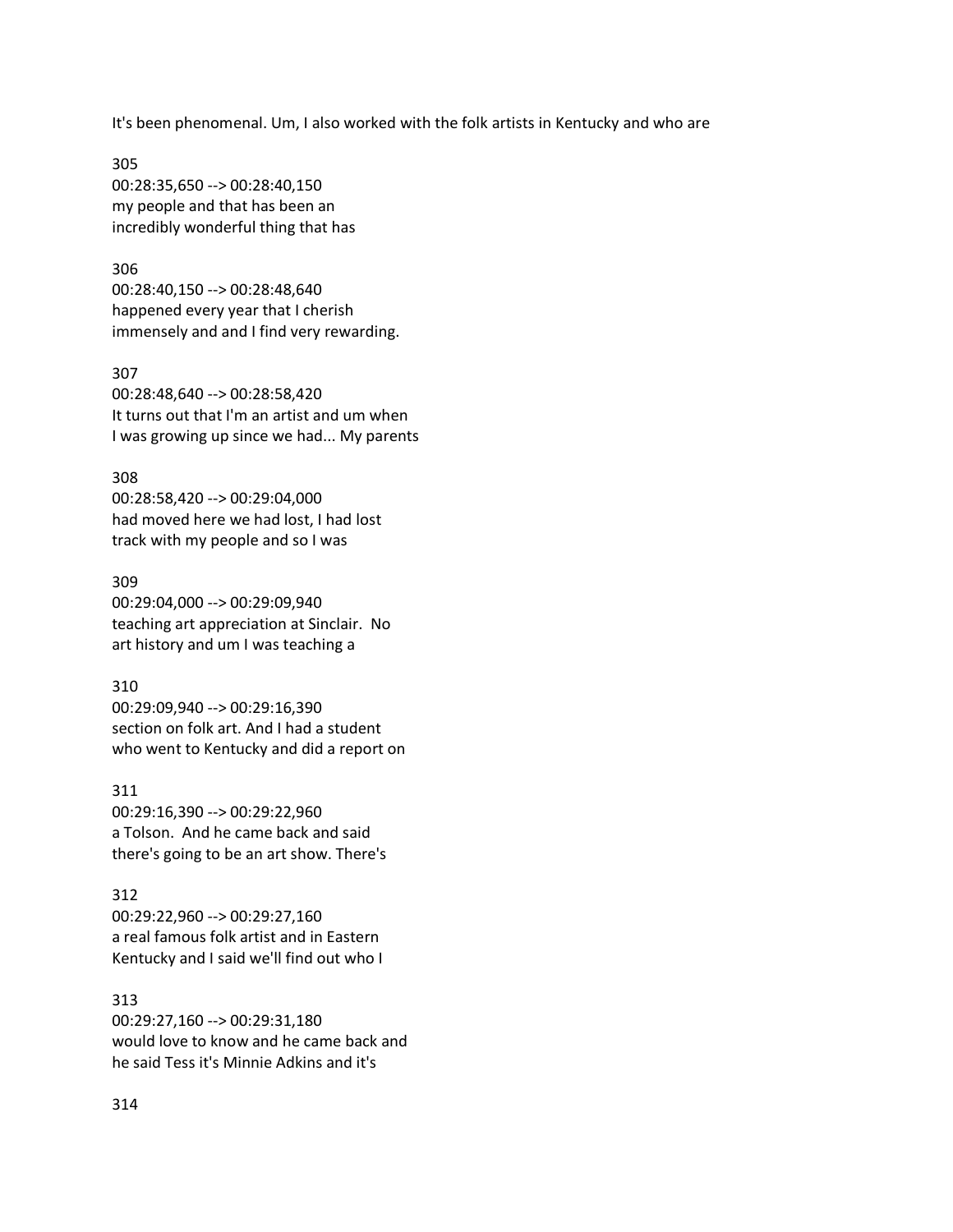It's been phenomenal. Um, I also worked with the folk artists in Kentucky and who are

305
00:28:35,650 --> 00:28:40,150
my people and that has been an
incredibly wonderful thing that has

306
00:28:40,150 --> 00:28:48,640
happened every year that I cherish
immensely and and I find very rewarding.

307
00:28:48,640 --> 00:28:58,420
It turns out that I'm an artist and um when
I was growing up since we had... My parents

308
00:28:58,420 --> 00:29:04,000
had moved here we had lost, I had lost
track with my people and so I was

309
00:29:04,000 --> 00:29:09,940
teaching art appreciation at Sinclair.  No
art history and um I was teaching a

310
00:29:09,940 --> 00:29:16,390
section on folk art. And I had a student
who went to Kentucky and did a report on

311
00:29:16,390 --> 00:29:22,960
a Tolson.  And he came back and said
there's going to be an art show. There's

312
00:29:22,960 --> 00:29:27,160
a real famous folk artist and in Eastern
Kentucky and I said we'll find out who I

313
00:29:27,160 --> 00:29:31,180
would love to know and he came back and
he said Tess it's Minnie Adkins and it's

314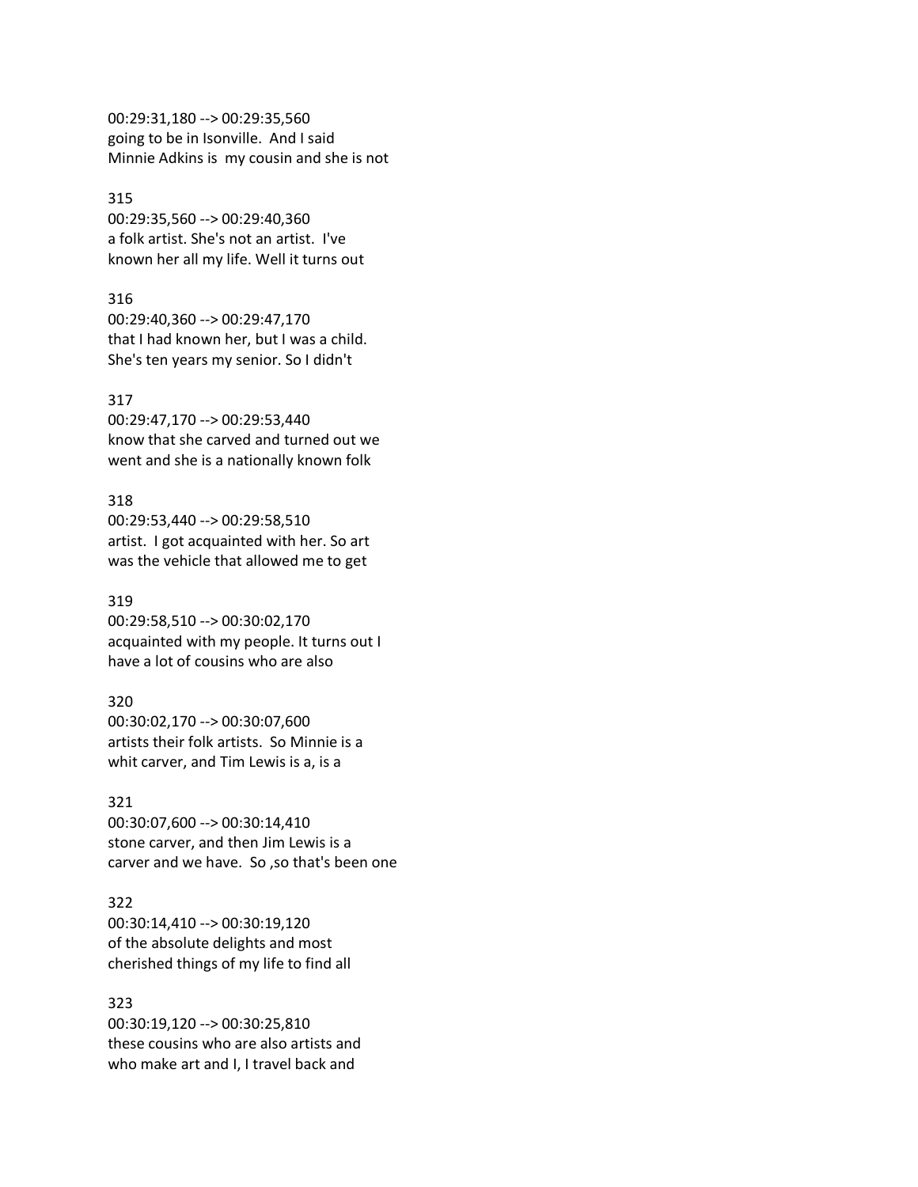00:29:31,180 --> 00:29:35,560
going to be in Isonville.  And I said
Minnie Adkins is  my cousin and she is not

315
00:29:35,560 --> 00:29:40,360
a folk artist. She's not an artist.  I've
known her all my life. Well it turns out

316
00:29:40,360 --> 00:29:47,170
that I had known her, but I was a child.
She's ten years my senior. So I didn't

317
00:29:47,170 --> 00:29:53,440
know that she carved and turned out we
went and she is a nationally known folk

318
00:29:53,440 --> 00:29:58,510
artist.  I got acquainted with her. So art
was the vehicle that allowed me to get

319
00:29:58,510 --> 00:30:02,170
acquainted with my people. It turns out I
have a lot of cousins who are also

320
00:30:02,170 --> 00:30:07,600
artists their folk artists.  So Minnie is a
whit carver, and Tim Lewis is a, is a

321
00:30:07,600 --> 00:30:14,410
stone carver, and then Jim Lewis is a
carver and we have.  So ,so that's been one

322
00:30:14,410 --> 00:30:19,120
of the absolute delights and most
cherished things of my life to find all

323
00:30:19,120 --> 00:30:25,810
these cousins who are also artists and
who make art and I, I travel back and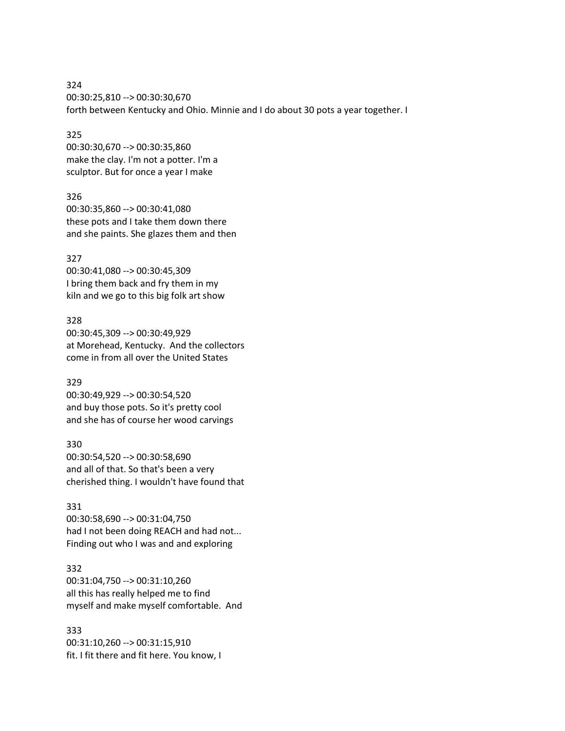324
00:30:25,810 --> 00:30:30,670
forth between Kentucky and Ohio. Minnie and I do about 30 pots a year together. I

325
00:30:30,670 --> 00:30:35,860
make the clay. I'm not a potter. I'm a
sculptor. But for once a year I make

326
00:30:35,860 --> 00:30:41,080
these pots and I take them down there
and she paints. She glazes them and then

327
00:30:41,080 --> 00:30:45,309
I bring them back and fry them in my
kiln and we go to this big folk art show

328
00:30:45,309 --> 00:30:49,929
at Morehead, Kentucky. And the collectors
come in from all over the United States

329
00:30:49,929 --> 00:30:54,520
and buy those pots. So it's pretty cool
and she has of course her wood carvings

330
00:30:54,520 --> 00:30:58,690
and all of that. So that's been a very
cherished thing. I wouldn't have found that

331
00:30:58,690 --> 00:31:04,750
had I not been doing REACH and had not...
Finding out who I was and and exploring

332
00:31:04,750 --> 00:31:10,260
all this has really helped me to find
myself and make myself comfortable. And

333
00:31:10,260 --> 00:31:15,910
fit. I fit there and fit here. You know, I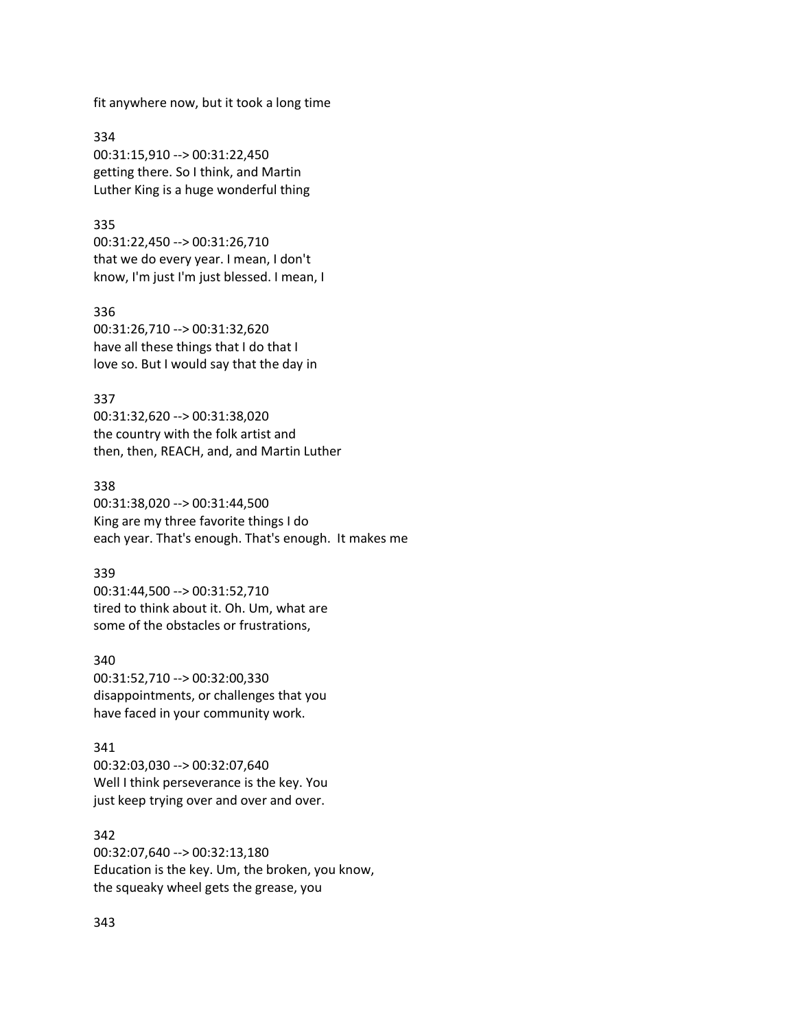fit anywhere now, but it took a long time

334
00:31:15,910 --> 00:31:22,450
getting there. So I think, and Martin
Luther King is a huge wonderful thing

335
00:31:22,450 --> 00:31:26,710
that we do every year. I mean, I don't
know, I'm just I'm just blessed. I mean, I

336
00:31:26,710 --> 00:31:32,620
have all these things that I do that I
love so. But I would say that the day in

337
00:31:32,620 --> 00:31:38,020
the country with the folk artist and
then, then, REACH, and, and Martin Luther

338
00:31:38,020 --> 00:31:44,500
King are my three favorite things I do
each year. That's enough. That's enough. It makes me

339
00:31:44,500 --> 00:31:52,710
tired to think about it. Oh. Um, what are
some of the obstacles or frustrations,

340
00:31:52,710 --> 00:32:00,330
disappointments, or challenges that you
have faced in your community work.

341
00:32:03,030 --> 00:32:07,640
Well I think perseverance is the key. You
just keep trying over and over and over.

342
00:32:07,640 --> 00:32:13,180
Education is the key. Um, the broken, you know,
the squeaky wheel gets the grease, you

343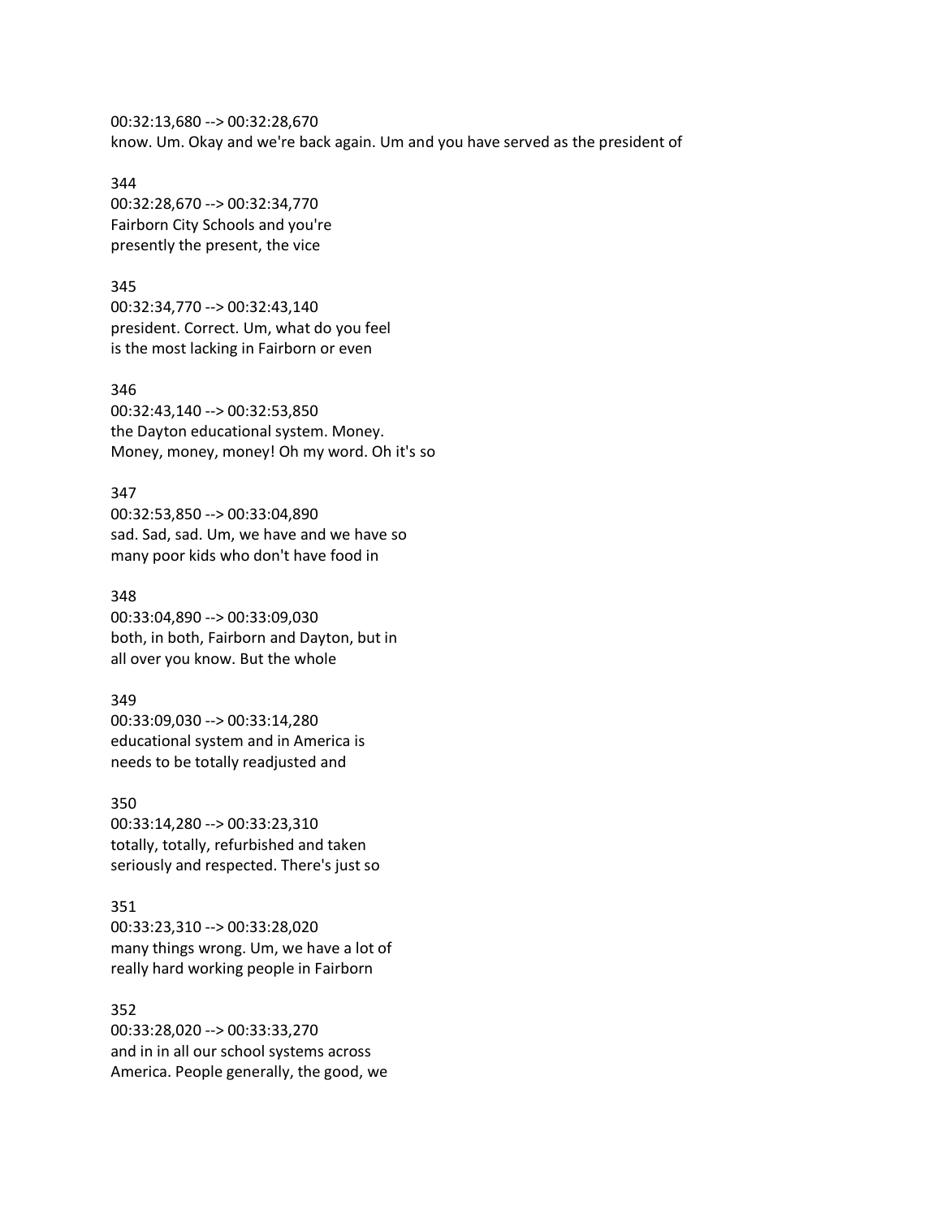00:32:13,680 --> 00:32:28,670
know. Um. Okay and we're back again. Um and you have served as the president of

344
00:32:28,670 --> 00:32:34,770
Fairborn City Schools and you're
presently the present, the vice

345
00:32:34,770 --> 00:32:43,140
president. Correct. Um, what do you feel
is the most lacking in Fairborn or even

346
00:32:43,140 --> 00:32:53,850
the Dayton educational system. Money.
Money, money, money! Oh my word. Oh it's so

347
00:32:53,850 --> 00:33:04,890
sad. Sad, sad. Um, we have and we have so
many poor kids who don't have food in

348
00:33:04,890 --> 00:33:09,030
both, in both, Fairborn and Dayton, but in
all over you know. But the whole

349
00:33:09,030 --> 00:33:14,280
educational system and in America is
needs to be totally readjusted and

350
00:33:14,280 --> 00:33:23,310
totally, totally, refurbished and taken
seriously and respected. There's just so

351
00:33:23,310 --> 00:33:28,020
many things wrong. Um, we have a lot of
really hard working people in Fairborn

352
00:33:28,020 --> 00:33:33,270
and in in all our school systems across
America. People generally, the good, we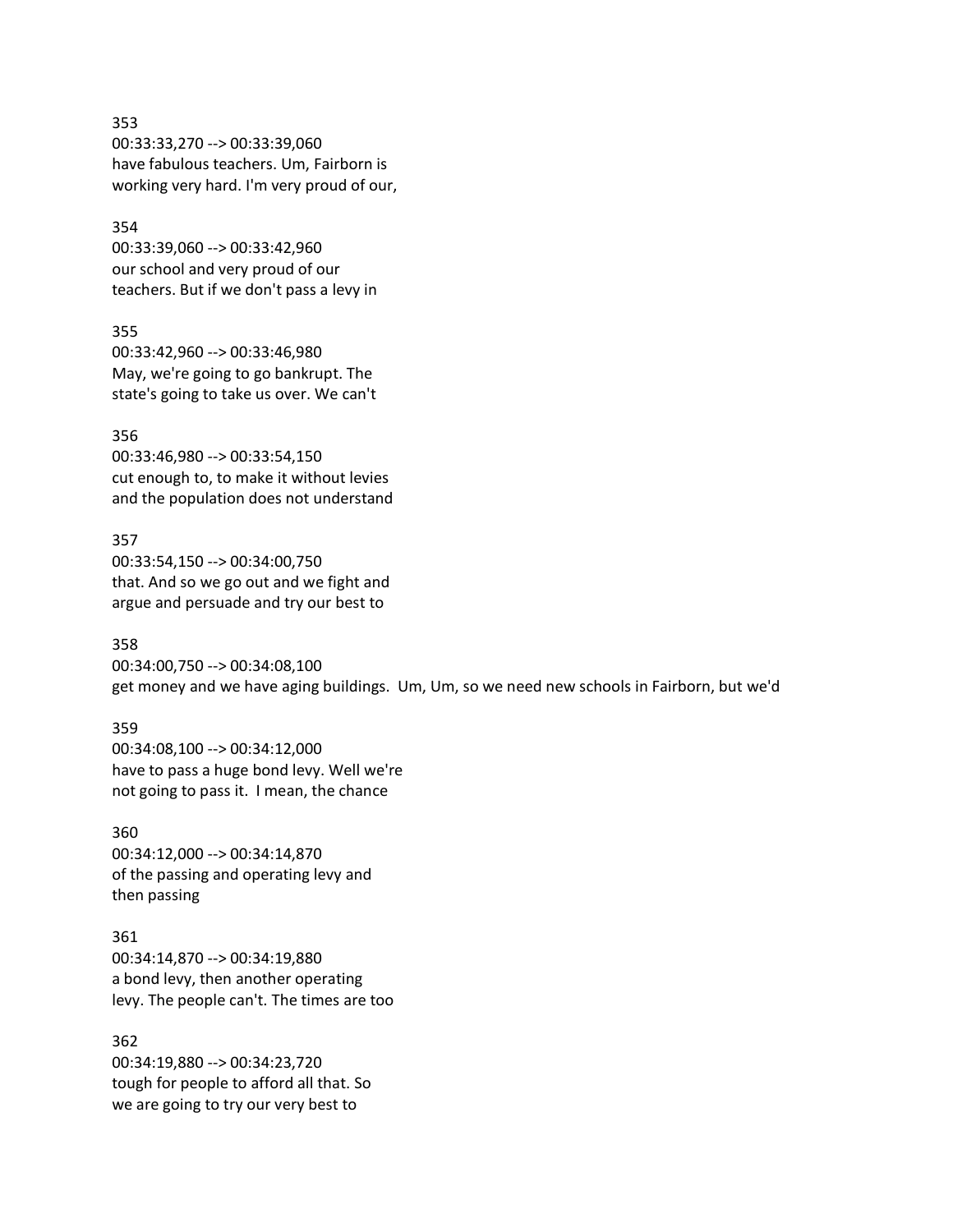353
00:33:33,270 --> 00:33:39,060
have fabulous teachers. Um, Fairborn is
working very hard. I'm very proud of our,

354
00:33:39,060 --> 00:33:42,960
our school and very proud of our
teachers. But if we don't pass a levy in

355
00:33:42,960 --> 00:33:46,980
May, we're going to go bankrupt. The
state's going to take us over. We can't

356
00:33:46,980 --> 00:33:54,150
cut enough to, to make it without levies
and the population does not understand

357
00:33:54,150 --> 00:34:00,750
that. And so we go out and we fight and
argue and persuade and try our best to

358
00:34:00,750 --> 00:34:08,100
get money and we have aging buildings. Um, Um, so we need new schools in Fairborn, but we'd

359
00:34:08,100 --> 00:34:12,000
have to pass a huge bond levy. Well we're
not going to pass it. I mean, the chance

360
00:34:12,000 --> 00:34:14,870
of the passing and operating levy and
then passing

361
00:34:14,870 --> 00:34:19,880
a bond levy, then another operating
levy. The people can't. The times are too

362
00:34:19,880 --> 00:34:23,720
tough for people to afford all that. So
we are going to try our very best to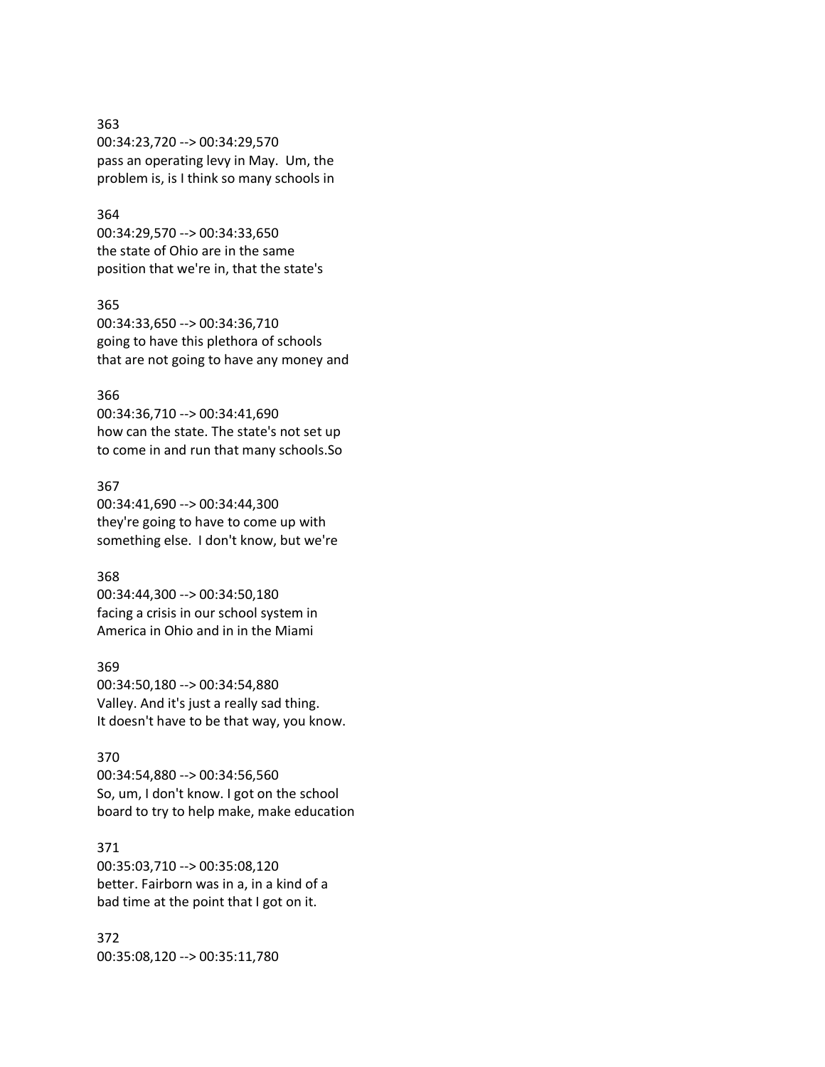363
00:34:23,720 --> 00:34:29,570
pass an operating levy in May.  Um, the
problem is, is I think so many schools in

364
00:34:29,570 --> 00:34:33,650
the state of Ohio are in the same
position that we're in, that the state's

365
00:34:33,650 --> 00:34:36,710
going to have this plethora of schools
that are not going to have any money and

366
00:34:36,710 --> 00:34:41,690
how can the state. The state's not set up
to come in and run that many schools.So

367
00:34:41,690 --> 00:34:44,300
they're going to have to come up with
something else.  I don't know, but we're

368
00:34:44,300 --> 00:34:50,180
facing a crisis in our school system in
America in Ohio and in in the Miami

369
00:34:50,180 --> 00:34:54,880
Valley. And it's just a really sad thing.
It doesn't have to be that way, you know.

370
00:34:54,880 --> 00:34:56,560
So, um, I don't know. I got on the school
board to try to help make, make education

371
00:35:03,710 --> 00:35:08,120
better. Fairborn was in a, in a kind of a
bad time at the point that I got on it.

372
00:35:08,120 --> 00:35:11,780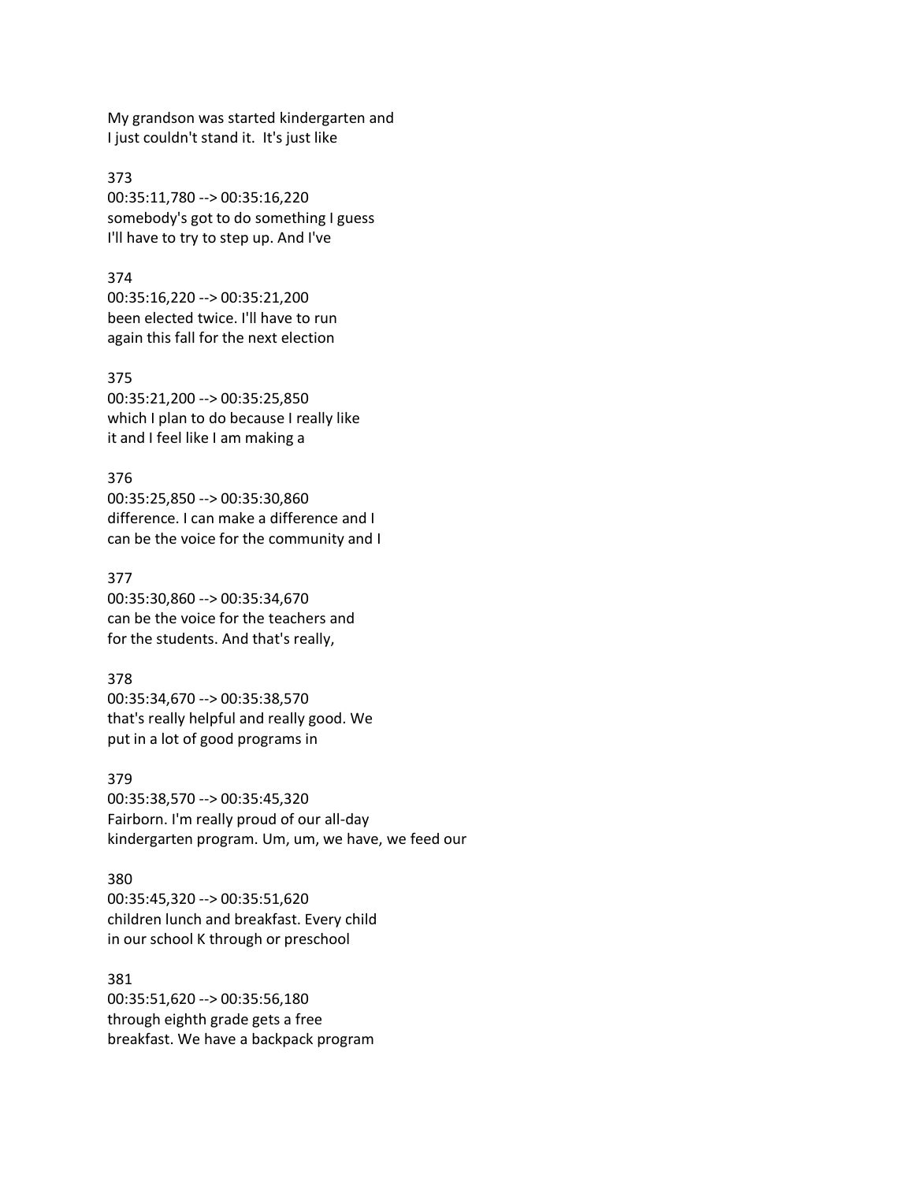My grandson was started kindergarten and
I just couldn't stand it.  It's just like

373
00:35:11,780 --> 00:35:16,220
somebody's got to do something I guess
I'll have to try to step up. And I've

374
00:35:16,220 --> 00:35:21,200
been elected twice. I'll have to run
again this fall for the next election

375
00:35:21,200 --> 00:35:25,850
which I plan to do because I really like
it and I feel like I am making a

376
00:35:25,850 --> 00:35:30,860
difference. I can make a difference and I
can be the voice for the community and I

377
00:35:30,860 --> 00:35:34,670
can be the voice for the teachers and
for the students. And that's really,

378
00:35:34,670 --> 00:35:38,570
that's really helpful and really good. We
put in a lot of good programs in

379
00:35:38,570 --> 00:35:45,320
Fairborn. I'm really proud of our all-day
kindergarten program. Um, um, we have, we feed our

380
00:35:45,320 --> 00:35:51,620
children lunch and breakfast. Every child
in our school K through or preschool

381
00:35:51,620 --> 00:35:56,180
through eighth grade gets a free
breakfast. We have a backpack program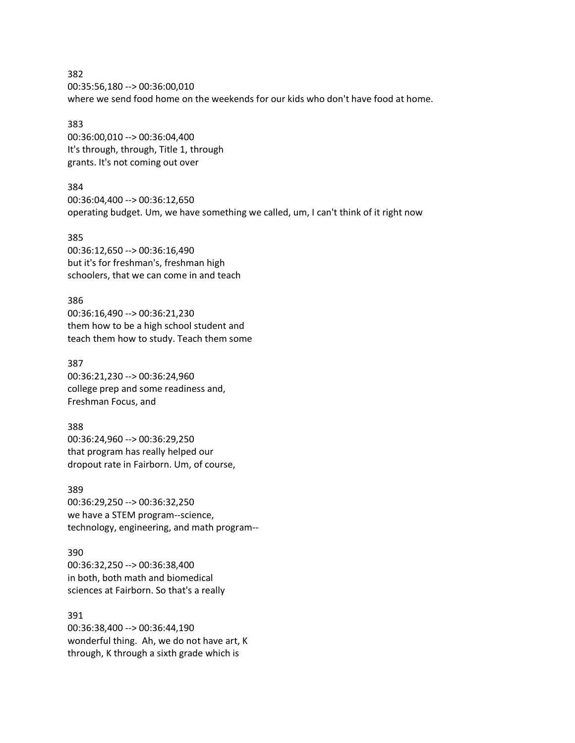382
00:35:56,180 --> 00:36:00,010
where we send food home on the weekends for our kids who don't have food at home.

383
00:36:00,010 --> 00:36:04,400
It's through, through, Title 1, through
grants. It's not coming out over

384
00:36:04,400 --> 00:36:12,650
operating budget. Um, we have something we called, um, I can't think of it right now

385
00:36:12,650 --> 00:36:16,490
but it's for freshman's, freshman high
schoolers, that we can come in and teach

386
00:36:16,490 --> 00:36:21,230
them how to be a high school student and
teach them how to study. Teach them some

387
00:36:21,230 --> 00:36:24,960
college prep and some readiness and,
Freshman Focus, and

388
00:36:24,960 --> 00:36:29,250
that program has really helped our
dropout rate in Fairborn. Um, of course,

389
00:36:29,250 --> 00:36:32,250
we have a STEM program--science,
technology, engineering, and math program--

390
00:36:32,250 --> 00:36:38,400
in both, both math and biomedical
sciences at Fairborn. So that's a really

391
00:36:38,400 --> 00:36:44,190
wonderful thing. Ah, we do not have art, K
through, K through a sixth grade which is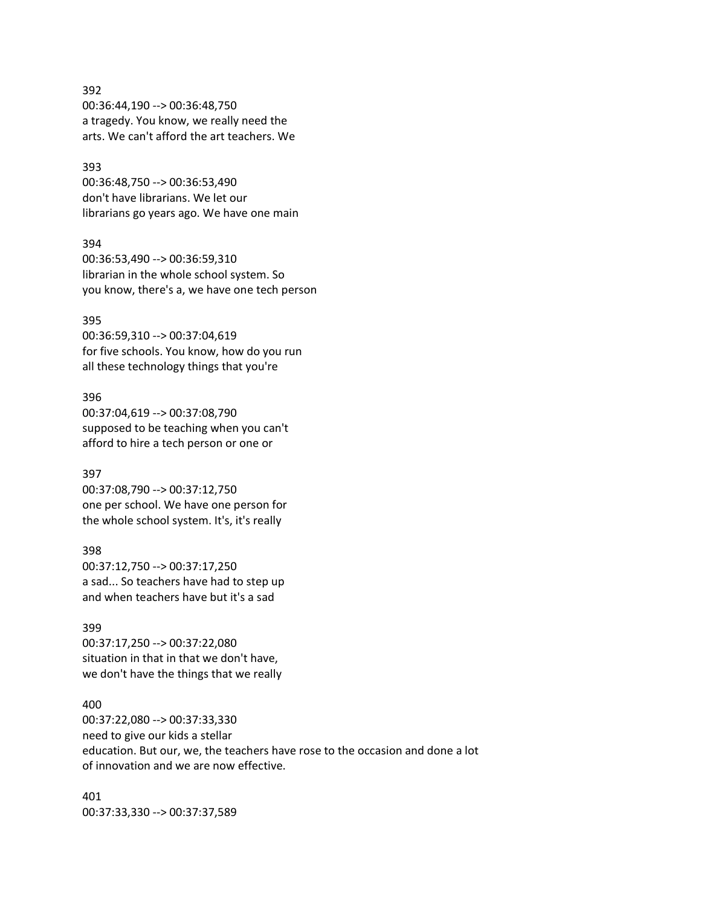392
00:36:44,190 --> 00:36:48,750
a tragedy. You know, we really need the
arts. We can't afford the art teachers. We

393
00:36:48,750 --> 00:36:53,490
don't have librarians. We let our
librarians go years ago. We have one main

394
00:36:53,490 --> 00:36:59,310
librarian in the whole school system. So
you know, there's a, we have one tech person

395
00:36:59,310 --> 00:37:04,619
for five schools. You know, how do you run
all these technology things that you're

396
00:37:04,619 --> 00:37:08,790
supposed to be teaching when you can't
afford to hire a tech person or one or

397
00:37:08,790 --> 00:37:12,750
one per school. We have one person for
the whole school system. It's, it's really

398
00:37:12,750 --> 00:37:17,250
a sad... So teachers have had to step up
and when teachers have but it's a sad

399
00:37:17,250 --> 00:37:22,080
situation in that in that we don't have,
we don't have the things that we really

400
00:37:22,080 --> 00:37:33,330
need to give our kids a stellar
education. But our, we, the teachers have rose to the occasion and done a lot
of innovation and we are now effective.

401
00:37:33,330 --> 00:37:37,589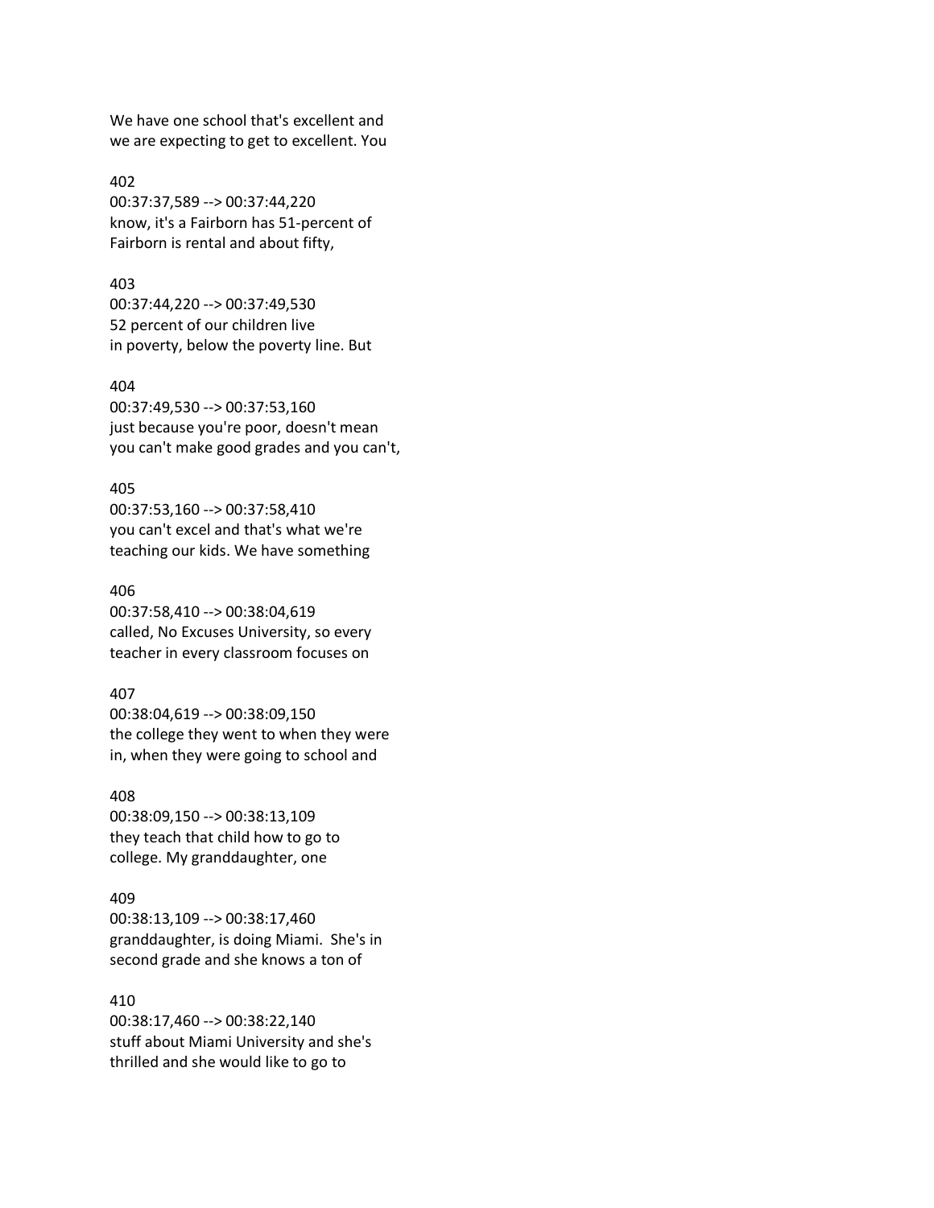We have one school that's excellent and
we are expecting to get to excellent. You

402
00:37:37,589 --> 00:37:44,220
know, it's a Fairborn has 51-percent of
Fairborn is rental and about fifty,

403
00:37:44,220 --> 00:37:49,530
52 percent of our children live
in poverty, below the poverty line. But

404
00:37:49,530 --> 00:37:53,160
just because you're poor, doesn't mean
you can't make good grades and you can't,

405
00:37:53,160 --> 00:37:58,410
you can't excel and that's what we're
teaching our kids. We have something

406
00:37:58,410 --> 00:38:04,619
called, No Excuses University, so every
teacher in every classroom focuses on

407
00:38:04,619 --> 00:38:09,150
the college they went to when they were
in, when they were going to school and

408
00:38:09,150 --> 00:38:13,109
they teach that child how to go to
college. My granddaughter, one

409
00:38:13,109 --> 00:38:17,460
granddaughter, is doing Miami. She's in
second grade and she knows a ton of

410
00:38:17,460 --> 00:38:22,140
stuff about Miami University and she's
thrilled and she would like to go to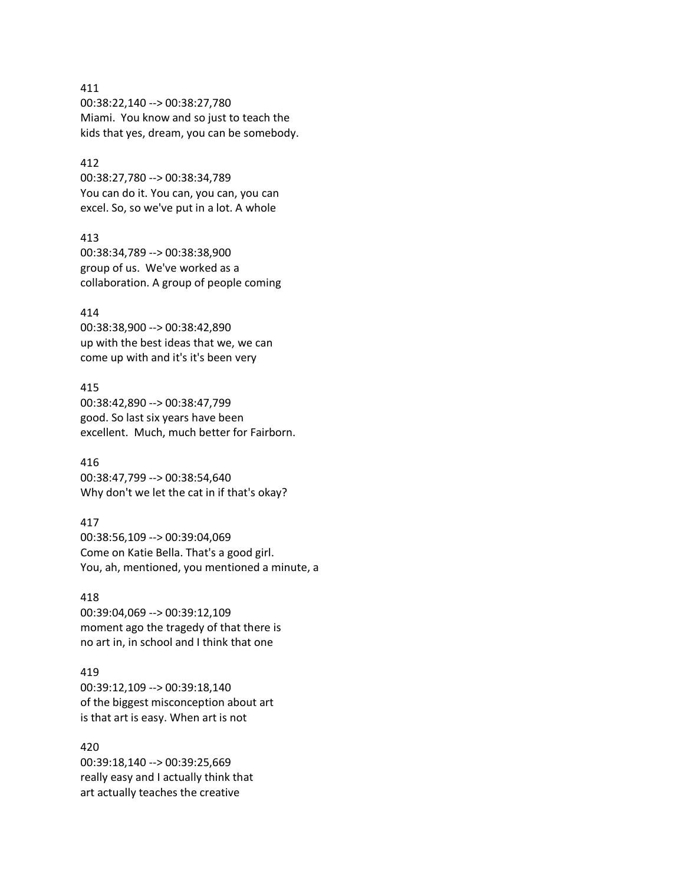411
00:38:22,140 --> 00:38:27,780
Miami.  You know and so just to teach the
kids that yes, dream, you can be somebody.

412
00:38:27,780 --> 00:38:34,789
You can do it. You can, you can, you can
excel. So, so we've put in a lot. A whole

413
00:38:34,789 --> 00:38:38,900
group of us.  We've worked as a
collaboration. A group of people coming

414
00:38:38,900 --> 00:38:42,890
up with the best ideas that we, we can
come up with and it's it's been very

415
00:38:42,890 --> 00:38:47,799
good. So last six years have been
excellent.  Much, much better for Fairborn.

416
00:38:47,799 --> 00:38:54,640
Why don't we let the cat in if that's okay?

417
00:38:56,109 --> 00:39:04,069
Come on Katie Bella. That's a good girl.
You, ah, mentioned, you mentioned a minute, a

418
00:39:04,069 --> 00:39:12,109
moment ago the tragedy of that there is
no art in, in school and I think that one

419
00:39:12,109 --> 00:39:18,140
of the biggest misconception about art
is that art is easy. When art is not

420
00:39:18,140 --> 00:39:25,669
really easy and I actually think that
art actually teaches the creative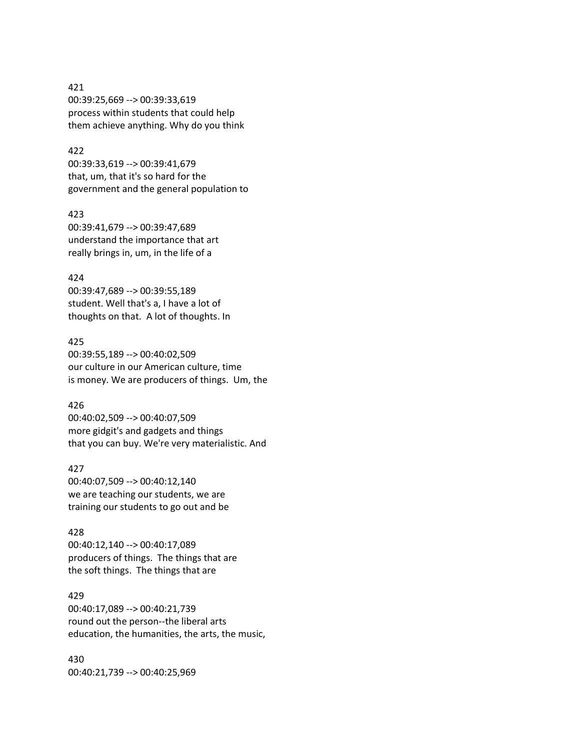421
00:39:25,669 --> 00:39:33,619
process within students that could help
them achieve anything. Why do you think

422
00:39:33,619 --> 00:39:41,679
that, um, that it's so hard for the
government and the general population to

423
00:39:41,679 --> 00:39:47,689
understand the importance that art
really brings in, um, in the life of a

424
00:39:47,689 --> 00:39:55,189
student. Well that's a, I have a lot of
thoughts on that.  A lot of thoughts. In

425
00:39:55,189 --> 00:40:02,509
our culture in our American culture, time
is money. We are producers of things.  Um, the

426
00:40:02,509 --> 00:40:07,509
more gidgit's and gadgets and things
that you can buy. We're very materialistic. And

427
00:40:07,509 --> 00:40:12,140
we are teaching our students, we are
training our students to go out and be

428
00:40:12,140 --> 00:40:17,089
producers of things.  The things that are
the soft things.  The things that are

429
00:40:17,089 --> 00:40:21,739
round out the person--the liberal arts
education, the humanities, the arts, the music,

430
00:40:21,739 --> 00:40:25,969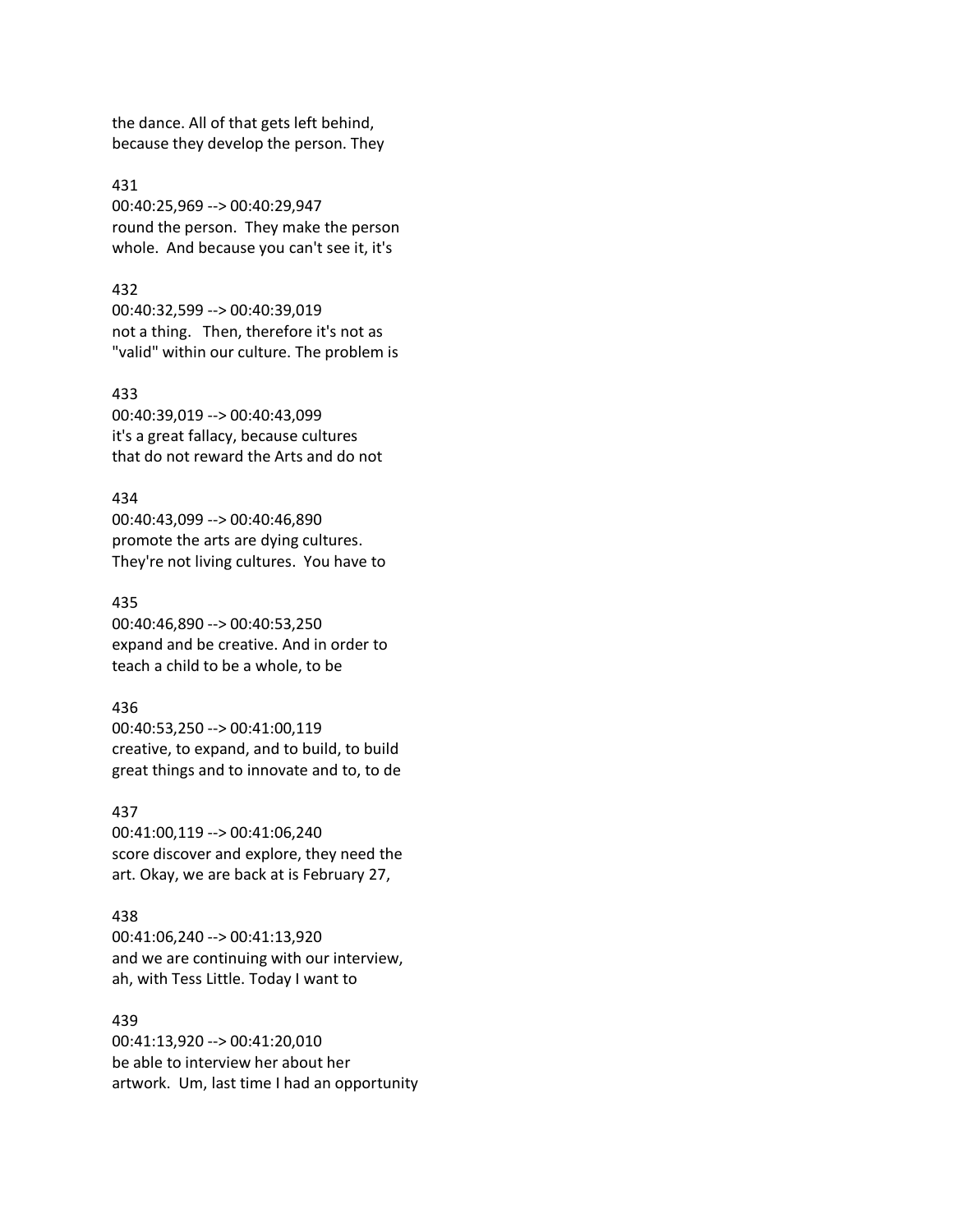the dance. All of that gets left behind, because they develop the person. They

431
00:40:25,969 --> 00:40:29,947
round the person. They make the person whole. And because you can't see it, it's

432
00:40:32,599 --> 00:40:39,019
not a thing. Then, therefore it's not as "valid" within our culture. The problem is

433
00:40:39,019 --> 00:40:43,099
it's a great fallacy, because cultures that do not reward the Arts and do not

434
00:40:43,099 --> 00:40:46,890
promote the arts are dying cultures. They're not living cultures. You have to

435
00:40:46,890 --> 00:40:53,250
expand and be creative. And in order to teach a child to be a whole, to be

436
00:40:53,250 --> 00:41:00,119
creative, to expand, and to build, to build great things and to innovate and to, to de

437
00:41:00,119 --> 00:41:06,240
score discover and explore, they need the art. Okay, we are back at is February 27,

438
00:41:06,240 --> 00:41:13,920
and we are continuing with our interview, ah, with Tess Little. Today I want to

439
00:41:13,920 --> 00:41:20,010
be able to interview her about her artwork. Um, last time I had an opportunity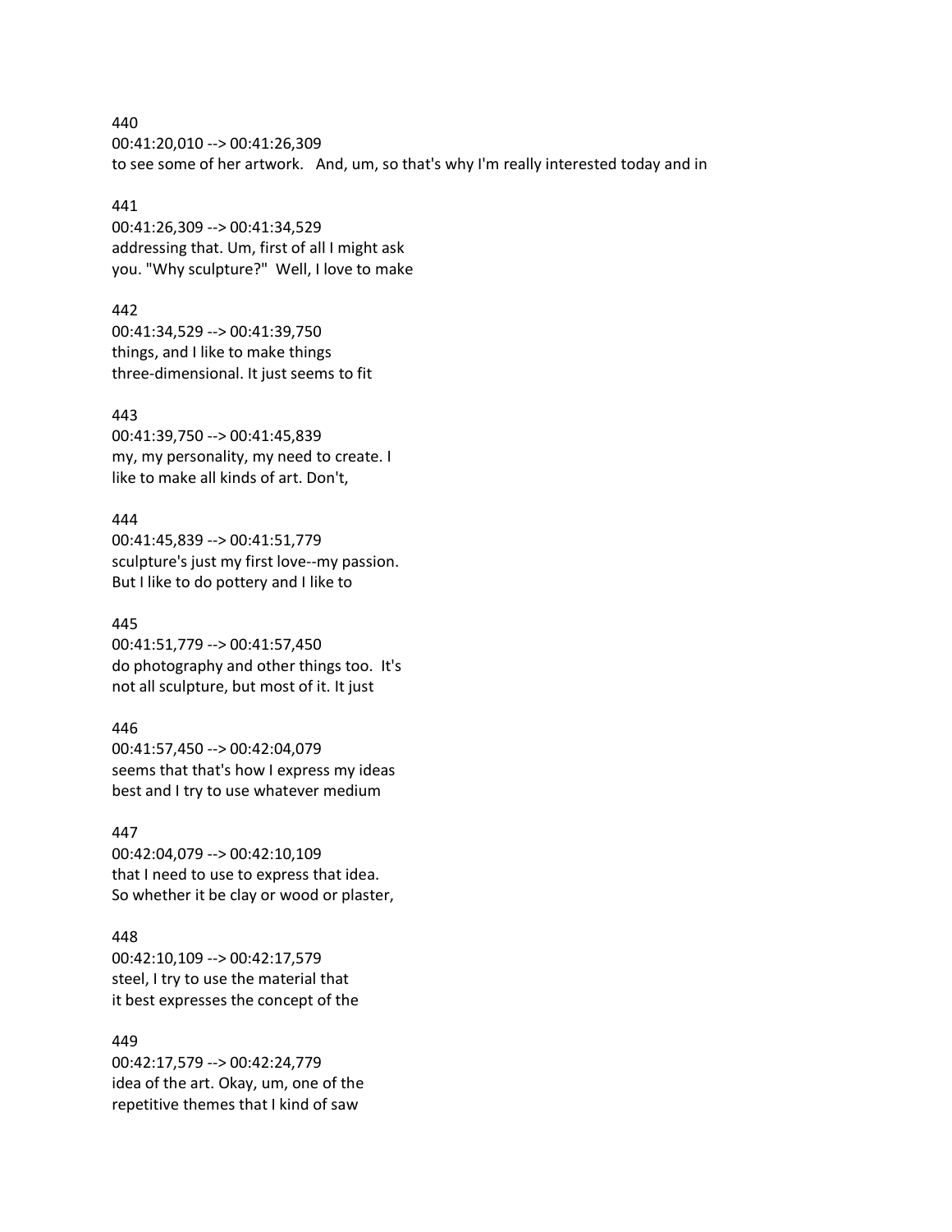440
00:41:20,010 --> 00:41:26,309
to see some of her artwork. And, um, so that's why I'm really interested today and in

441
00:41:26,309 --> 00:41:34,529
addressing that. Um, first of all I might ask
you. "Why sculpture?" Well, I love to make

442
00:41:34,529 --> 00:41:39,750
things, and I like to make things
three-dimensional. It just seems to fit

443
00:41:39,750 --> 00:41:45,839
my, my personality, my need to create. I
like to make all kinds of art. Don't,

444
00:41:45,839 --> 00:41:51,779
sculpture's just my first love--my passion.
But I like to do pottery and I like to

445
00:41:51,779 --> 00:41:57,450
do photography and other things too. It's
not all sculpture, but most of it. It just

446
00:41:57,450 --> 00:42:04,079
seems that that's how I express my ideas
best and I try to use whatever medium

447
00:42:04,079 --> 00:42:10,109
that I need to use to express that idea.
So whether it be clay or wood or plaster,

448
00:42:10,109 --> 00:42:17,579
steel, I try to use the material that
it best expresses the concept of the

449
00:42:17,579 --> 00:42:24,779
idea of the art. Okay, um, one of the
repetitive themes that I kind of saw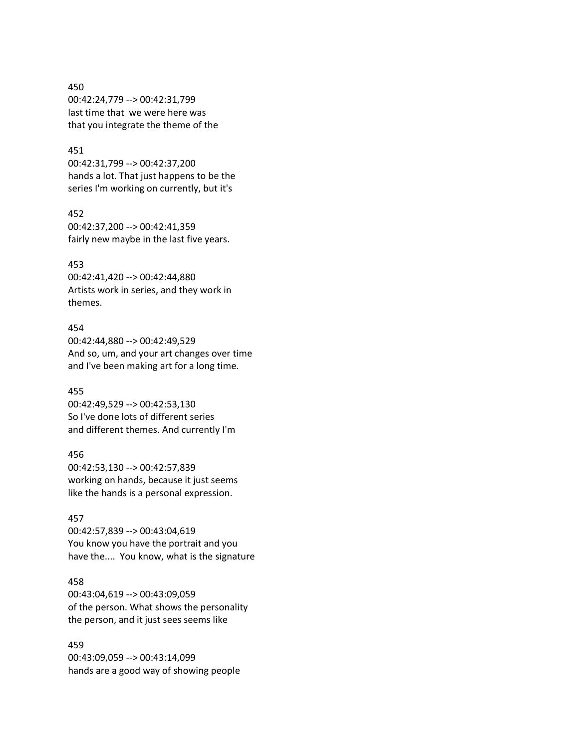450
00:42:24,779 --> 00:42:31,799
last time that  we were here was
that you integrate the theme of the

451
00:42:31,799 --> 00:42:37,200
hands a lot. That just happens to be the
series I'm working on currently, but it's

452
00:42:37,200 --> 00:42:41,359
fairly new maybe in the last five years.

453
00:42:41,420 --> 00:42:44,880
Artists work in series, and they work in
themes.

454
00:42:44,880 --> 00:42:49,529
And so, um, and your art changes over time
and I've been making art for a long time.

455
00:42:49,529 --> 00:42:53,130
So I've done lots of different series
and different themes. And currently I'm

456
00:42:53,130 --> 00:42:57,839
working on hands, because it just seems
like the hands is a personal expression.

457
00:42:57,839 --> 00:43:04,619
You know you have the portrait and you
have the....  You know, what is the signature

458
00:43:04,619 --> 00:43:09,059
of the person. What shows the personality
the person, and it just sees seems like

459
00:43:09,059 --> 00:43:14,099
hands are a good way of showing people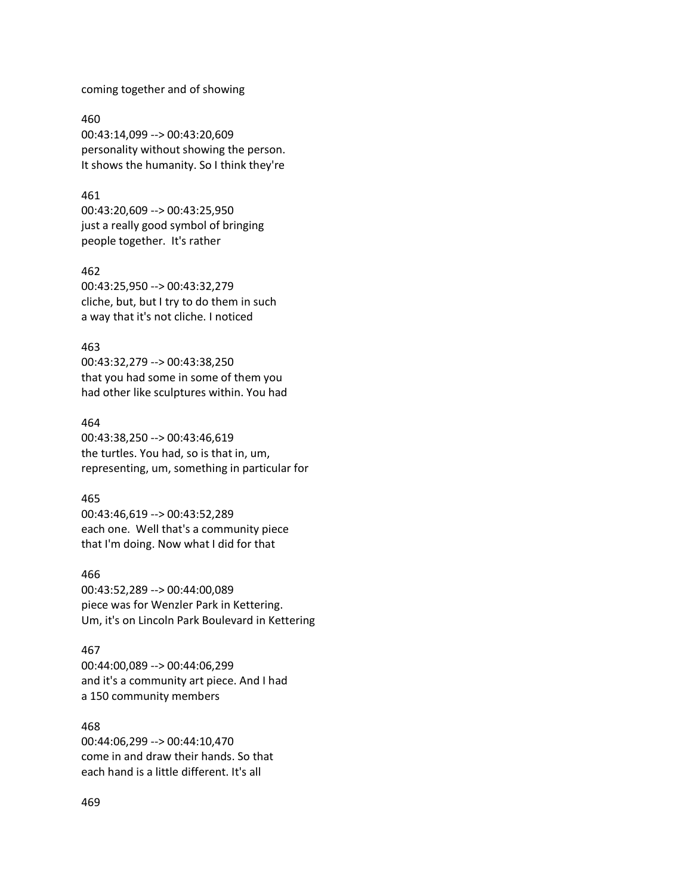coming together and of showing

460
00:43:14,099 --> 00:43:20,609
personality without showing the person.
It shows the humanity. So I think they're

461
00:43:20,609 --> 00:43:25,950
just a really good symbol of bringing
people together. It's rather

462
00:43:25,950 --> 00:43:32,279
cliche, but, but I try to do them in such
a way that it's not cliche. I noticed

463
00:43:32,279 --> 00:43:38,250
that you had some in some of them you
had other like sculptures within. You had

464
00:43:38,250 --> 00:43:46,619
the turtles. You had, so is that in, um,
representing, um, something in particular for

465
00:43:46,619 --> 00:43:52,289
each one. Well that's a community piece
that I'm doing. Now what I did for that

466
00:43:52,289 --> 00:44:00,089
piece was for Wenzler Park in Kettering.
Um, it's on Lincoln Park Boulevard in Kettering

467
00:44:00,089 --> 00:44:06,299
and it's a community art piece. And I had
a 150 community members

468
00:44:06,299 --> 00:44:10,470
come in and draw their hands. So that
each hand is a little different. It's all

469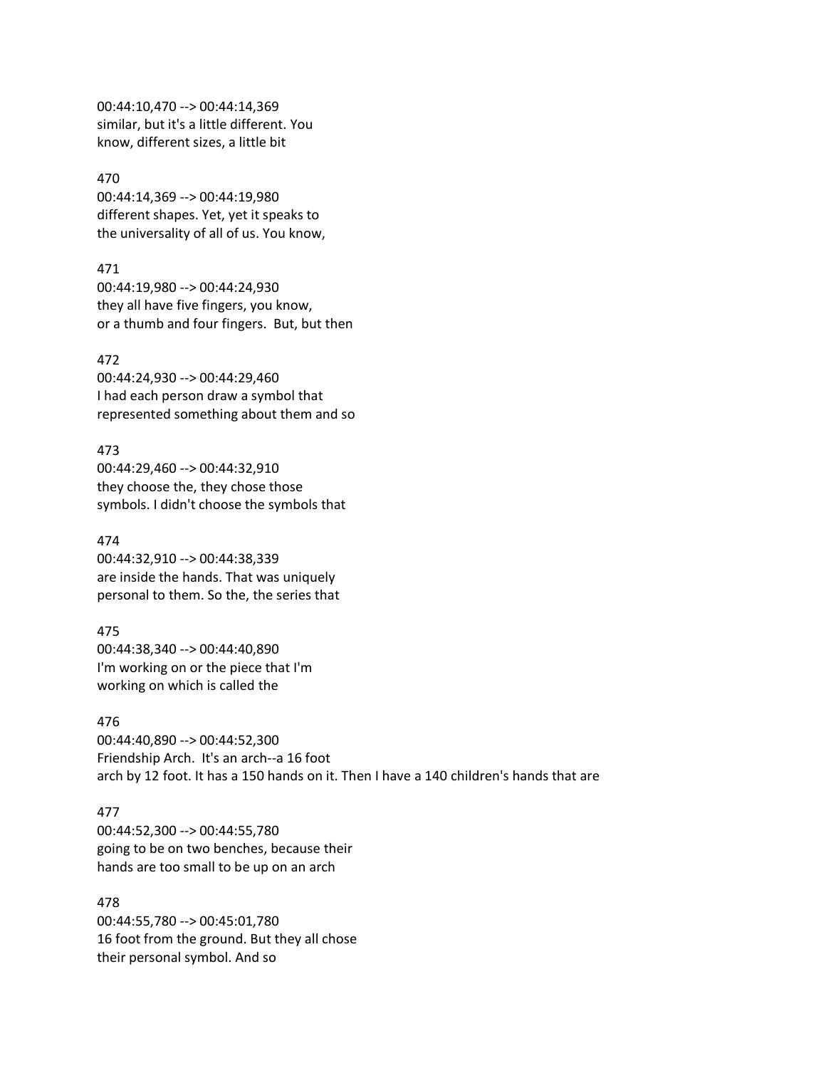00:44:10,470 --> 00:44:14,369
similar, but it's a little different. You
know, different sizes, a little bit

470
00:44:14,369 --> 00:44:19,980
different shapes. Yet, yet it speaks to
the universality of all of us. You know,

471
00:44:19,980 --> 00:44:24,930
they all have five fingers, you know,
or a thumb and four fingers. But, but then

472
00:44:24,930 --> 00:44:29,460
I had each person draw a symbol that
represented something about them and so

473
00:44:29,460 --> 00:44:32,910
they choose the, they chose those
symbols. I didn't choose the symbols that

474
00:44:32,910 --> 00:44:38,339
are inside the hands. That was uniquely
personal to them. So the, the series that

475
00:44:38,340 --> 00:44:40,890
I'm working on or the piece that I'm
working on which is called the

476
00:44:40,890 --> 00:44:52,300
Friendship Arch. It's an arch--a 16 foot
arch by 12 foot. It has a 150 hands on it. Then I have a 140 children's hands that are

477
00:44:52,300 --> 00:44:55,780
going to be on two benches, because their
hands are too small to be up on an arch

478
00:44:55,780 --> 00:45:01,780
16 foot from the ground. But they all chose
their personal symbol. And so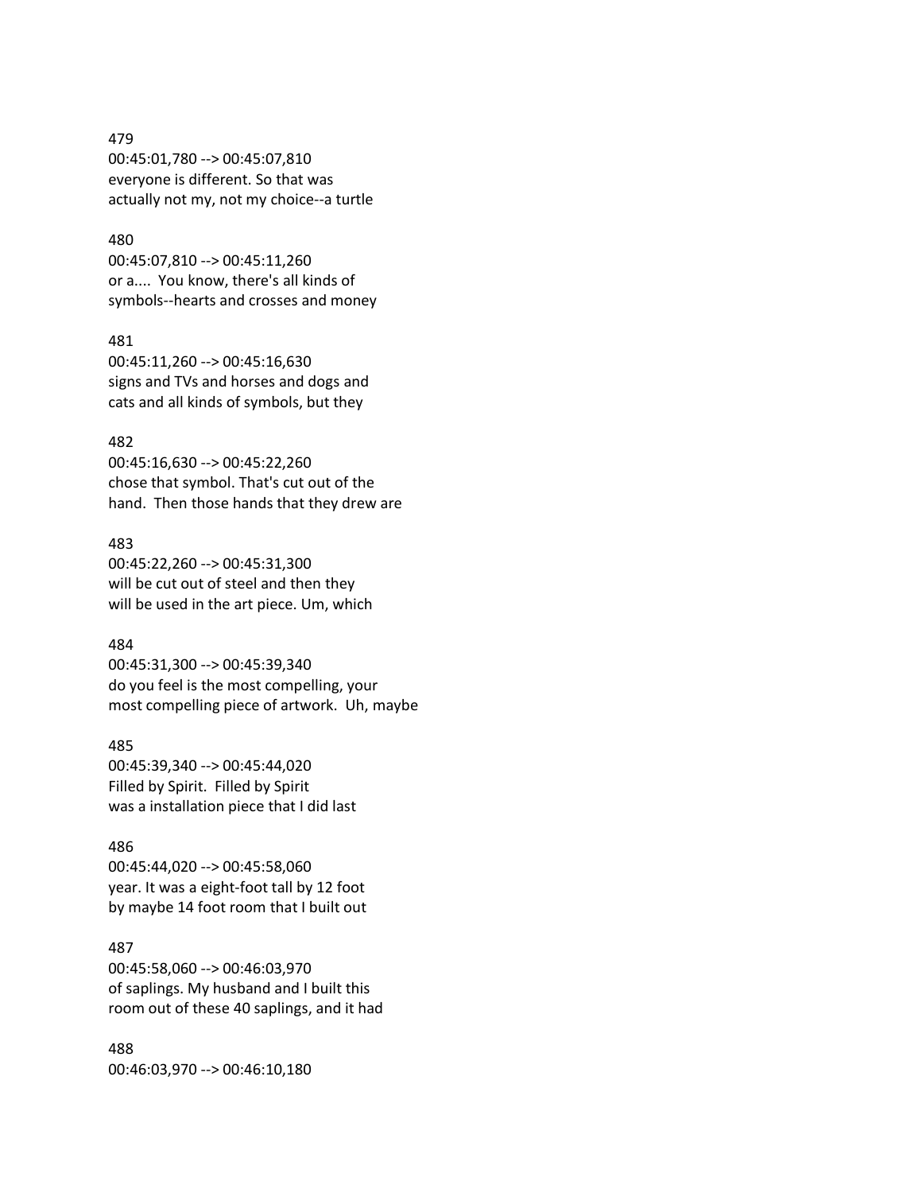479
00:45:01,780 --> 00:45:07,810
everyone is different. So that was
actually not my, not my choice--a turtle

480
00:45:07,810 --> 00:45:11,260
or a.... You know, there's all kinds of
symbols--hearts and crosses and money

481
00:45:11,260 --> 00:45:16,630
signs and TVs and horses and dogs and
cats and all kinds of symbols, but they

482
00:45:16,630 --> 00:45:22,260
chose that symbol. That's cut out of the
hand. Then those hands that they drew are

483
00:45:22,260 --> 00:45:31,300
will be cut out of steel and then they
will be used in the art piece. Um, which

484
00:45:31,300 --> 00:45:39,340
do you feel is the most compelling, your
most compelling piece of artwork. Uh, maybe

485
00:45:39,340 --> 00:45:44,020
Filled by Spirit. Filled by Spirit
was a installation piece that I did last

486
00:45:44,020 --> 00:45:58,060
year. It was a eight-foot tall by 12 foot
by maybe 14 foot room that I built out

487
00:45:58,060 --> 00:46:03,970
of saplings. My husband and I built this
room out of these 40 saplings, and it had

488
00:46:03,970 --> 00:46:10,180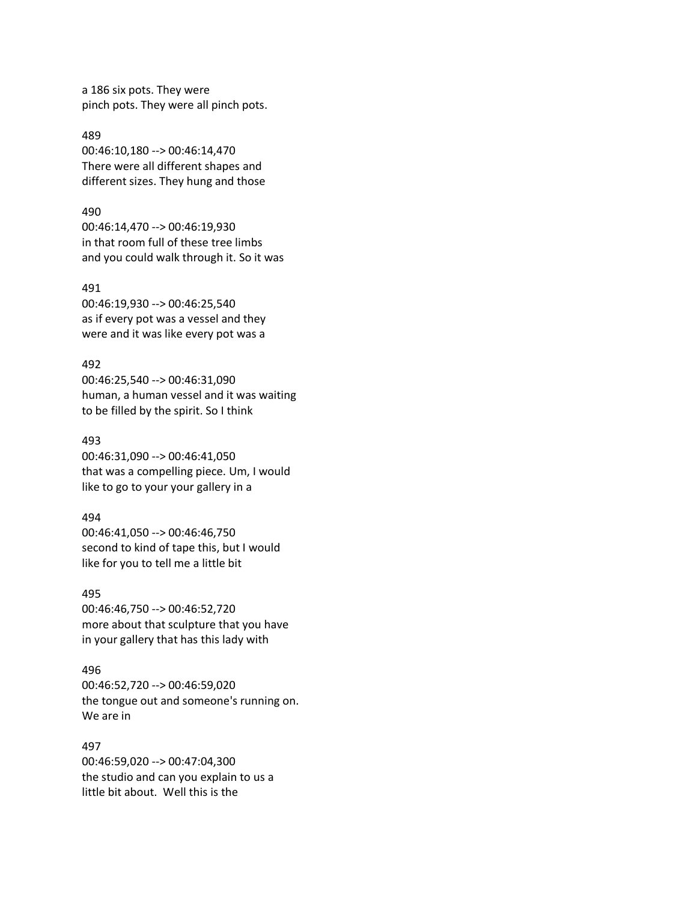a 186 six pots. They were
pinch pots. They were all pinch pots.

489
00:46:10,180 --> 00:46:14,470
There were all different shapes and
different sizes. They hung and those

490
00:46:14,470 --> 00:46:19,930
in that room full of these tree limbs
and you could walk through it. So it was

491
00:46:19,930 --> 00:46:25,540
as if every pot was a vessel and they
were and it was like every pot was a

492
00:46:25,540 --> 00:46:31,090
human, a human vessel and it was waiting
to be filled by the spirit. So I think

493
00:46:31,090 --> 00:46:41,050
that was a compelling piece. Um, I would
like to go to your your gallery in a

494
00:46:41,050 --> 00:46:46,750
second to kind of tape this, but I would
like for you to tell me a little bit

495
00:46:46,750 --> 00:46:52,720
more about that sculpture that you have
in your gallery that has this lady with

496
00:46:52,720 --> 00:46:59,020
the tongue out and someone's running on.
We are in

497
00:46:59,020 --> 00:47:04,300
the studio and can you explain to us a
little bit about. Well this is the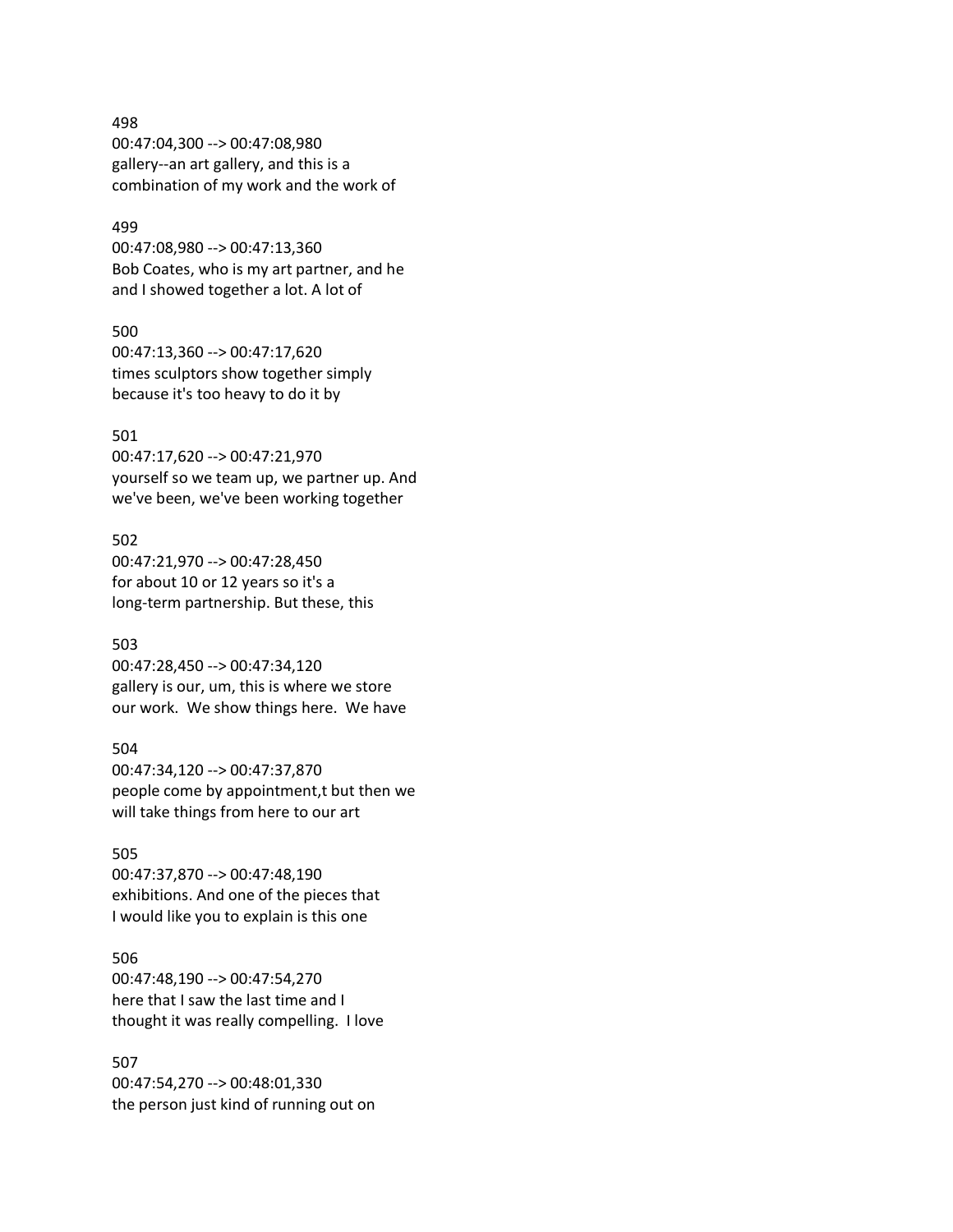498
00:47:04,300 --> 00:47:08,980
gallery--an art gallery, and this is a
combination of my work and the work of

499
00:47:08,980 --> 00:47:13,360
Bob Coates, who is my art partner, and he
and I showed together a lot. A lot of

500
00:47:13,360 --> 00:47:17,620
times sculptors show together simply
because it's too heavy to do it by

501
00:47:17,620 --> 00:47:21,970
yourself so we team up, we partner up. And
we've been, we've been working together

502
00:47:21,970 --> 00:47:28,450
for about 10 or 12 years so it's a
long-term partnership. But these, this

503
00:47:28,450 --> 00:47:34,120
gallery is our, um, this is where we store
our work. We show things here. We have

504
00:47:34,120 --> 00:47:37,870
people come by appointment,t but then we
will take things from here to our art

505
00:47:37,870 --> 00:47:48,190
exhibitions. And one of the pieces that
I would like you to explain is this one

506
00:47:48,190 --> 00:47:54,270
here that I saw the last time and I
thought it was really compelling. I love

507
00:47:54,270 --> 00:48:01,330
the person just kind of running out on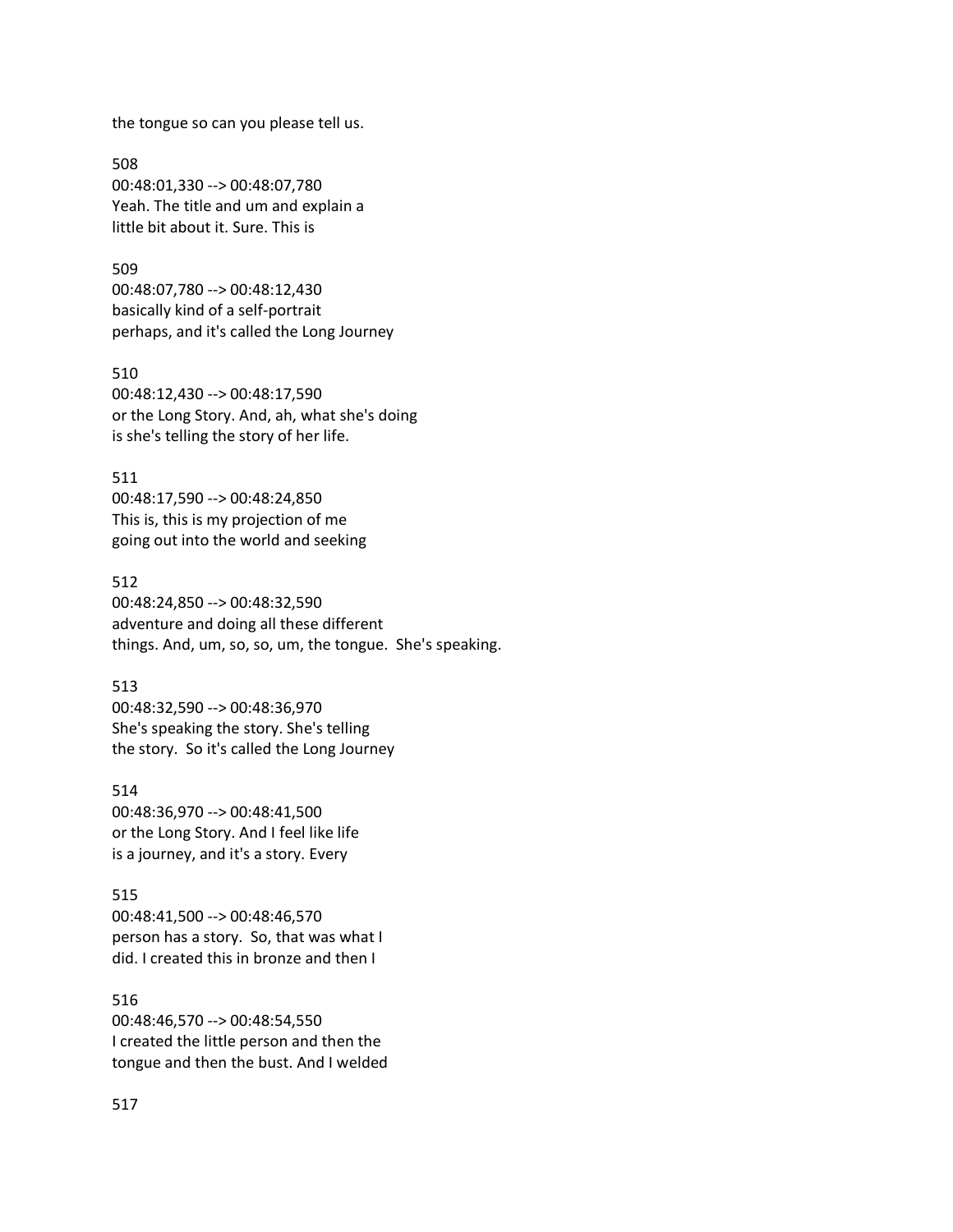the tongue so can you please tell us.

508
00:48:01,330 --> 00:48:07,780
Yeah. The title and um and explain a
little bit about it. Sure. This is

509
00:48:07,780 --> 00:48:12,430
basically kind of a self-portrait
perhaps, and it's called the Long Journey

510
00:48:12,430 --> 00:48:17,590
or the Long Story. And, ah, what she's doing
is she's telling the story of her life.

511
00:48:17,590 --> 00:48:24,850
This is, this is my projection of me
going out into the world and seeking

512
00:48:24,850 --> 00:48:32,590
adventure and doing all these different
things. And, um, so, so, um, the tongue. She's speaking.

513
00:48:32,590 --> 00:48:36,970
She's speaking the story. She's telling
the story. So it's called the Long Journey

514
00:48:36,970 --> 00:48:41,500
or the Long Story. And I feel like life
is a journey, and it's a story. Every

515
00:48:41,500 --> 00:48:46,570
person has a story. So, that was what I
did. I created this in bronze and then I

516
00:48:46,570 --> 00:48:54,550
I created the little person and then the
tongue and then the bust. And I welded

517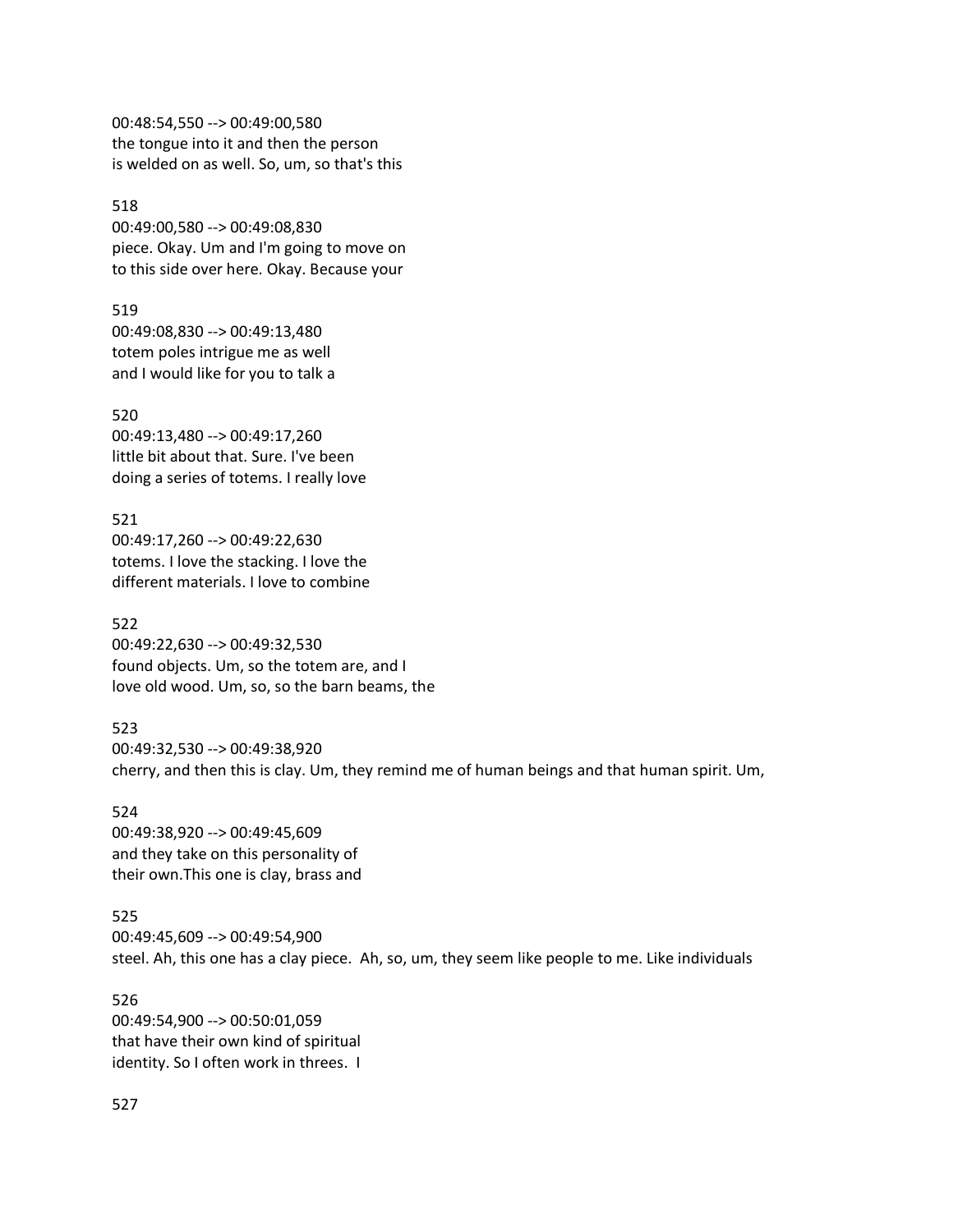00:48:54,550 --> 00:49:00,580
the tongue into it and then the person
is welded on as well. So, um, so that's this

518
00:49:00,580 --> 00:49:08,830
piece. Okay. Um and I'm going to move on
to this side over here. Okay. Because your

519
00:49:08,830 --> 00:49:13,480
totem poles intrigue me as well
and I would like for you to talk a

520
00:49:13,480 --> 00:49:17,260
little bit about that. Sure. I've been
doing a series of totems. I really love

521
00:49:17,260 --> 00:49:22,630
totems. I love the stacking. I love the
different materials. I love to combine

522
00:49:22,630 --> 00:49:32,530
found objects. Um, so the totem are, and I
love old wood. Um, so, so the barn beams, the

523
00:49:32,530 --> 00:49:38,920
cherry, and then this is clay. Um, they remind me of human beings and that human spirit. Um,

524
00:49:38,920 --> 00:49:45,609
and they take on this personality of
their own.This one is clay, brass and

525
00:49:45,609 --> 00:49:54,900
steel. Ah, this one has a clay piece. Ah, so, um, they seem like people to me. Like individuals

526
00:49:54,900 --> 00:50:01,059
that have their own kind of spiritual
identity. So I often work in threes. I

527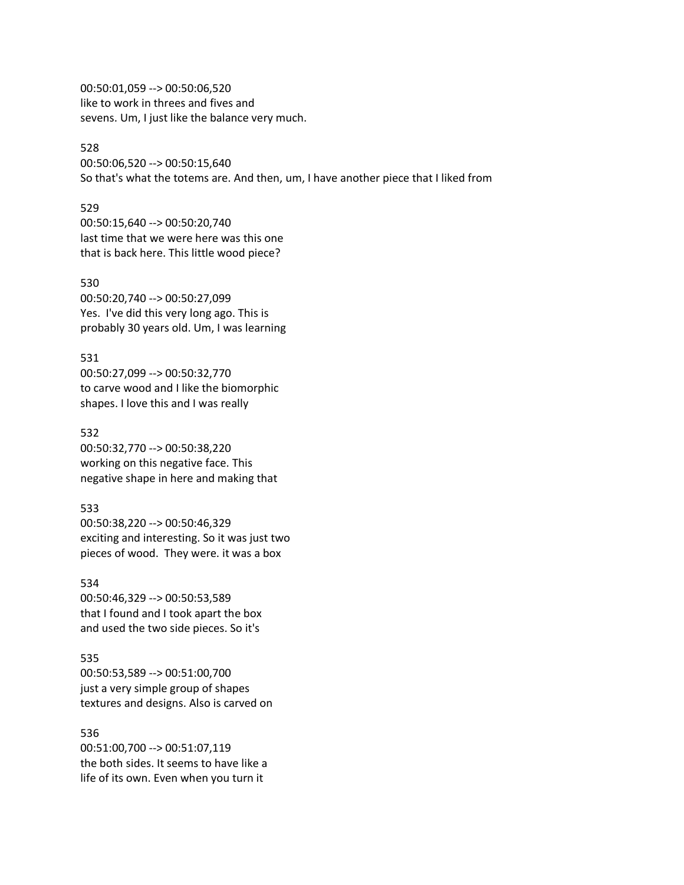00:50:01,059 --> 00:50:06,520
like to work in threes and fives and
sevens. Um, I just like the balance very much.

528
00:50:06,520 --> 00:50:15,640
So that's what the totems are. And then, um, I have another piece that I liked from

529
00:50:15,640 --> 00:50:20,740
last time that we were here was this one
that is back here. This little wood piece?

530
00:50:20,740 --> 00:50:27,099
Yes.  I've did this very long ago. This is
probably 30 years old. Um, I was learning

531
00:50:27,099 --> 00:50:32,770
to carve wood and I like the biomorphic
shapes. I love this and I was really

532
00:50:32,770 --> 00:50:38,220
working on this negative face. This
negative shape in here and making that

533
00:50:38,220 --> 00:50:46,329
exciting and interesting. So it was just two
pieces of wood.  They were. it was a box

534
00:50:46,329 --> 00:50:53,589
that I found and I took apart the box
and used the two side pieces. So it's

535
00:50:53,589 --> 00:51:00,700
just a very simple group of shapes
textures and designs. Also is carved on

536
00:51:00,700 --> 00:51:07,119
the both sides. It seems to have like a
life of its own. Even when you turn it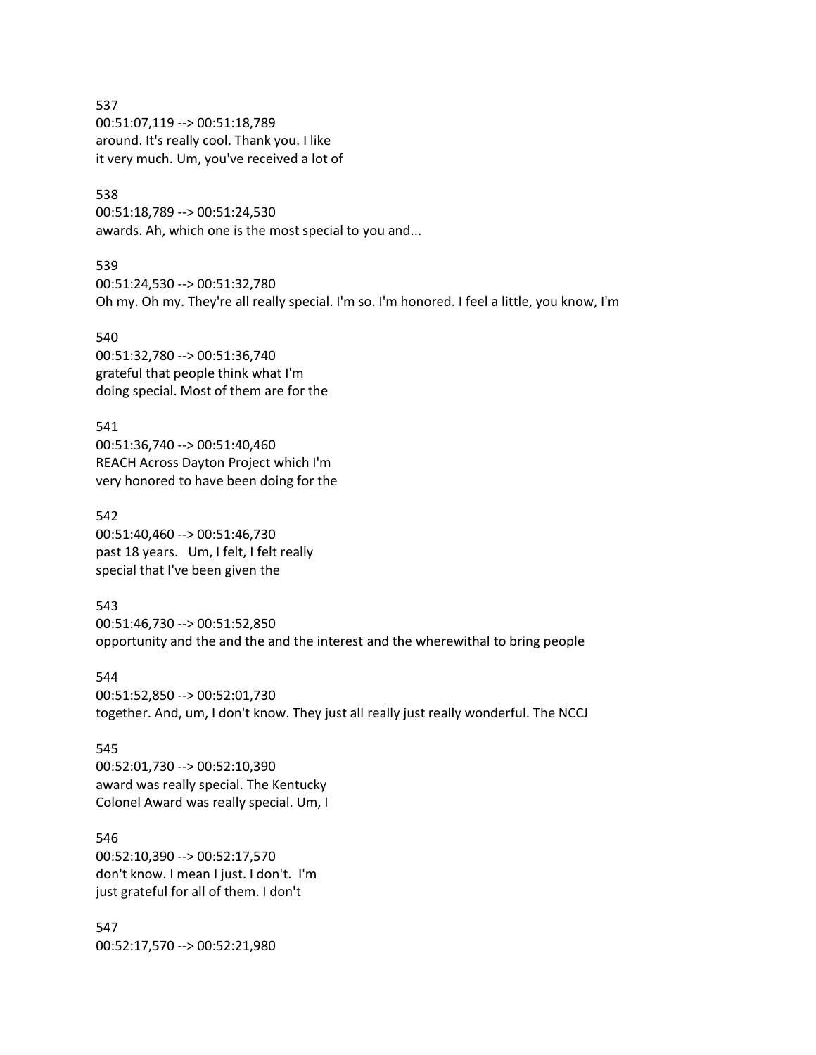537
00:51:07,119 --> 00:51:18,789
around. It's really cool. Thank you. I like
it very much. Um, you've received a lot of

538
00:51:18,789 --> 00:51:24,530
awards. Ah, which one is the most special to you and...

539
00:51:24,530 --> 00:51:32,780
Oh my. Oh my. They're all really special. I'm so. I'm honored. I feel a little, you know, I'm

540
00:51:32,780 --> 00:51:36,740
grateful that people think what I'm
doing special. Most of them are for the

541
00:51:36,740 --> 00:51:40,460
REACH Across Dayton Project which I'm
very honored to have been doing for the

542
00:51:40,460 --> 00:51:46,730
past 18 years. Um, I felt, I felt really
special that I've been given the

543
00:51:46,730 --> 00:51:52,850
opportunity and the and the and the interest and the wherewithal to bring people

544
00:51:52,850 --> 00:52:01,730
together. And, um, I don't know. They just all really just really wonderful. The NCCJ

545
00:52:01,730 --> 00:52:10,390
award was really special. The Kentucky
Colonel Award was really special. Um, I

546
00:52:10,390 --> 00:52:17,570
don't know. I mean I just. I don't. I'm
just grateful for all of them. I don't

547
00:52:17,570 --> 00:52:21,980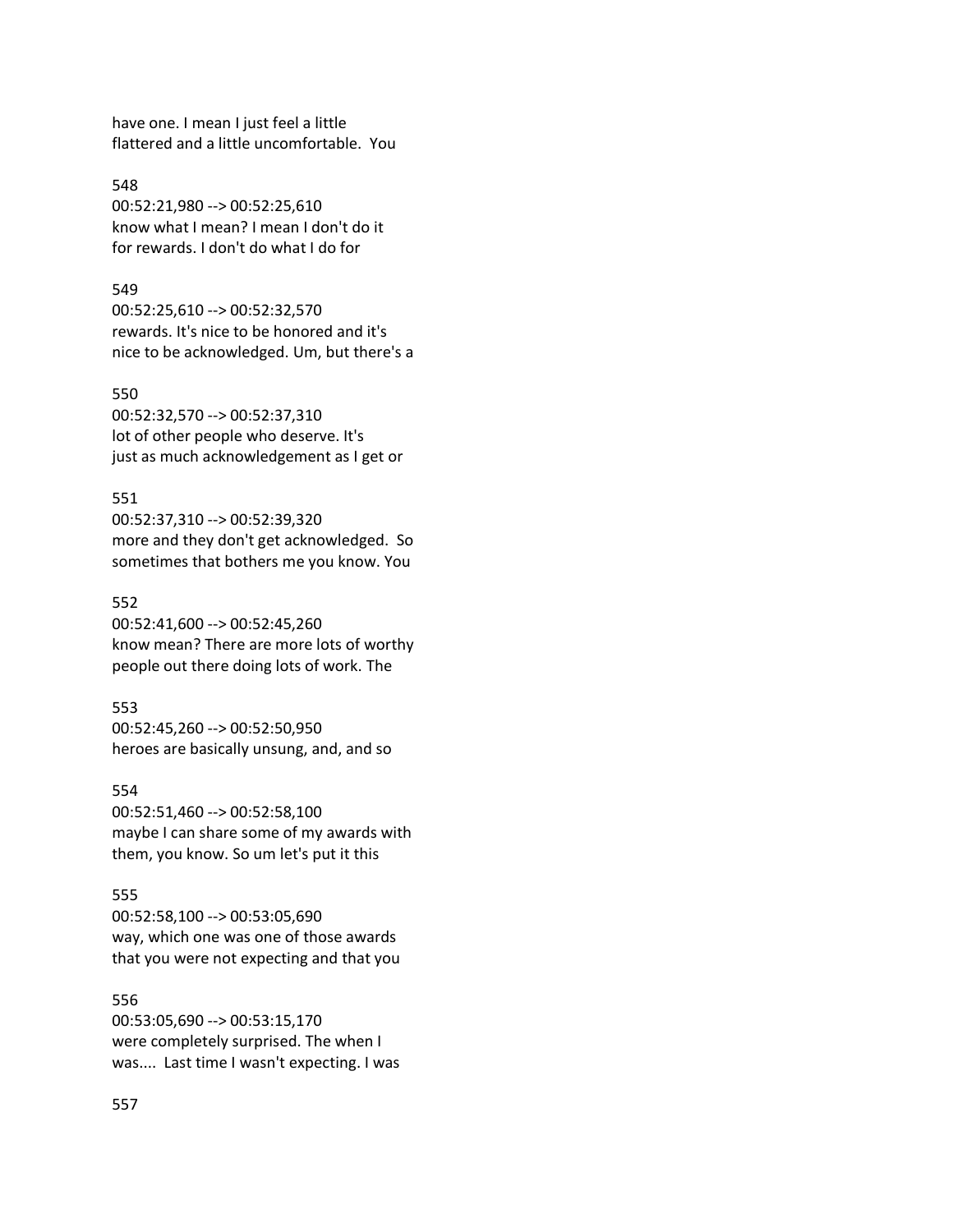have one. I mean I just feel a little
flattered and a little uncomfortable. You

548
00:52:21,980 --> 00:52:25,610
know what I mean? I mean I don't do it
for rewards. I don't do what I do for

549
00:52:25,610 --> 00:52:32,570
rewards. It's nice to be honored and it's
nice to be acknowledged. Um, but there's a

550
00:52:32,570 --> 00:52:37,310
lot of other people who deserve. It's
just as much acknowledgement as I get or

551
00:52:37,310 --> 00:52:39,320
more and they don't get acknowledged. So
sometimes that bothers me you know. You

552
00:52:41,600 --> 00:52:45,260
know mean? There are more lots of worthy
people out there doing lots of work. The

553
00:52:45,260 --> 00:52:50,950
heroes are basically unsung, and, and so

554
00:52:51,460 --> 00:52:58,100
maybe I can share some of my awards with
them, you know. So um let's put it this

555
00:52:58,100 --> 00:53:05,690
way, which one was one of those awards
that you were not expecting and that you

556
00:53:05,690 --> 00:53:15,170
were completely surprised. The when I
was.... Last time I wasn't expecting. I was

557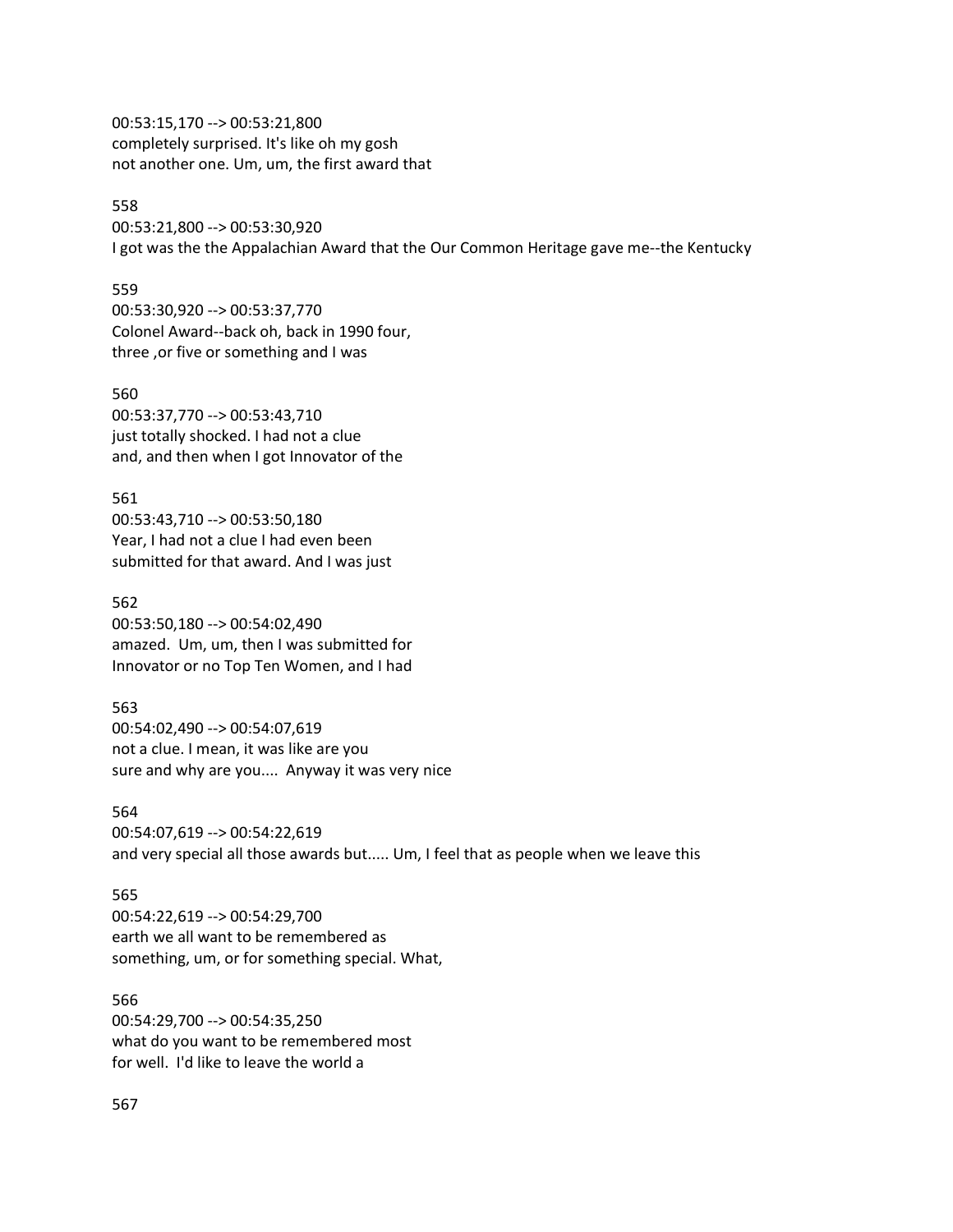00:53:15,170 --> 00:53:21,800
completely surprised. It's like oh my gosh
not another one. Um, um, the first award that

558
00:53:21,800 --> 00:53:30,920
I got was the the Appalachian Award that the Our Common Heritage gave me--the Kentucky

559
00:53:30,920 --> 00:53:37,770
Colonel Award--back oh, back in 1990 four,
three ,or five or something and I was

560
00:53:37,770 --> 00:53:43,710
just totally shocked. I had not a clue
and, and then when I got Innovator of the

561
00:53:43,710 --> 00:53:50,180
Year, I had not a clue I had even been
submitted for that award. And I was just

562
00:53:50,180 --> 00:54:02,490
amazed. Um, um, then I was submitted for
Innovator or no Top Ten Women, and I had

563
00:54:02,490 --> 00:54:07,619
not a clue. I mean, it was like are you
sure and why are you.... Anyway it was very nice

564
00:54:07,619 --> 00:54:22,619
and very special all those awards but..... Um, I feel that as people when we leave this

565
00:54:22,619 --> 00:54:29,700
earth we all want to be remembered as
something, um, or for something special. What,

566
00:54:29,700 --> 00:54:35,250
what do you want to be remembered most
for well. I'd like to leave the world a

567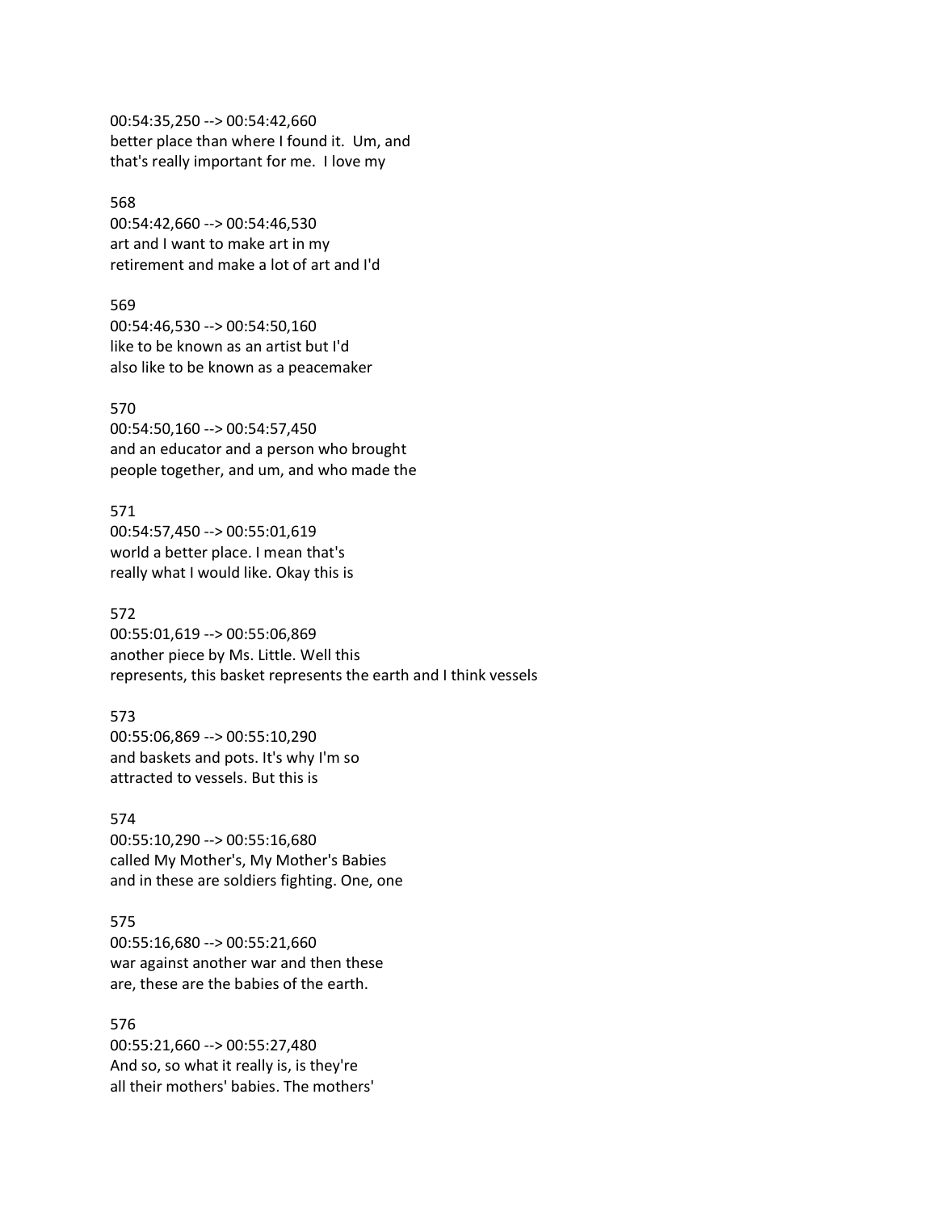00:54:35,250 --> 00:54:42,660
better place than where I found it.  Um, and
that's really important for me.  I love my

568
00:54:42,660 --> 00:54:46,530
art and I want to make art in my
retirement and make a lot of art and I'd

569
00:54:46,530 --> 00:54:50,160
like to be known as an artist but I'd
also like to be known as a peacemaker

570
00:54:50,160 --> 00:54:57,450
and an educator and a person who brought
people together, and um, and who made the

571
00:54:57,450 --> 00:55:01,619
world a better place. I mean that's
really what I would like. Okay this is

572
00:55:01,619 --> 00:55:06,869
another piece by Ms. Little. Well this
represents, this basket represents the earth and I think vessels

573
00:55:06,869 --> 00:55:10,290
and baskets and pots. It's why I'm so
attracted to vessels. But this is

574
00:55:10,290 --> 00:55:16,680
called My Mother's, My Mother's Babies
and in these are soldiers fighting. One, one

575
00:55:16,680 --> 00:55:21,660
war against another war and then these
are, these are the babies of the earth.

576
00:55:21,660 --> 00:55:27,480
And so, so what it really is, is they're
all their mothers' babies. The mothers'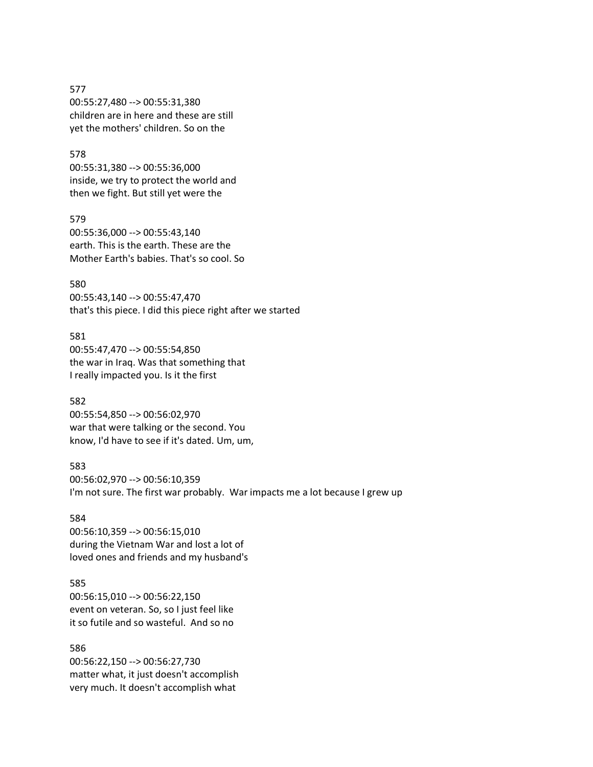577
00:55:27,480 --> 00:55:31,380
children are in here and these are still
yet the mothers' children. So on the

578
00:55:31,380 --> 00:55:36,000
inside, we try to protect the world and
then we fight. But still yet were the

579
00:55:36,000 --> 00:55:43,140
earth. This is the earth. These are the
Mother Earth's babies. That's so cool. So

580
00:55:43,140 --> 00:55:47,470
that's this piece. I did this piece right after we started

581
00:55:47,470 --> 00:55:54,850
the war in Iraq. Was that something that
I really impacted you. Is it the first

582
00:55:54,850 --> 00:56:02,970
war that were talking or the second. You
know, I'd have to see if it's dated. Um, um,

583
00:56:02,970 --> 00:56:10,359
I'm not sure. The first war probably.  War impacts me a lot because I grew up

584
00:56:10,359 --> 00:56:15,010
during the Vietnam War and lost a lot of
loved ones and friends and my husband's

585
00:56:15,010 --> 00:56:22,150
event on veteran. So, so I just feel like
it so futile and so wasteful.  And so no

586
00:56:22,150 --> 00:56:27,730
matter what, it just doesn't accomplish
very much. It doesn't accomplish what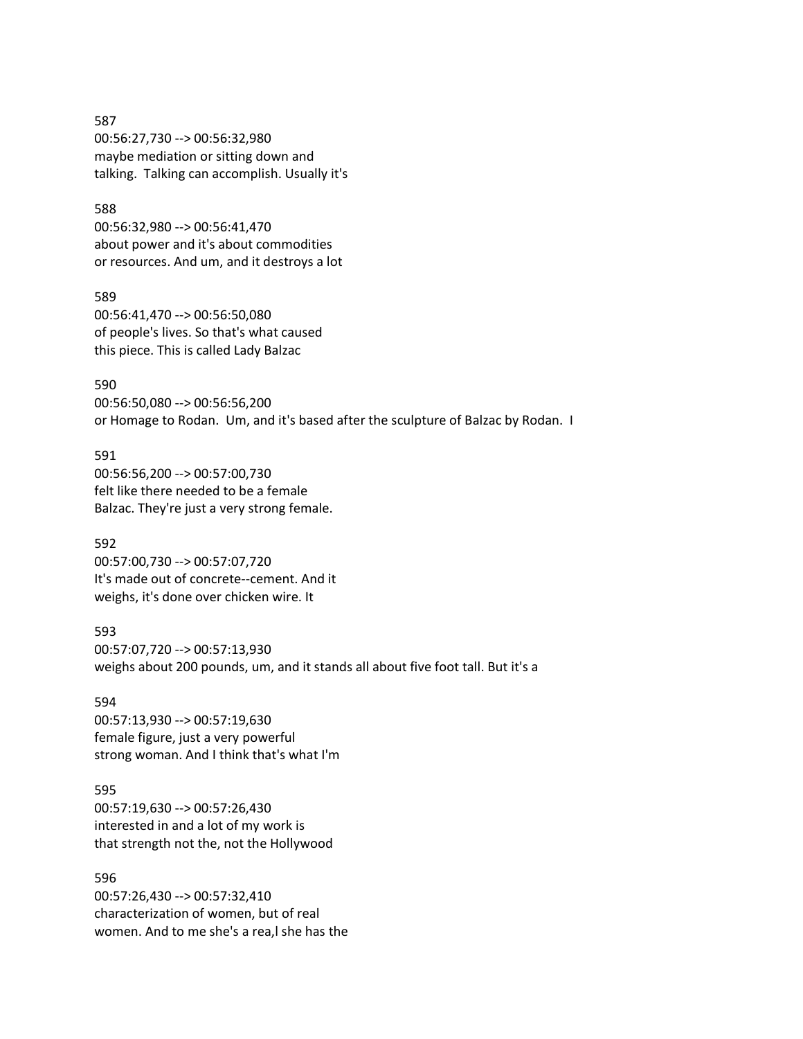587
00:56:27,730 --> 00:56:32,980
maybe mediation or sitting down and
talking.  Talking can accomplish. Usually it's

588
00:56:32,980 --> 00:56:41,470
about power and it's about commodities
or resources. And um, and it destroys a lot

589
00:56:41,470 --> 00:56:50,080
of people's lives. So that's what caused
this piece. This is called Lady Balzac

590
00:56:50,080 --> 00:56:56,200
or Homage to Rodan.  Um, and it's based after the sculpture of Balzac by Rodan.  I

591
00:56:56,200 --> 00:57:00,730
felt like there needed to be a female
Balzac. They're just a very strong female.

592
00:57:00,730 --> 00:57:07,720
It's made out of concrete--cement. And it
weighs, it's done over chicken wire. It

593
00:57:07,720 --> 00:57:13,930
weighs about 200 pounds, um, and it stands all about five foot tall. But it's a

594
00:57:13,930 --> 00:57:19,630
female figure, just a very powerful
strong woman. And I think that's what I'm

595
00:57:19,630 --> 00:57:26,430
interested in and a lot of my work is
that strength not the, not the Hollywood

596
00:57:26,430 --> 00:57:32,410
characterization of women, but of real
women. And to me she's a rea,l she has the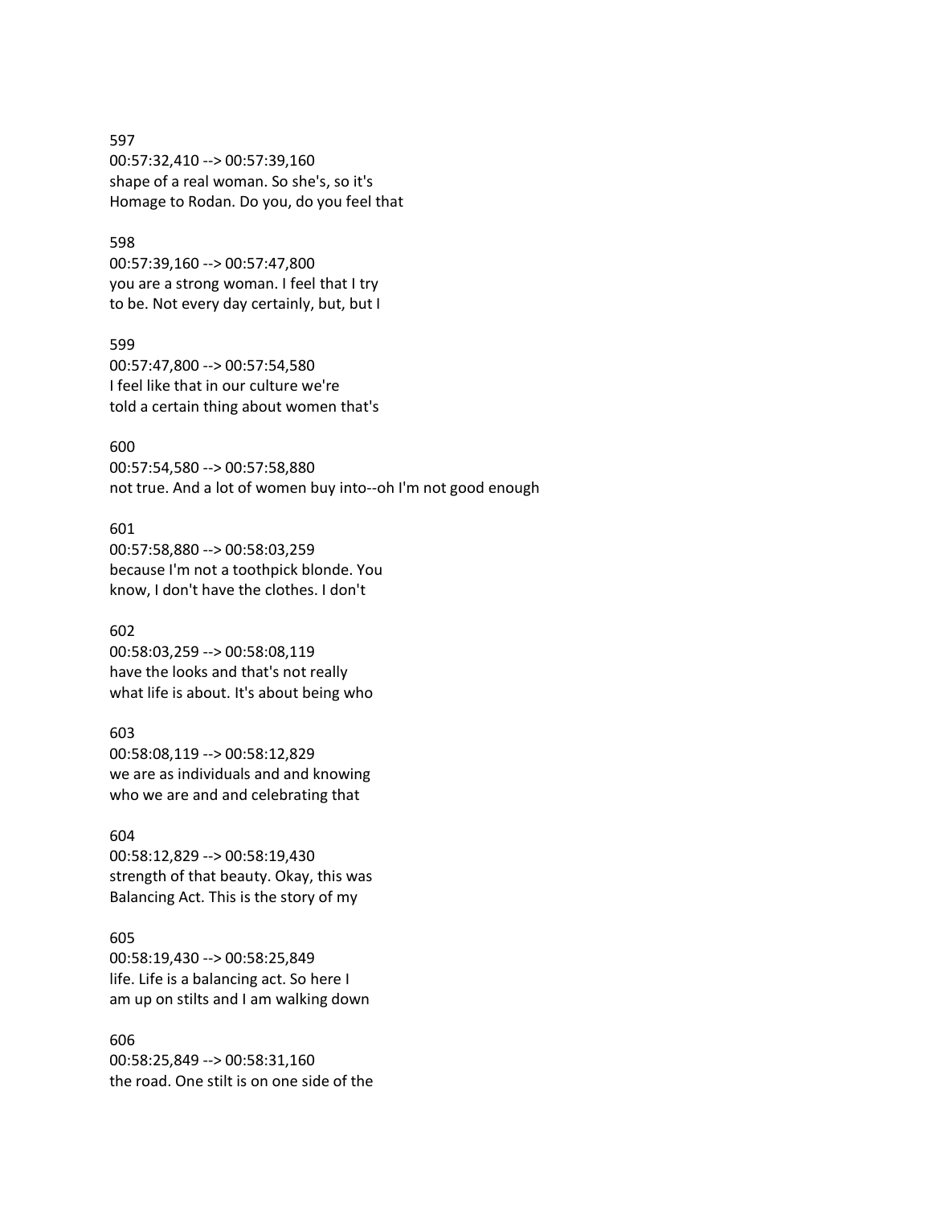597
00:57:32,410 --> 00:57:39,160
shape of a real woman. So she's, so it's
Homage to Rodan. Do you, do you feel that

598
00:57:39,160 --> 00:57:47,800
you are a strong woman. I feel that I try
to be. Not every day certainly, but, but I

599
00:57:47,800 --> 00:57:54,580
I feel like that in our culture we're
told a certain thing about women that's

600
00:57:54,580 --> 00:57:58,880
not true. And a lot of women buy into--oh I'm not good enough

601
00:57:58,880 --> 00:58:03,259
because I'm not a toothpick blonde. You
know, I don't have the clothes. I don't

602
00:58:03,259 --> 00:58:08,119
have the looks and that's not really
what life is about. It's about being who

603
00:58:08,119 --> 00:58:12,829
we are as individuals and and knowing
who we are and and celebrating that

604
00:58:12,829 --> 00:58:19,430
strength of that beauty. Okay, this was
Balancing Act. This is the story of my

605
00:58:19,430 --> 00:58:25,849
life. Life is a balancing act. So here I
am up on stilts and I am walking down

606
00:58:25,849 --> 00:58:31,160
the road. One stilt is on one side of the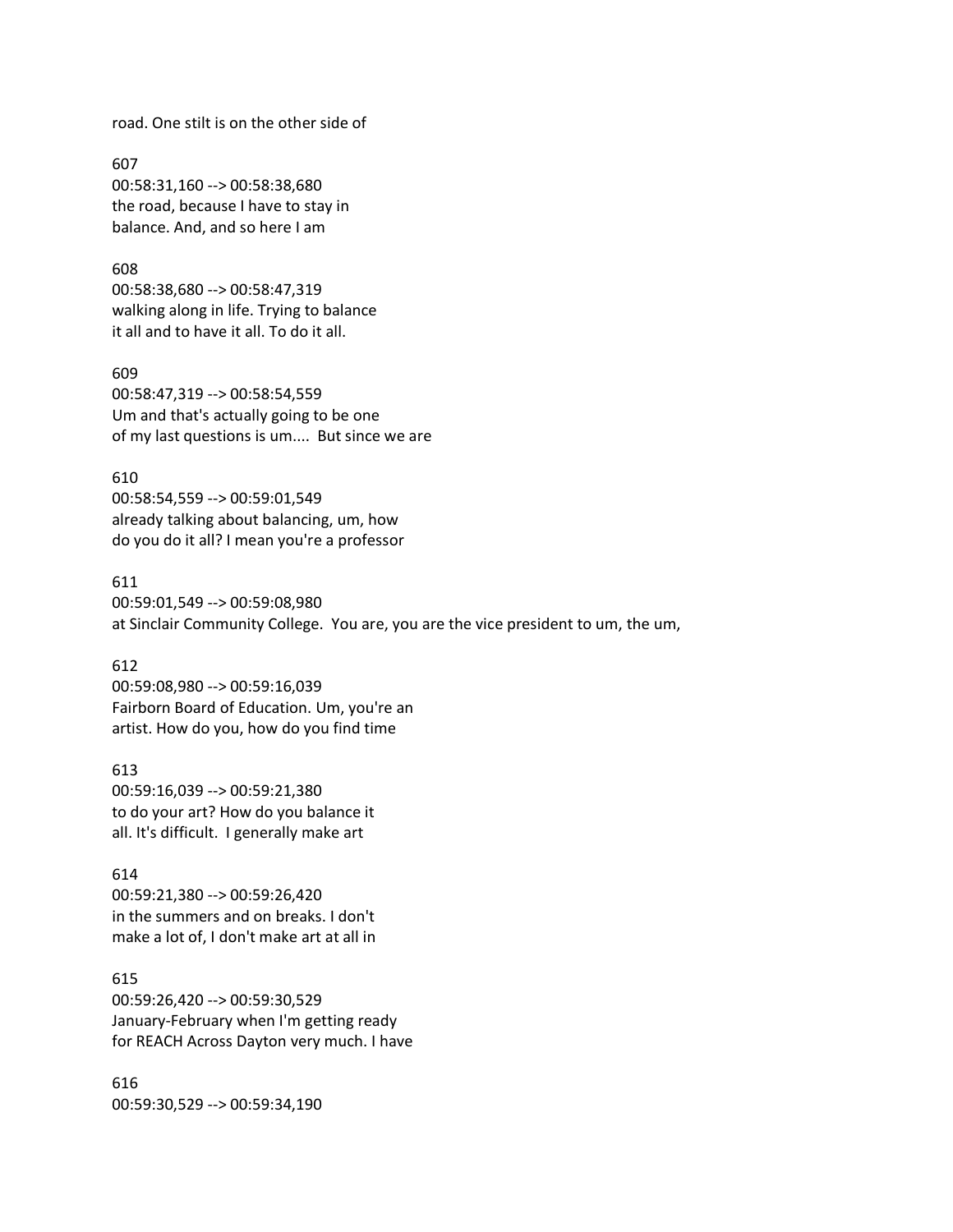road. One stilt is on the other side of

607
00:58:31,160 --> 00:58:38,680
the road, because I have to stay in
balance. And, and so here I am

608
00:58:38,680 --> 00:58:47,319
walking along in life. Trying to balance
it all and to have it all. To do it all.

609
00:58:47,319 --> 00:58:54,559
Um and that's actually going to be one
of my last questions is um.... But since we are

610
00:58:54,559 --> 00:59:01,549
already talking about balancing, um, how
do you do it all? I mean you're a professor

611
00:59:01,549 --> 00:59:08,980
at Sinclair Community College. You are, you are the vice president to um, the um,

612
00:59:08,980 --> 00:59:16,039
Fairborn Board of Education. Um, you're an
artist. How do you, how do you find time

613
00:59:16,039 --> 00:59:21,380
to do your art? How do you balance it
all. It's difficult. I generally make art

614
00:59:21,380 --> 00:59:26,420
in the summers and on breaks. I don't
make a lot of, I don't make art at all in

615
00:59:26,420 --> 00:59:30,529
January-February when I'm getting ready
for REACH Across Dayton very much. I have

616
00:59:30,529 --> 00:59:34,190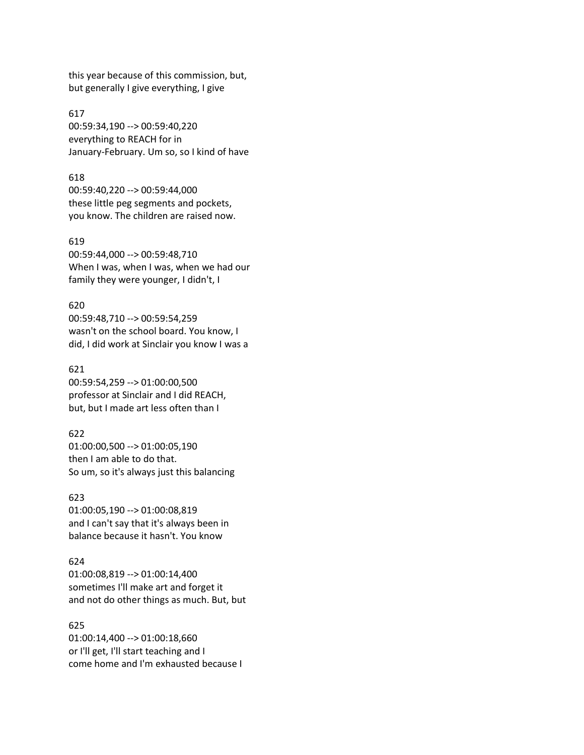this year because of this commission, but, but generally I give everything, I give

617
00:59:34,190 --> 00:59:40,220
everything to REACH for in January-February. Um so, so I kind of have

618
00:59:40,220 --> 00:59:44,000
these little peg segments and pockets, you know. The children are raised now.

619
00:59:44,000 --> 00:59:48,710
When I was, when I was, when we had our family they were younger, I didn't, I

620
00:59:48,710 --> 00:59:54,259
wasn't on the school board. You know, I did, I did work at Sinclair you know I was a

621
00:59:54,259 --> 01:00:00,500
professor at Sinclair and I did REACH, but, but I made art less often than I

622
01:00:00,500 --> 01:00:05,190
then I am able to do that.
So um, so it's always just this balancing

623
01:00:05,190 --> 01:00:08,819
and I can't say that it's always been in balance because it hasn't. You know

624
01:00:08,819 --> 01:00:14,400
sometimes I'll make art and forget it and not do other things as much. But, but

625
01:00:14,400 --> 01:00:18,660
or I'll get, I'll start teaching and I come home and I'm exhausted because I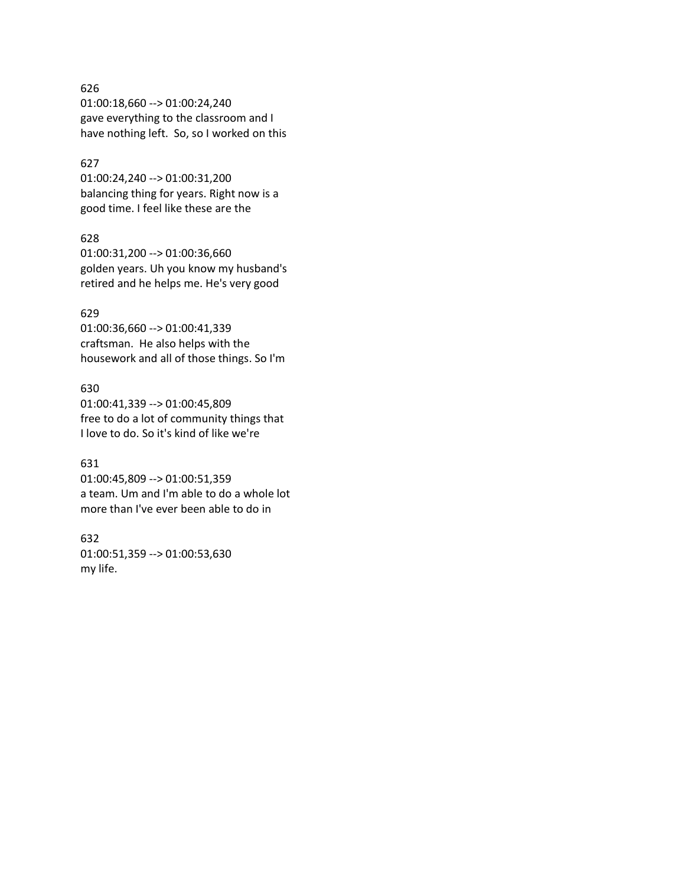626
01:00:18,660 --> 01:00:24,240
gave everything to the classroom and I
have nothing left.  So, so I worked on this

627
01:00:24,240 --> 01:00:31,200
balancing thing for years. Right now is a
good time. I feel like these are the

628
01:00:31,200 --> 01:00:36,660
golden years. Uh you know my husband's
retired and he helps me. He's very good

629
01:00:36,660 --> 01:00:41,339
craftsman.  He also helps with the
housework and all of those things. So I'm

630
01:00:41,339 --> 01:00:45,809
free to do a lot of community things that
I love to do. So it's kind of like we're

631
01:00:45,809 --> 01:00:51,359
a team. Um and I'm able to do a whole lot
more than I've ever been able to do in

632
01:00:51,359 --> 01:00:53,630
my life.